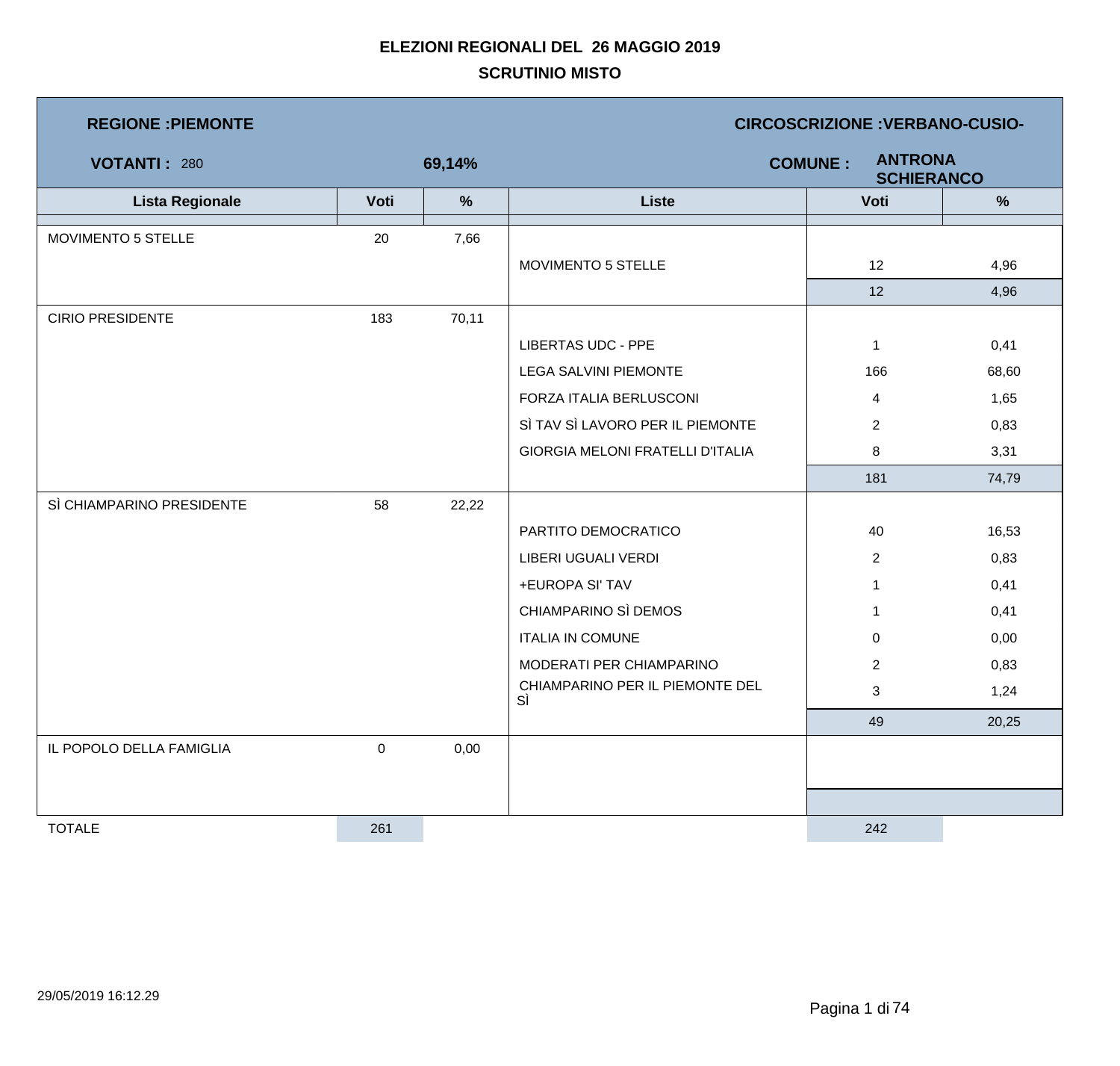# ELEZIONI REGIONALI DEL 26 MAGGIO 2019

## SCRUTINIO MISTO

**REGIONE :PIEMONTE** | **CIRCOSCRIZIONE :VERBANO-CUSIO-**

**VOTANTI :** 280 | **69,14%** | **COMUNE :** **ANTRONA SCHIERANCO**

| Lista Regionale | Voti | % | Liste | Voti | % |
|---|---|---|---|---|---|
| MOVIMENTO 5 STELLE | 20 | 7,66 | | | |
| | | | MOVIMENTO 5 STELLE | 12 | 4,96 |
| | | | | 12 | 4,96 |
| CIRIO PRESIDENTE | 183 | 70,11 | | | |
| | | | LIBERTAS UDC - PPE | 1 | 0,41 |
| | | | LEGA SALVINI PIEMONTE | 166 | 68,60 |
| | | | FORZA ITALIA BERLUSCONI | 4 | 1,65 |
| | | | SÌ TAV SÌ LAVORO PER IL PIEMONTE | 2 | 0,83 |
| | | | GIORGIA MELONI FRATELLI D'ITALIA | 8 | 3,31 |
| | | | | 181 | 74,79 |
| SÌ CHIAMPARINO PRESIDENTE | 58 | 22,22 | | | |
| | | | PARTITO DEMOCRATICO | 40 | 16,53 |
| | | | LIBERI UGUALI VERDI | 2 | 0,83 |
| | | | +EUROPA SI' TAV | 1 | 0,41 |
| | | | CHIAMPARINO SÌ DEMOS | 1 | 0,41 |
| | | | ITALIA IN COMUNE | 0 | 0,00 |
| | | | MODERATI PER CHIAMPARINO | 2 | 0,83 |
| | | | CHIAMPARINO PER IL PIEMONTE DEL SÌ | 3 | 1,24 |
| | | | | 49 | 20,25 |
| IL POPOLO DELLA FAMIGLIA | 0 | 0,00 | | | |
| TOTALE | 261 | | | 242 | |

29/05/2019 16:12.29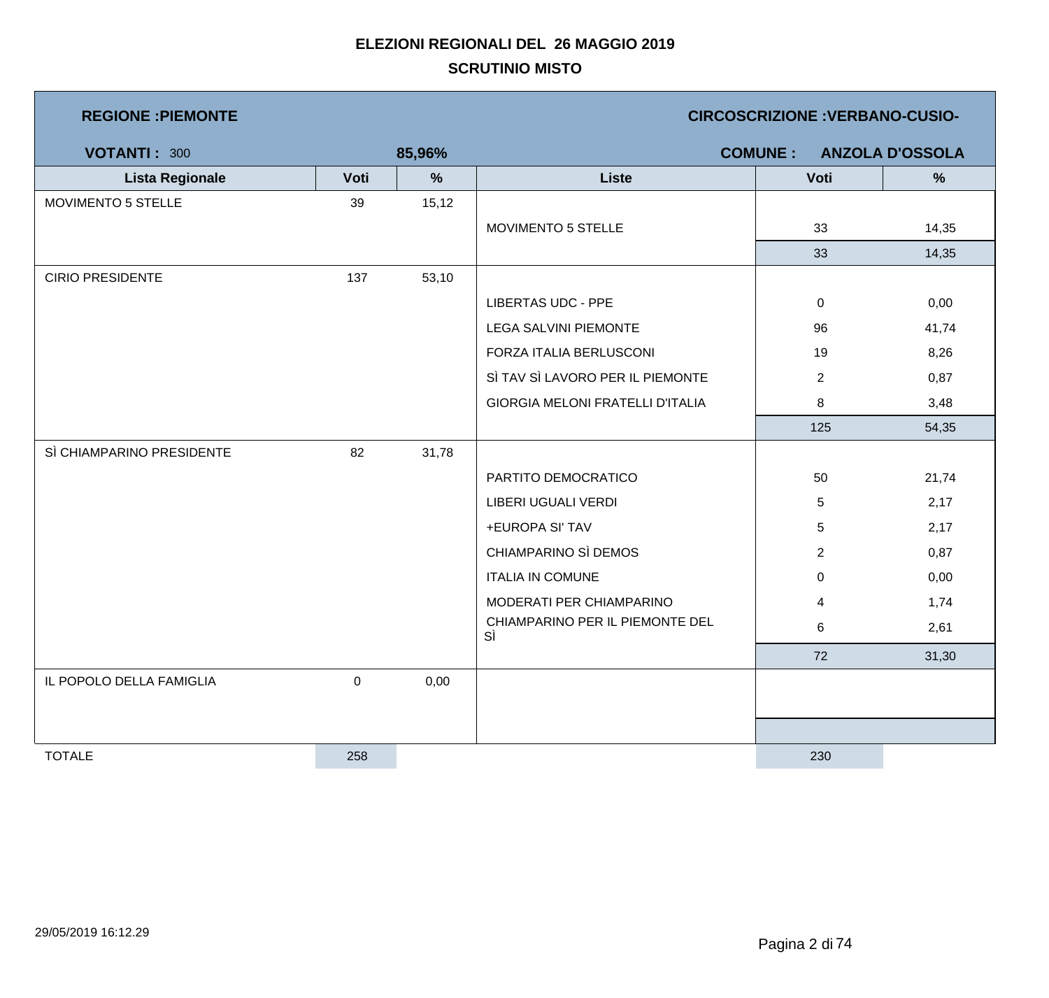# ELEZIONI REGIONALI DEL 26 MAGGIO 2019

## SCRUTINIO MISTO

**REGIONE :PIEMONTE** **CIRCOSCRIZIONE :VERBANO-CUSIO-**

**VOTANTI :** 300 **85,96%** **COMUNE : ANZOLA D'OSSOLA**

| Lista Regionale | Voti | % | Liste | Voti | % |
|---|---|---|---|---|---|
| MOVIMENTO 5 STELLE | 39 | 15,12 | | | |
| | | | MOVIMENTO 5 STELLE | 33 | 14,35 |
| | | | | 33 | 14,35 |
| CIRIO PRESIDENTE | 137 | 53,10 | | | |
| | | | LIBERTAS UDC - PPE | 0 | 0,00 |
| | | | LEGA SALVINI PIEMONTE | 96 | 41,74 |
| | | | FORZA ITALIA BERLUSCONI | 19 | 8,26 |
| | | | SÌ TAV SÌ LAVORO PER IL PIEMONTE | 2 | 0,87 |
| | | | GIORGIA MELONI FRATELLI D'ITALIA | 8 | 3,48 |
| | | | | 125 | 54,35 |
| SÌ CHIAMPARINO PRESIDENTE | 82 | 31,78 | | | |
| | | | PARTITO DEMOCRATICO | 50 | 21,74 |
| | | | LIBERI UGUALI VERDI | 5 | 2,17 |
| | | | +EUROPA SI' TAV | 5 | 2,17 |
| | | | CHIAMPARINO SÌ DEMOS | 2 | 0,87 |
| | | | ITALIA IN COMUNE | 0 | 0,00 |
| | | | MODERATI PER CHIAMPARINO | 4 | 1,74 |
| | | | CHIAMPARINO PER IL PIEMONTE DEL SÌ | 6 | 2,61 |
| | | | | 72 | 31,30 |
| IL POPOLO DELLA FAMIGLIA | 0 | 0,00 | | | |
| TOTALE | 258 | | | 230 | |

29/05/2019 16:12.29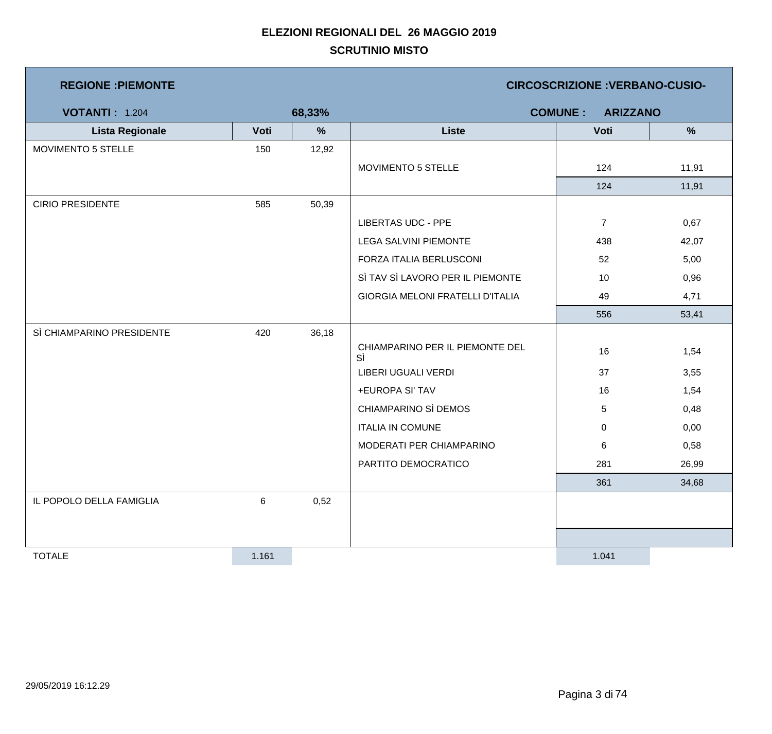# ELEZIONI REGIONALI DEL 26 MAGGIO 2019

## SCRUTINIO MISTO

**REGIONE :PIEMONTE** | **CIRCOSCRIZIONE :VERBANO-CUSIO-**

**VOTANTI :** 1.204 **68,33%** | **COMUNE : ARIZZANO**

| Lista Regionale | Voti | % | Liste | Voti | % |
|---|---|---|---|---|---|
| MOVIMENTO 5 STELLE | 150 | 12,92 | | | |
| | | | MOVIMENTO 5 STELLE | 124 | 11,91 |
| | | | | 124 | 11,91 |
| CIRIO PRESIDENTE | 585 | 50,39 | | | |
| | | | LIBERTAS UDC - PPE | 7 | 0,67 |
| | | | LEGA SALVINI PIEMONTE | 438 | 42,07 |
| | | | FORZA ITALIA BERLUSCONI | 52 | 5,00 |
| | | | SÌ TAV SÌ LAVORO PER IL PIEMONTE | 10 | 0,96 |
| | | | GIORGIA MELONI FRATELLI D'ITALIA | 49 | 4,71 |
| | | | | 556 | 53,41 |
| SÌ CHIAMPARINO PRESIDENTE | 420 | 36,18 | | | |
| | | | CHIAMPARINO PER IL PIEMONTE DEL SÌ | 16 | 1,54 |
| | | | LIBERI UGUALI VERDI | 37 | 3,55 |
| | | | +EUROPA SI' TAV | 16 | 1,54 |
| | | | CHIAMPARINO SÌ DEMOS | 5 | 0,48 |
| | | | ITALIA IN COMUNE | 0 | 0,00 |
| | | | MODERATI PER CHIAMPARINO | 6 | 0,58 |
| | | | PARTITO DEMOCRATICO | 281 | 26,99 |
| | | | | 361 | 34,68 |
| IL POPOLO DELLA FAMIGLIA | 6 | 0,52 | | | |
| TOTALE | 1.161 | | | 1.041 | |

29/05/2019 16:12.29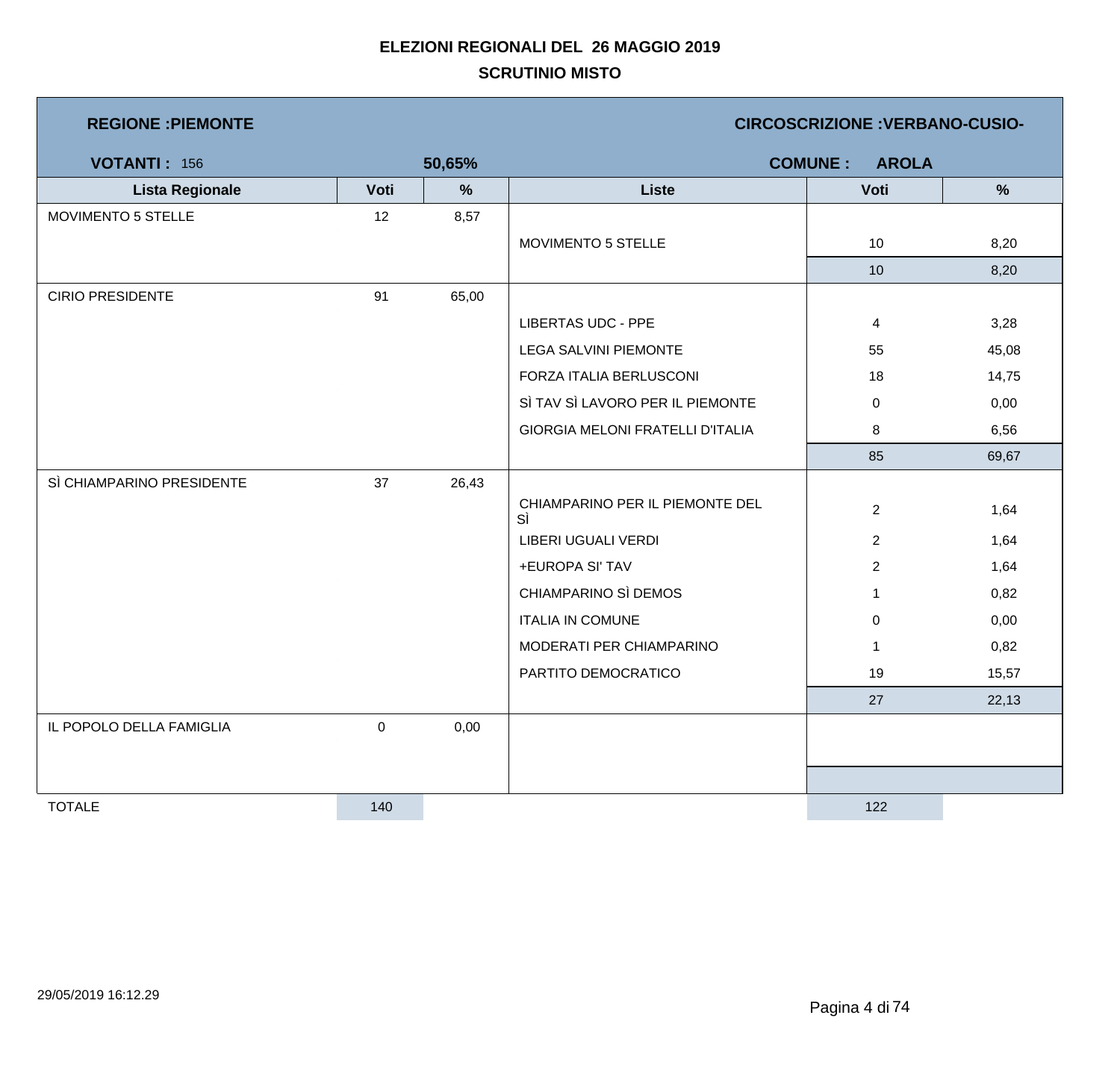# ELEZIONI REGIONALI DEL 26 MAGGIO 2019

## SCRUTINIO MISTO

**REGIONE :PIEMONTE** | **CIRCOSCRIZIONE :VERBANO-CUSIO-**

**VOTANTI :** 156 **50,65%** | **COMUNE : AROLA**

| Lista Regionale | Voti | % | Liste | Voti | % |
|---|---|---|---|---|---|
| MOVIMENTO 5 STELLE | 12 | 8,57 | | | |
| | | | MOVIMENTO 5 STELLE | 10 | 8,20 |
| | | | | 10 | 8,20 |
| CIRIO PRESIDENTE | 91 | 65,00 | | | |
| | | | LIBERTAS UDC - PPE | 4 | 3,28 |
| | | | LEGA SALVINI PIEMONTE | 55 | 45,08 |
| | | | FORZA ITALIA BERLUSCONI | 18 | 14,75 |
| | | | SÌ TAV SÌ LAVORO PER IL PIEMONTE | 0 | 0,00 |
| | | | GIORGIA MELONI FRATELLI D'ITALIA | 8 | 6,56 |
| | | | | 85 | 69,67 |
| SÌ CHIAMPARINO PRESIDENTE | 37 | 26,43 | | | |
| | | | CHIAMPARINO PER IL PIEMONTE DEL SÌ | 2 | 1,64 |
| | | | LIBERI UGUALI VERDI | 2 | 1,64 |
| | | | +EUROPA SI' TAV | 2 | 1,64 |
| | | | CHIAMPARINO SÌ DEMOS | 1 | 0,82 |
| | | | ITALIA IN COMUNE | 0 | 0,00 |
| | | | MODERATI PER CHIAMPARINO | 1 | 0,82 |
| | | | PARTITO DEMOCRATICO | 19 | 15,57 |
| | | | | 27 | 22,13 |
| IL POPOLO DELLA FAMIGLIA | 0 | 0,00 | | | |
| TOTALE | 140 | | | 122 | |

29/05/2019 16:12.29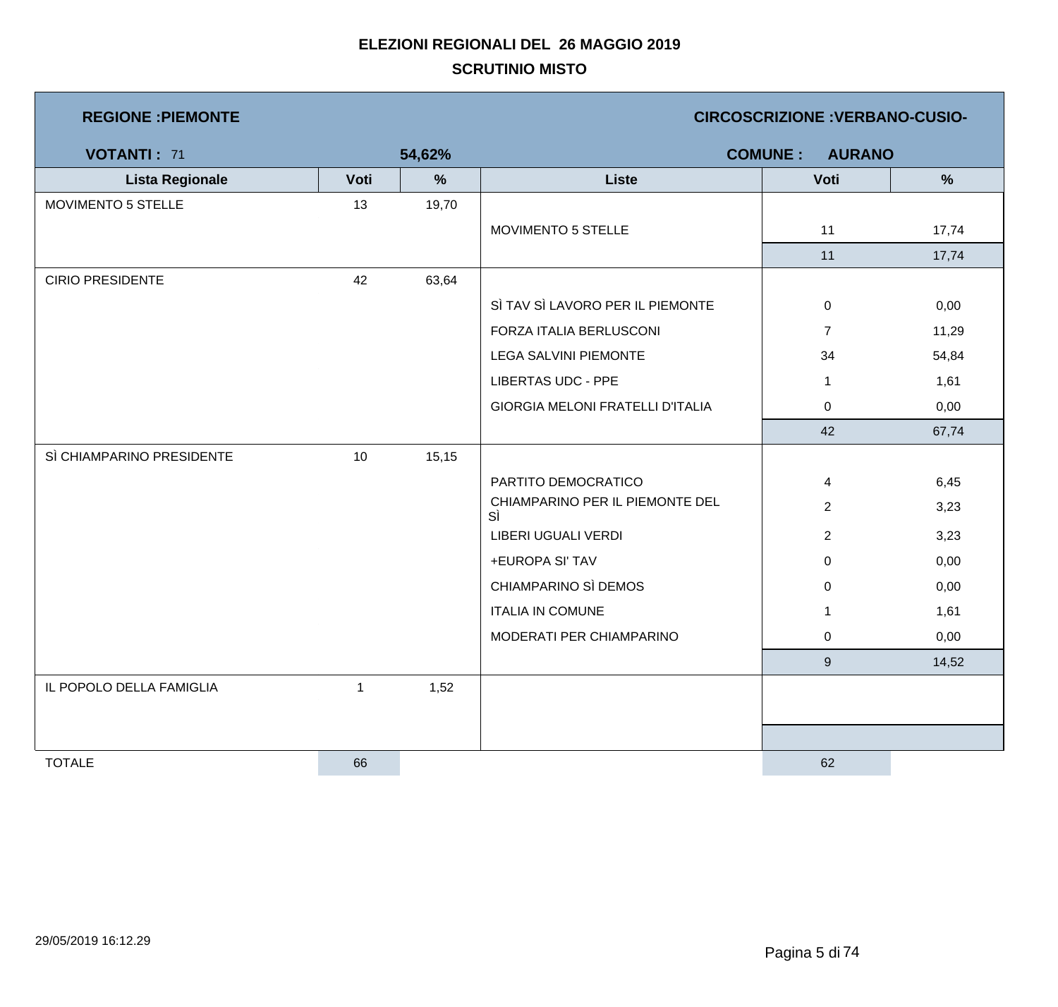# ELEZIONI REGIONALI DEL 26 MAGGIO 2019

## SCRUTINIO MISTO

**REGIONE :PIEMONTE** | **CIRCOSCRIZIONE :VERBANO-CUSIO-**

**VOTANTI :** 71 | **54,62%** | **COMUNE : AURANO**

| Lista Regionale | Voti | % | Liste | Voti | % |
|---|---|---|---|---|---|
| MOVIMENTO 5 STELLE | 13 | 19,70 | | | |
| | | | MOVIMENTO 5 STELLE | 11 | 17,74 |
| | | | | 11 | 17,74 |
| CIRIO PRESIDENTE | 42 | 63,64 | | | |
| | | | SÌ TAV SÌ LAVORO PER IL PIEMONTE | 0 | 0,00 |
| | | | FORZA ITALIA BERLUSCONI | 7 | 11,29 |
| | | | LEGA SALVINI PIEMONTE | 34 | 54,84 |
| | | | LIBERTAS UDC - PPE | 1 | 1,61 |
| | | | GIORGIA MELONI FRATELLI D'ITALIA | 0 | 0,00 |
| | | | | 42 | 67,74 |
| SÌ CHIAMPARINO PRESIDENTE | 10 | 15,15 | | | |
| | | | PARTITO DEMOCRATICO | 4 | 6,45 |
| | | | CHIAMPARINO PER IL PIEMONTE DEL SÌ | 2 | 3,23 |
| | | | LIBERI UGUALI VERDI | 2 | 3,23 |
| | | | +EUROPA SI' TAV | 0 | 0,00 |
| | | | CHIAMPARINO SÌ DEMOS | 0 | 0,00 |
| | | | ITALIA IN COMUNE | 1 | 1,61 |
| | | | MODERATI PER CHIAMPARINO | 0 | 0,00 |
| | | | | 9 | 14,52 |
| IL POPOLO DELLA FAMIGLIA | 1 | 1,52 | | | |
| TOTALE | 66 | | | 62 | |

29/05/2019 16:12.29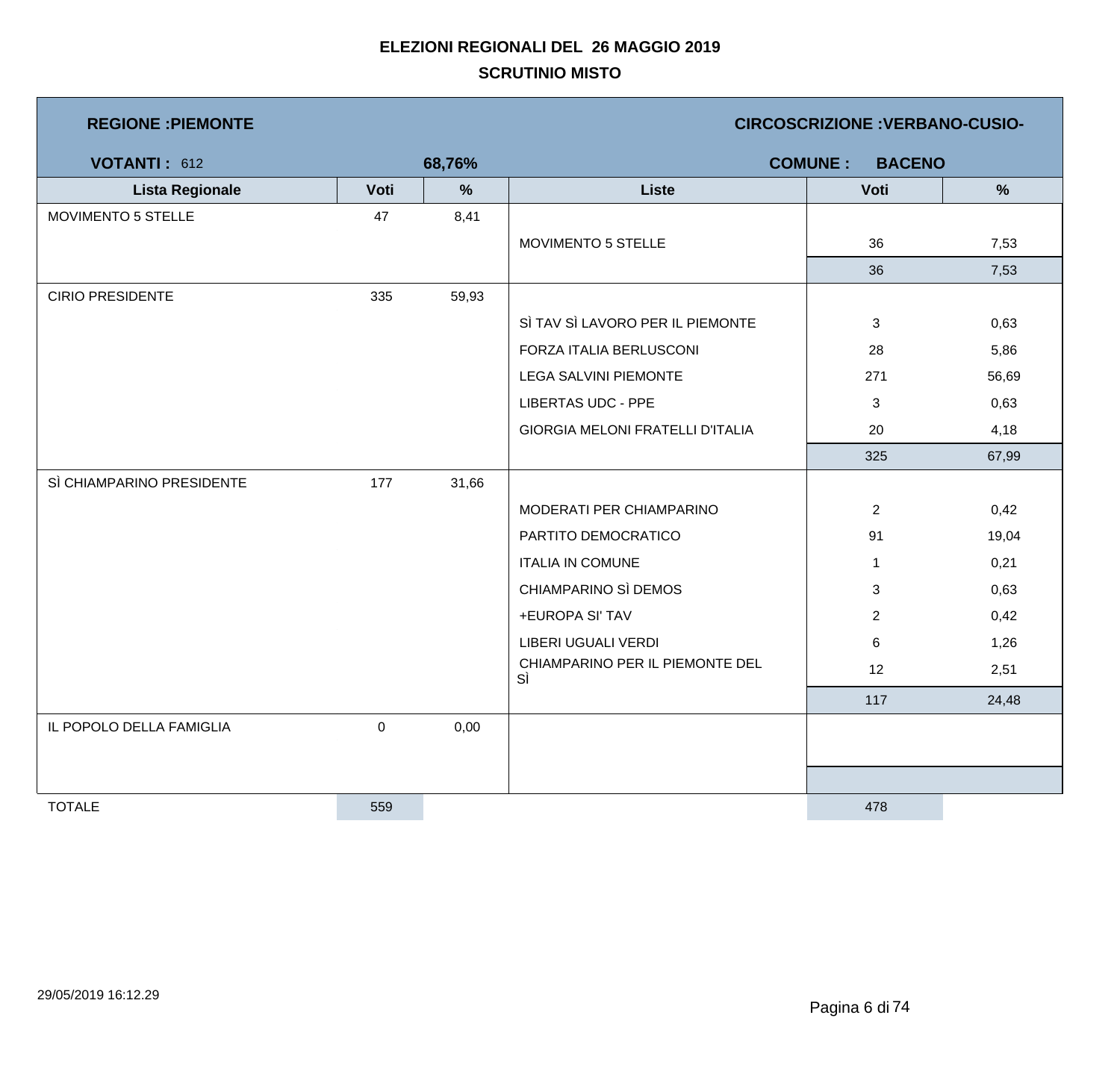# ELEZIONI REGIONALI DEL 26 MAGGIO 2019

## SCRUTINIO MISTO

**REGIONE :PIEMONTE** | **CIRCOSCRIZIONE :VERBANO-CUSIO-**

**VOTANTI :** 612 | **68,76%** | **COMUNE : BACENO**

| Lista Regionale | Voti | % | Liste | Voti | % |
|---|---|---|---|---|---|
| MOVIMENTO 5 STELLE | 47 | 8,41 | | | |
| | | | MOVIMENTO 5 STELLE | 36 | 7,53 |
| | | | | 36 | 7,53 |
| CIRIO PRESIDENTE | 335 | 59,93 | | | |
| | | | SÌ TAV SÌ LAVORO PER IL PIEMONTE | 3 | 0,63 |
| | | | FORZA ITALIA BERLUSCONI | 28 | 5,86 |
| | | | LEGA SALVINI PIEMONTE | 271 | 56,69 |
| | | | LIBERTAS UDC - PPE | 3 | 0,63 |
| | | | GIORGIA MELONI FRATELLI D'ITALIA | 20 | 4,18 |
| | | | | 325 | 67,99 |
| SÌ CHIAMPARINO PRESIDENTE | 177 | 31,66 | | | |
| | | | MODERATI PER CHIAMPARINO | 2 | 0,42 |
| | | | PARTITO DEMOCRATICO | 91 | 19,04 |
| | | | ITALIA IN COMUNE | 1 | 0,21 |
| | | | CHIAMPARINO SÌ DEMOS | 3 | 0,63 |
| | | | +EUROPA SI' TAV | 2 | 0,42 |
| | | | LIBERI UGUALI VERDI | 6 | 1,26 |
| | | | CHIAMPARINO PER IL PIEMONTE DEL SÌ | 12 | 2,51 |
| | | | | 117 | 24,48 |
| IL POPOLO DELLA FAMIGLIA | 0 | 0,00 | | | |
| TOTALE | 559 | | | 478 | |

29/05/2019 16:12.29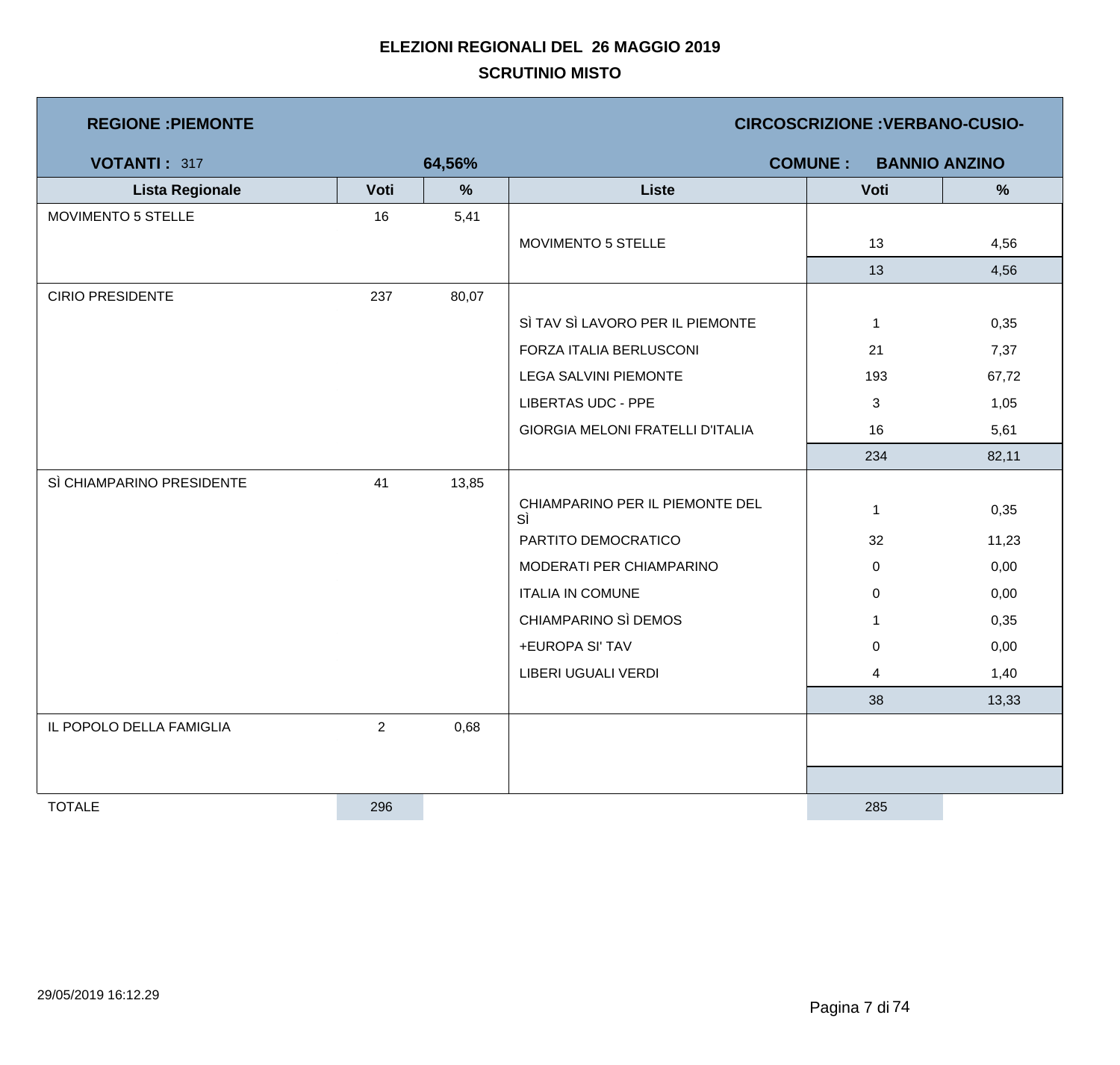# ELEZIONI REGIONALI DEL 26 MAGGIO 2019

## SCRUTINIO MISTO

**REGIONE :PIEMONTE** | **CIRCOSCRIZIONE :VERBANO-CUSIO-**

**VOTANTI :** 317 | **64,56%** | **COMUNE : BANNIO ANZINO**

| Lista Regionale | Voti | % | Liste | Voti | % |
|---|---|---|---|---|---|
| MOVIMENTO 5 STELLE | 16 | 5,41 | | | |
| | | | MOVIMENTO 5 STELLE | 13 | 4,56 |
| | | | | 13 | 4,56 |
| CIRIO PRESIDENTE | 237 | 80,07 | | | |
| | | | SÌ TAV SÌ LAVORO PER IL PIEMONTE | 1 | 0,35 |
| | | | FORZA ITALIA BERLUSCONI | 21 | 7,37 |
| | | | LEGA SALVINI PIEMONTE | 193 | 67,72 |
| | | | LIBERTAS UDC - PPE | 3 | 1,05 |
| | | | GIORGIA MELONI FRATELLI D'ITALIA | 16 | 5,61 |
| | | | | 234 | 82,11 |
| SÌ CHIAMPARINO PRESIDENTE | 41 | 13,85 | | | |
| | | | CHIAMPARINO PER IL PIEMONTE DEL SÌ | 1 | 0,35 |
| | | | PARTITO DEMOCRATICO | 32 | 11,23 |
| | | | MODERATI PER CHIAMPARINO | 0 | 0,00 |
| | | | ITALIA IN COMUNE | 0 | 0,00 |
| | | | CHIAMPARINO SÌ DEMOS | 1 | 0,35 |
| | | | +EUROPA SI' TAV | 0 | 0,00 |
| | | | LIBERI UGUALI VERDI | 4 | 1,40 |
| | | | | 38 | 13,33 |
| IL POPOLO DELLA FAMIGLIA | 2 | 0,68 | | | |
| TOTALE | 296 | | | 285 | |

29/05/2019 16:12.29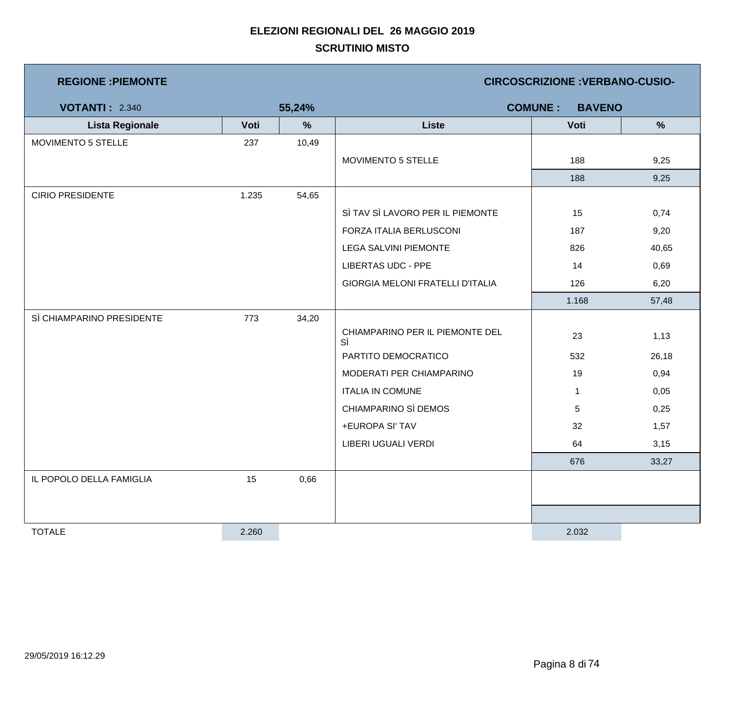# ELEZIONI REGIONALI DEL 26 MAGGIO 2019

## SCRUTINIO MISTO

**REGIONE :PIEMONTE** — **CIRCOSCRIZIONE :VERBANO-CUSIO-**

**VOTANTI :** 2.340 — **55,24%** — **COMUNE : BAVENO**

| Lista Regionale | Voti | % | Liste | Voti | % |
|---|---|---|---|---|---|
| MOVIMENTO 5 STELLE | 237 | 10,49 | | | |
| | | | MOVIMENTO 5 STELLE | 188 | 9,25 |
| | | | | 188 | 9,25 |
| CIRIO PRESIDENTE | 1.235 | 54,65 | | | |
| | | | SÌ TAV SÌ LAVORO PER IL PIEMONTE | 15 | 0,74 |
| | | | FORZA ITALIA BERLUSCONI | 187 | 9,20 |
| | | | LEGA SALVINI PIEMONTE | 826 | 40,65 |
| | | | LIBERTAS UDC - PPE | 14 | 0,69 |
| | | | GIORGIA MELONI FRATELLI D'ITALIA | 126 | 6,20 |
| | | | | 1.168 | 57,48 |
| SÌ CHIAMPARINO PRESIDENTE | 773 | 34,20 | | | |
| | | | CHIAMPARINO PER IL PIEMONTE DEL SÌ | 23 | 1,13 |
| | | | PARTITO DEMOCRATICO | 532 | 26,18 |
| | | | MODERATI PER CHIAMPARINO | 19 | 0,94 |
| | | | ITALIA IN COMUNE | 1 | 0,05 |
| | | | CHIAMPARINO SÌ DEMOS | 5 | 0,25 |
| | | | +EUROPA SI' TAV | 32 | 1,57 |
| | | | LIBERI UGUALI VERDI | 64 | 3,15 |
| | | | | 676 | 33,27 |
| IL POPOLO DELLA FAMIGLIA | 15 | 0,66 | | | |
| TOTALE | 2.260 | | | 2.032 | |

29/05/2019 16:12.29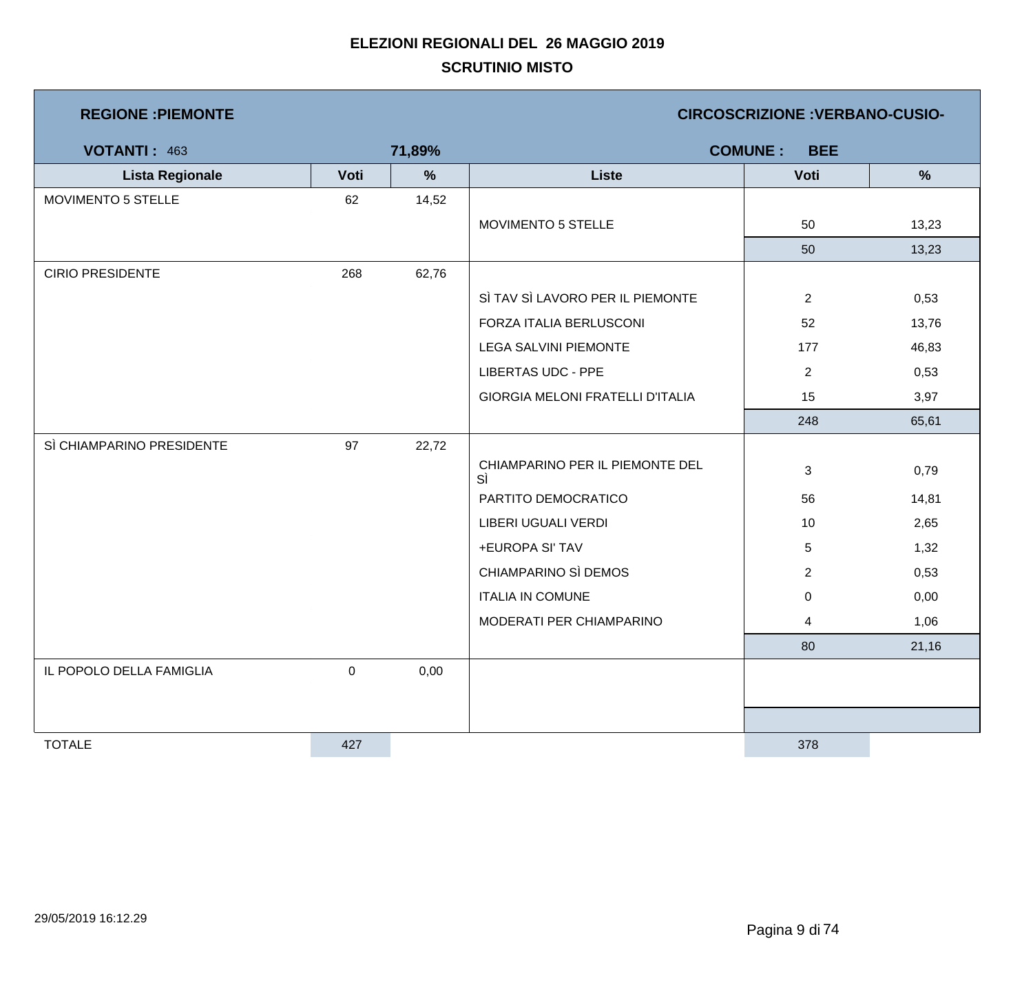# ELEZIONI REGIONALI DEL 26 MAGGIO 2019

## SCRUTINIO MISTO

**REGIONE :PIEMONTE** | **CIRCOSCRIZIONE :VERBANO-CUSIO-**

**VOTANTI :** 463 | **71,89%** | **COMUNE : BEE**

| Lista Regionale | Voti | % | Liste | Voti | % |
|---|---|---|---|---|---|
| MOVIMENTO 5 STELLE | 62 | 14,52 | | | |
| | | | MOVIMENTO 5 STELLE | 50 | 13,23 |
| | | | | 50 | 13,23 |
| CIRIO PRESIDENTE | 268 | 62,76 | | | |
| | | | SÌ TAV SÌ LAVORO PER IL PIEMONTE | 2 | 0,53 |
| | | | FORZA ITALIA BERLUSCONI | 52 | 13,76 |
| | | | LEGA SALVINI PIEMONTE | 177 | 46,83 |
| | | | LIBERTAS UDC - PPE | 2 | 0,53 |
| | | | GIORGIA MELONI FRATELLI D'ITALIA | 15 | 3,97 |
| | | | | 248 | 65,61 |
| SÌ CHIAMPARINO PRESIDENTE | 97 | 22,72 | | | |
| | | | CHIAMPARINO PER IL PIEMONTE DEL SÌ | 3 | 0,79 |
| | | | PARTITO DEMOCRATICO | 56 | 14,81 |
| | | | LIBERI UGUALI VERDI | 10 | 2,65 |
| | | | +EUROPA SI' TAV | 5 | 1,32 |
| | | | CHIAMPARINO SÌ DEMOS | 2 | 0,53 |
| | | | ITALIA IN COMUNE | 0 | 0,00 |
| | | | MODERATI PER CHIAMPARINO | 4 | 1,06 |
| | | | | 80 | 21,16 |
| IL POPOLO DELLA FAMIGLIA | 0 | 0,00 | | | |
| TOTALE | 427 | | | 378 | |

29/05/2019 16:12.29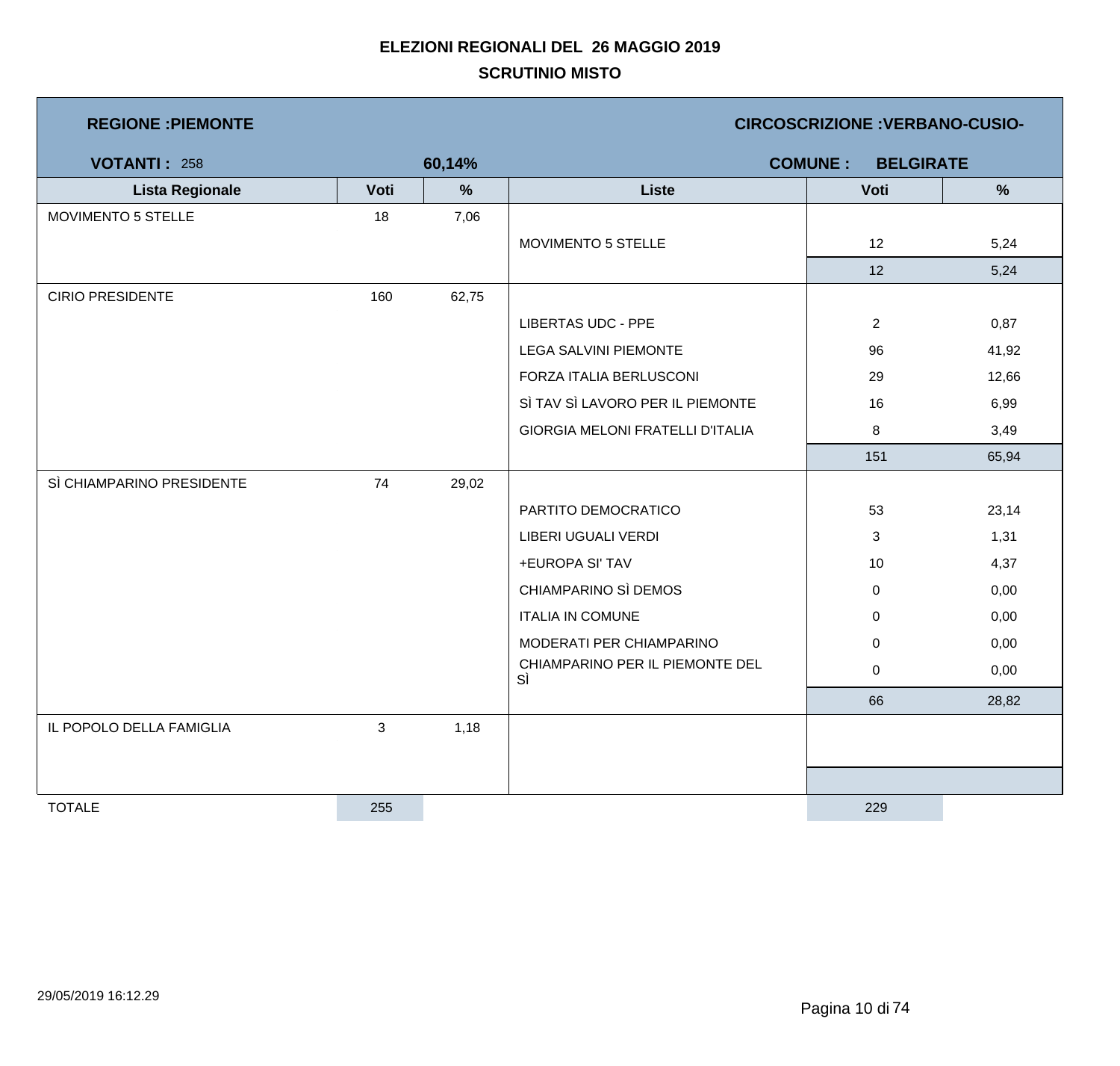# ELEZIONI REGIONALI DEL 26 MAGGIO 2019

## SCRUTINIO MISTO

**REGIONE :PIEMONTE** | **CIRCOSCRIZIONE :VERBANO-CUSIO-**

**VOTANTI :** 258 | **60,14%** | **COMUNE : BELGIRATE**

| Lista Regionale | Voti | % | Liste | Voti | % |
|---|---|---|---|---|---|
| MOVIMENTO 5 STELLE | 18 | 7,06 | | | |
| | | | MOVIMENTO 5 STELLE | 12 | 5,24 |
| | | | | 12 | 5,24 |
| CIRIO PRESIDENTE | 160 | 62,75 | | | |
| | | | LIBERTAS UDC - PPE | 2 | 0,87 |
| | | | LEGA SALVINI PIEMONTE | 96 | 41,92 |
| | | | FORZA ITALIA BERLUSCONI | 29 | 12,66 |
| | | | SÌ TAV SÌ LAVORO PER IL PIEMONTE | 16 | 6,99 |
| | | | GIORGIA MELONI FRATELLI D'ITALIA | 8 | 3,49 |
| | | | | 151 | 65,94 |
| SÌ CHIAMPARINO PRESIDENTE | 74 | 29,02 | | | |
| | | | PARTITO DEMOCRATICO | 53 | 23,14 |
| | | | LIBERI UGUALI VERDI | 3 | 1,31 |
| | | | +EUROPA SI' TAV | 10 | 4,37 |
| | | | CHIAMPARINO SÌ DEMOS | 0 | 0,00 |
| | | | ITALIA IN COMUNE | 0 | 0,00 |
| | | | MODERATI PER CHIAMPARINO | 0 | 0,00 |
| | | | CHIAMPARINO PER IL PIEMONTE DEL SÌ | 0 | 0,00 |
| | | | | 66 | 28,82 |
| IL POPOLO DELLA FAMIGLIA | 3 | 1,18 | | | |
| TOTALE | 255 | | | 229 | |

29/05/2019 16:12.29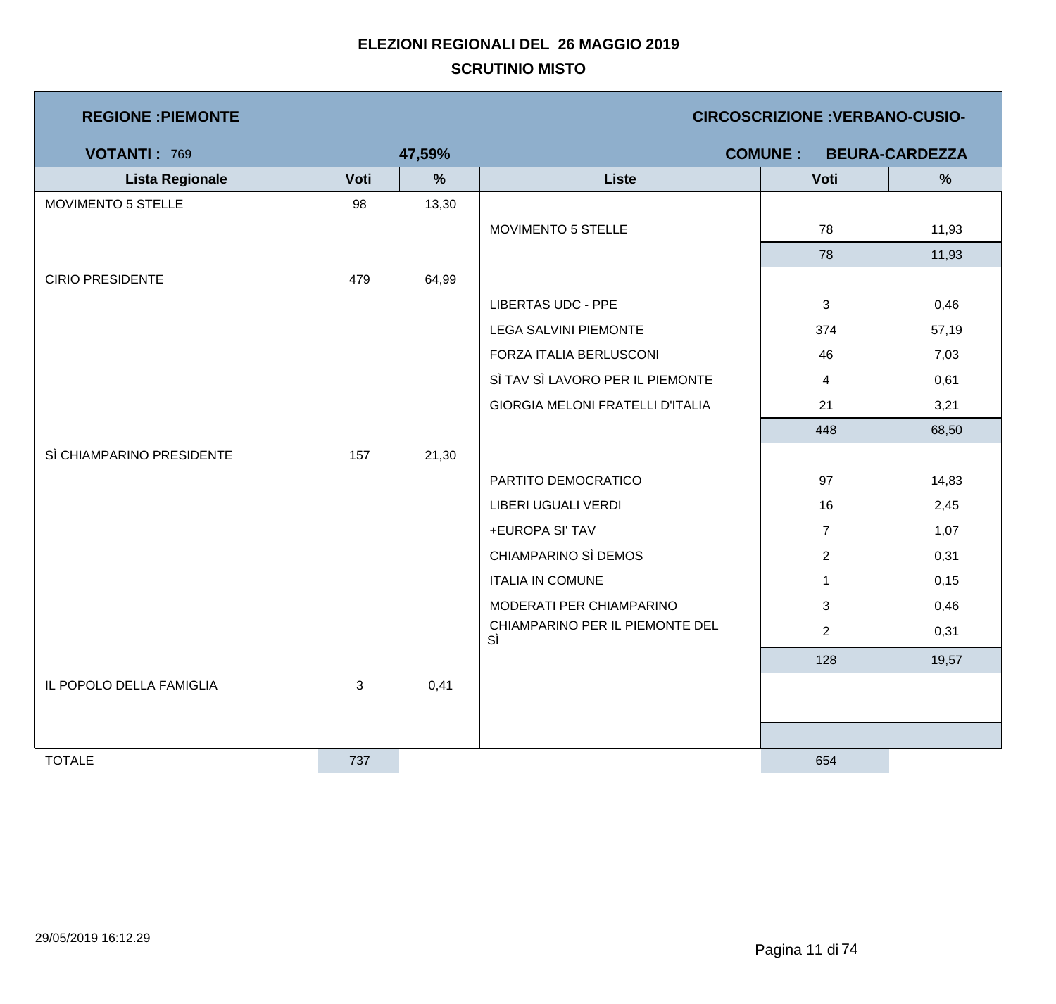# ELEZIONI REGIONALI DEL 26 MAGGIO 2019

## SCRUTINIO MISTO

**REGIONE :PIEMONTE** — **CIRCOSCRIZIONE :VERBANO-CUSIO-**

**VOTANTI :** 769 — **47,59%** — **COMUNE : BEURA-CARDEZZA**

| Lista Regionale | Voti | % | Liste | Voti | % |
|---|---|---|---|---|---|
| MOVIMENTO 5 STELLE | 98 | 13,30 | | | |
| | | | MOVIMENTO 5 STELLE | 78 | 11,93 |
| | | | | 78 | 11,93 |
| CIRIO PRESIDENTE | 479 | 64,99 | | | |
| | | | LIBERTAS UDC - PPE | 3 | 0,46 |
| | | | LEGA SALVINI PIEMONTE | 374 | 57,19 |
| | | | FORZA ITALIA BERLUSCONI | 46 | 7,03 |
| | | | SÌ TAV SÌ LAVORO PER IL PIEMONTE | 4 | 0,61 |
| | | | GIORGIA MELONI FRATELLI D'ITALIA | 21 | 3,21 |
| | | | | 448 | 68,50 |
| SÌ CHIAMPARINO PRESIDENTE | 157 | 21,30 | | | |
| | | | PARTITO DEMOCRATICO | 97 | 14,83 |
| | | | LIBERI UGUALI VERDI | 16 | 2,45 |
| | | | +EUROPA SI' TAV | 7 | 1,07 |
| | | | CHIAMPARINO SÌ DEMOS | 2 | 0,31 |
| | | | ITALIA IN COMUNE | 1 | 0,15 |
| | | | MODERATI PER CHIAMPARINO | 3 | 0,46 |
| | | | CHIAMPARINO PER IL PIEMONTE DEL SÌ | 2 | 0,31 |
| | | | | 128 | 19,57 |
| IL POPOLO DELLA FAMIGLIA | 3 | 0,41 | | | |
| TOTALE | 737 | | | 654 | |

29/05/2019 16:12.29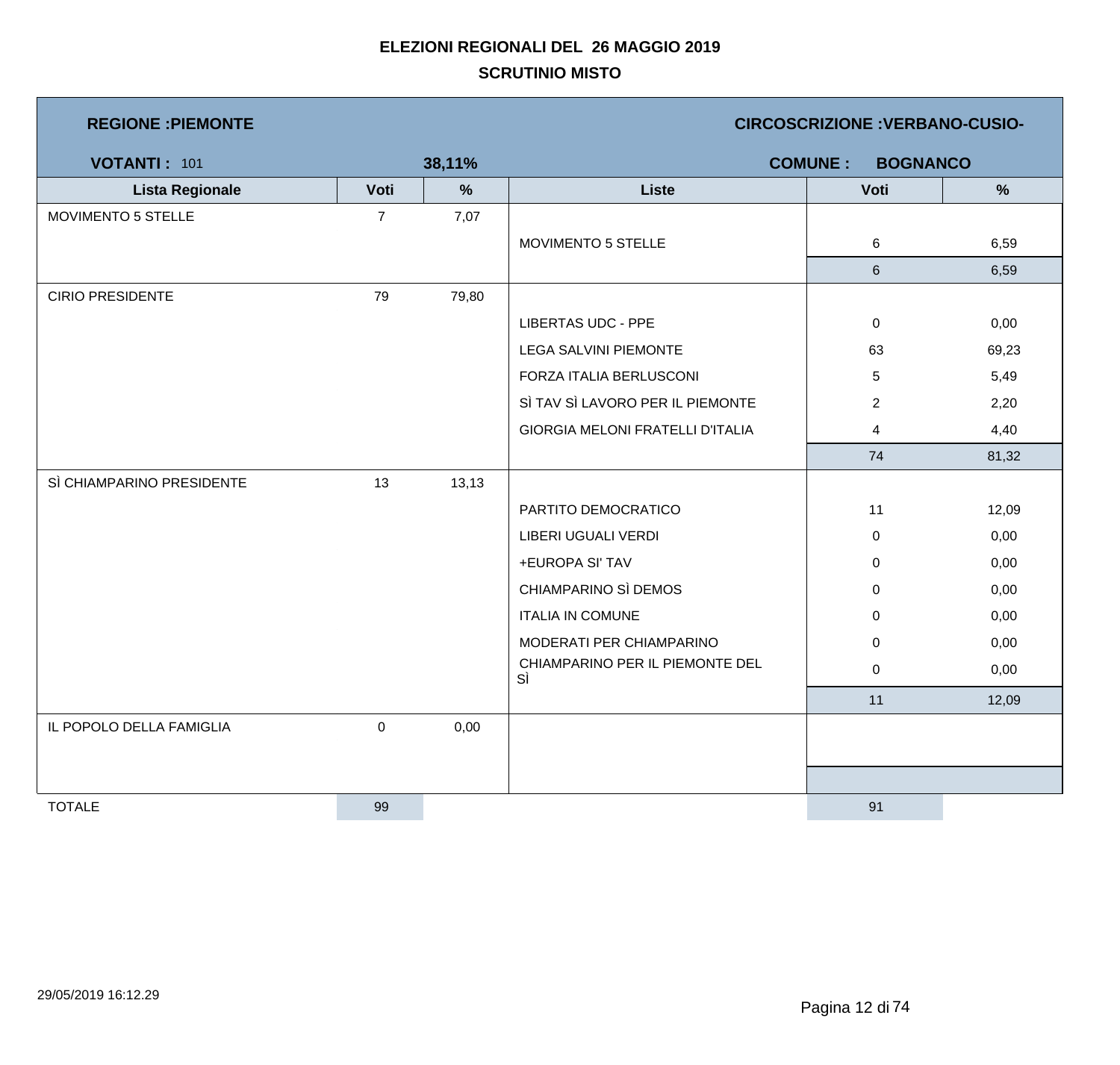# ELEZIONI REGIONALI DEL 26 MAGGIO 2019

## SCRUTINIO MISTO

**REGIONE :PIEMONTE** — **CIRCOSCRIZIONE :VERBANO-CUSIO-**

**VOTANTI :** 101 — **38,11%** — **COMUNE : BOGNANCO**

| Lista Regionale | Voti | % | Liste | Voti | % |
|---|---|---|---|---|---|
| MOVIMENTO 5 STELLE | 7 | 7,07 | | | |
| | | | MOVIMENTO 5 STELLE | 6 | 6,59 |
| | | | | 6 | 6,59 |
| CIRIO PRESIDENTE | 79 | 79,80 | | | |
| | | | LIBERTAS UDC - PPE | 0 | 0,00 |
| | | | LEGA SALVINI PIEMONTE | 63 | 69,23 |
| | | | FORZA ITALIA BERLUSCONI | 5 | 5,49 |
| | | | SÌ TAV SÌ LAVORO PER IL PIEMONTE | 2 | 2,20 |
| | | | GIORGIA MELONI FRATELLI D'ITALIA | 4 | 4,40 |
| | | | | 74 | 81,32 |
| SÌ CHIAMPARINO PRESIDENTE | 13 | 13,13 | | | |
| | | | PARTITO DEMOCRATICO | 11 | 12,09 |
| | | | LIBERI UGUALI VERDI | 0 | 0,00 |
| | | | +EUROPA SI' TAV | 0 | 0,00 |
| | | | CHIAMPARINO SÌ DEMOS | 0 | 0,00 |
| | | | ITALIA IN COMUNE | 0 | 0,00 |
| | | | MODERATI PER CHIAMPARINO | 0 | 0,00 |
| | | | CHIAMPARINO PER IL PIEMONTE DEL SÌ | 0 | 0,00 |
| | | | | 11 | 12,09 |
| IL POPOLO DELLA FAMIGLIA | 0 | 0,00 | | | |
| TOTALE | 99 | | | 91 | |

29/05/2019 16:12.29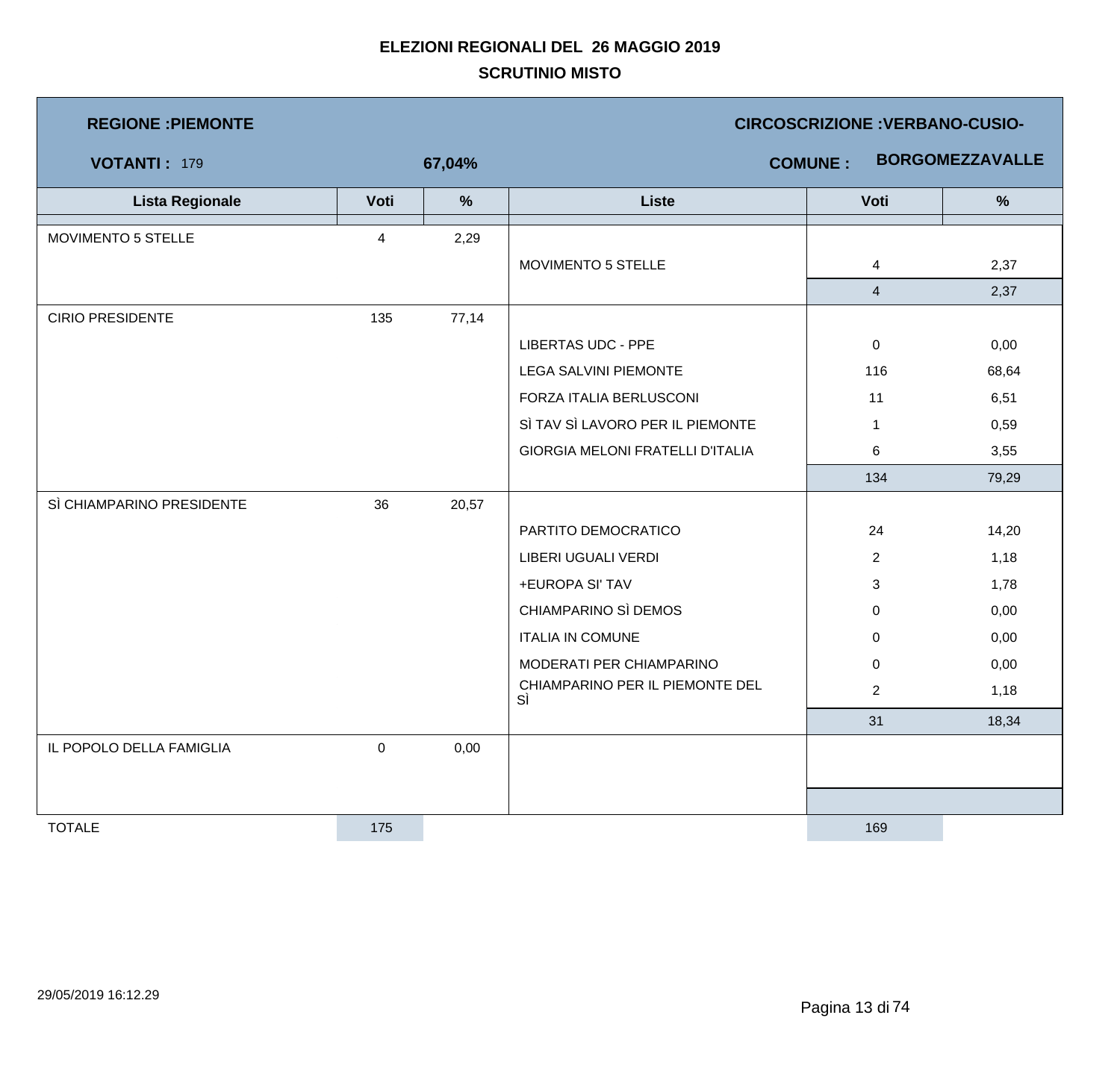# ELEZIONI REGIONALI DEL 26 MAGGIO 2019

## SCRUTINIO MISTO

**REGIONE :PIEMONTE** | **CIRCOSCRIZIONE :VERBANO-CUSIO-**

**VOTANTI :** 179 | **67,04%** | **COMUNE :** **BORGOMEZZAVALLE**

| Lista Regionale | Voti | % | Liste | Voti | % |
|---|---|---|---|---|---|
| MOVIMENTO 5 STELLE | 4 | 2,29 | | | |
| | | | MOVIMENTO 5 STELLE | 4 | 2,37 |
| | | | | 4 | 2,37 |
| CIRIO PRESIDENTE | 135 | 77,14 | | | |
| | | | LIBERTAS UDC - PPE | 0 | 0,00 |
| | | | LEGA SALVINI PIEMONTE | 116 | 68,64 |
| | | | FORZA ITALIA BERLUSCONI | 11 | 6,51 |
| | | | SÌ TAV SÌ LAVORO PER IL PIEMONTE | 1 | 0,59 |
| | | | GIORGIA MELONI FRATELLI D'ITALIA | 6 | 3,55 |
| | | | | 134 | 79,29 |
| SÌ CHIAMPARINO PRESIDENTE | 36 | 20,57 | | | |
| | | | PARTITO DEMOCRATICO | 24 | 14,20 |
| | | | LIBERI UGUALI VERDI | 2 | 1,18 |
| | | | +EUROPA SI' TAV | 3 | 1,78 |
| | | | CHIAMPARINO SÌ DEMOS | 0 | 0,00 |
| | | | ITALIA IN COMUNE | 0 | 0,00 |
| | | | MODERATI PER CHIAMPARINO | 0 | 0,00 |
| | | | CHIAMPARINO PER IL PIEMONTE DEL SÌ | 2 | 1,18 |
| | | | | 31 | 18,34 |
| IL POPOLO DELLA FAMIGLIA | 0 | 0,00 | | | |
| TOTALE | 175 | | | 169 | |

29/05/2019 16:12.29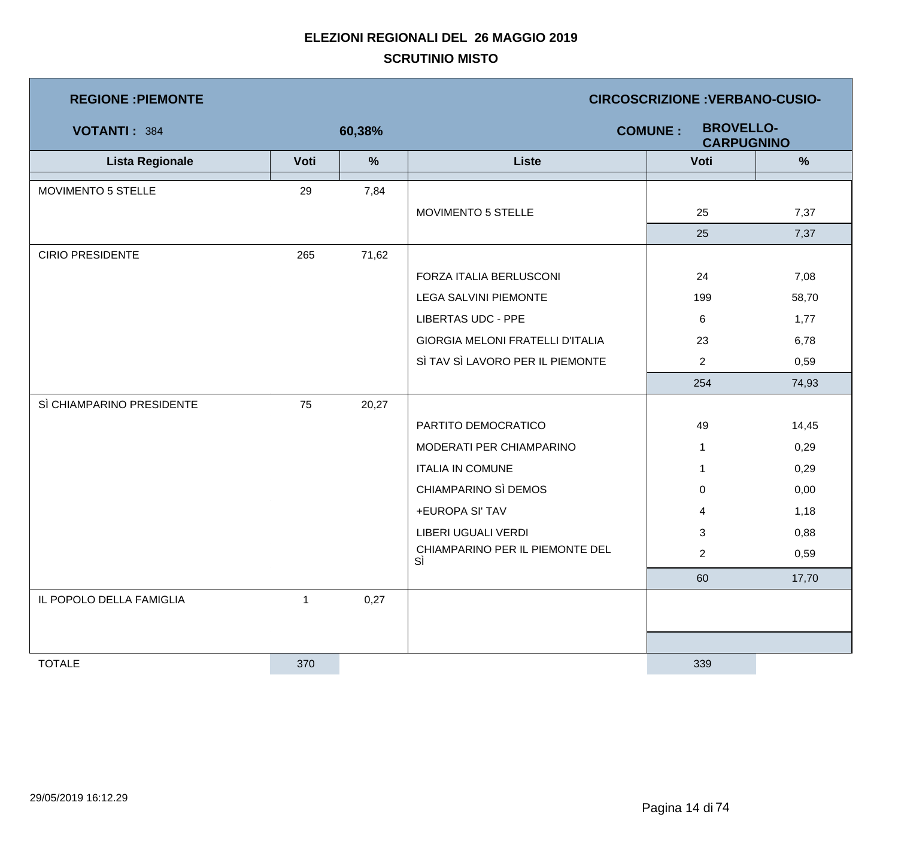# ELEZIONI REGIONALI DEL 26 MAGGIO 2019

## SCRUTINIO MISTO

**REGIONE :PIEMONTE** | **CIRCOSCRIZIONE :VERBANO-CUSIO-**

**VOTANTI :** 384 | **60,38%** | **COMUNE :** **BROVELLO-CARPUGNINO**

| Lista Regionale | Voti | % | Liste | Voti | % |
|---|---|---|---|---|---|
| MOVIMENTO 5 STELLE | 29 | 7,84 | | | |
| | | | MOVIMENTO 5 STELLE | 25 | 7,37 |
| | | | | 25 | 7,37 |
| CIRIO PRESIDENTE | 265 | 71,62 | | | |
| | | | FORZA ITALIA BERLUSCONI | 24 | 7,08 |
| | | | LEGA SALVINI PIEMONTE | 199 | 58,70 |
| | | | LIBERTAS UDC - PPE | 6 | 1,77 |
| | | | GIORGIA MELONI FRATELLI D'ITALIA | 23 | 6,78 |
| | | | SÌ TAV SÌ LAVORO PER IL PIEMONTE | 2 | 0,59 |
| | | | | 254 | 74,93 |
| SÌ CHIAMPARINO PRESIDENTE | 75 | 20,27 | | | |
| | | | PARTITO DEMOCRATICO | 49 | 14,45 |
| | | | MODERATI PER CHIAMPARINO | 1 | 0,29 |
| | | | ITALIA IN COMUNE | 1 | 0,29 |
| | | | CHIAMPARINO SÌ DEMOS | 0 | 0,00 |
| | | | +EUROPA SI' TAV | 4 | 1,18 |
| | | | LIBERI UGUALI VERDI | 3 | 0,88 |
| | | | CHIAMPARINO PER IL PIEMONTE DEL SÌ | 2 | 0,59 |
| | | | | 60 | 17,70 |
| IL POPOLO DELLA FAMIGLIA | 1 | 0,27 | | | |
| TOTALE | 370 | | | 339 | |

29/05/2019 16:12.29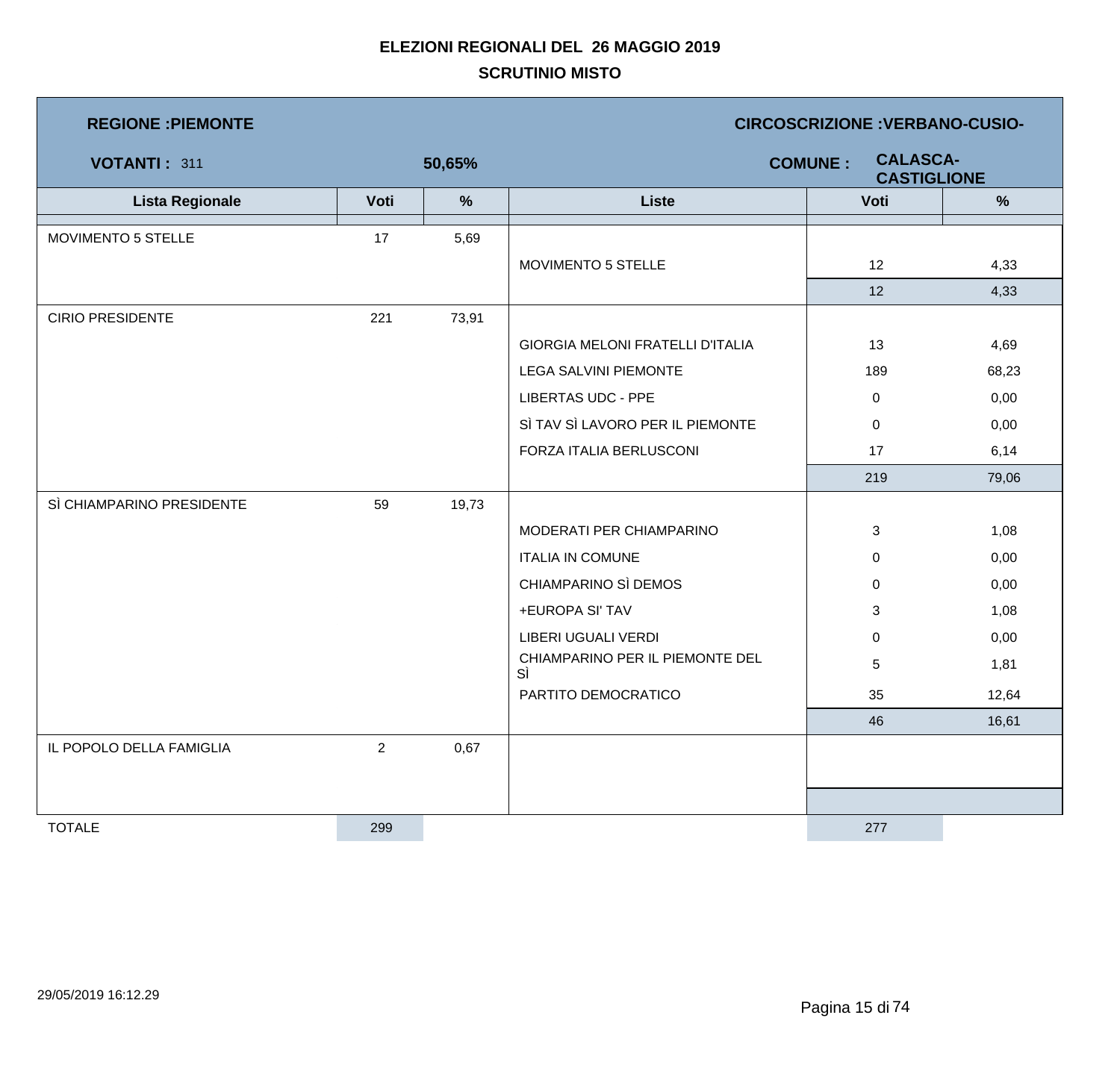**ELEZIONI REGIONALI DEL 26 MAGGIO 2019**

**SCRUTINIO MISTO**

**REGIONE :PIEMONTE** | **CIRCOSCRIZIONE :VERBANO-CUSIO-**

**VOTANTI :** 311 | **50,65%** | **COMUNE :** **CALASCA-CASTIGLIONE**

| Lista Regionale | Voti | % | Liste | Voti | % |
|---|---|---|---|---|---|
| MOVIMENTO 5 STELLE | 17 | 5,69 | | | |
| | | | MOVIMENTO 5 STELLE | 12 | 4,33 |
| | | | | 12 | 4,33 |
| CIRIO PRESIDENTE | 221 | 73,91 | | | |
| | | | GIORGIA MELONI FRATELLI D'ITALIA | 13 | 4,69 |
| | | | LEGA SALVINI PIEMONTE | 189 | 68,23 |
| | | | LIBERTAS UDC - PPE | 0 | 0,00 |
| | | | SÌ TAV SÌ LAVORO PER IL PIEMONTE | 0 | 0,00 |
| | | | FORZA ITALIA BERLUSCONI | 17 | 6,14 |
| | | | | 219 | 79,06 |
| SÌ CHIAMPARINO PRESIDENTE | 59 | 19,73 | | | |
| | | | MODERATI PER CHIAMPARINO | 3 | 1,08 |
| | | | ITALIA IN COMUNE | 0 | 0,00 |
| | | | CHIAMPARINO SÌ DEMOS | 0 | 0,00 |
| | | | +EUROPA SI' TAV | 3 | 1,08 |
| | | | LIBERI UGUALI VERDI | 0 | 0,00 |
| | | | CHIAMPARINO PER IL PIEMONTE DEL SÌ | 5 | 1,81 |
| | | | PARTITO DEMOCRATICO | 35 | 12,64 |
| | | | | 46 | 16,61 |
| IL POPOLO DELLA FAMIGLIA | 2 | 0,67 | | | |
| TOTALE | 299 | | | 277 | |

29/05/2019 16:12.29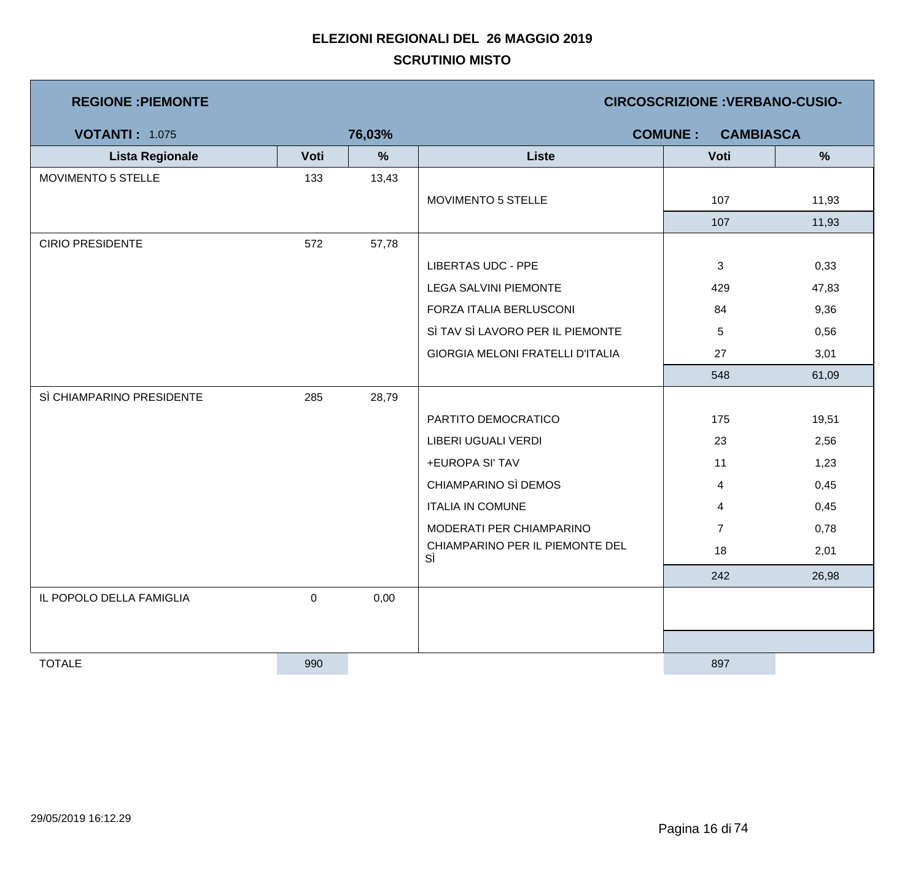# ELEZIONI REGIONALI DEL 26 MAGGIO 2019

## SCRUTINIO MISTO

**REGIONE :PIEMONTE** | **CIRCOSCRIZIONE :VERBANO-CUSIO-**

**VOTANTI :** 1.075 | **76,03%** | **COMUNE : CAMBIASCA**

| Lista Regionale | Voti | % | Liste | Voti | % |
|---|---|---|---|---|---|
| MOVIMENTO 5 STELLE | 133 | 13,43 | | | |
| | | | MOVIMENTO 5 STELLE | 107 | 11,93 |
| | | | | 107 | 11,93 |
| CIRIO PRESIDENTE | 572 | 57,78 | | | |
| | | | LIBERTAS UDC - PPE | 3 | 0,33 |
| | | | LEGA SALVINI PIEMONTE | 429 | 47,83 |
| | | | FORZA ITALIA BERLUSCONI | 84 | 9,36 |
| | | | SÌ TAV SÌ LAVORO PER IL PIEMONTE | 5 | 0,56 |
| | | | GIORGIA MELONI FRATELLI D'ITALIA | 27 | 3,01 |
| | | | | 548 | 61,09 |
| SÌ CHIAMPARINO PRESIDENTE | 285 | 28,79 | | | |
| | | | PARTITO DEMOCRATICO | 175 | 19,51 |
| | | | LIBERI UGUALI VERDI | 23 | 2,56 |
| | | | +EUROPA SI' TAV | 11 | 1,23 |
| | | | CHIAMPARINO SÌ DEMOS | 4 | 0,45 |
| | | | ITALIA IN COMUNE | 4 | 0,45 |
| | | | MODERATI PER CHIAMPARINO | 7 | 0,78 |
| | | | CHIAMPARINO PER IL PIEMONTE DEL SÌ | 18 | 2,01 |
| | | | | 242 | 26,98 |
| IL POPOLO DELLA FAMIGLIA | 0 | 0,00 | | | |
| TOTALE | 990 | | | 897 | |

29/05/2019 16:12.29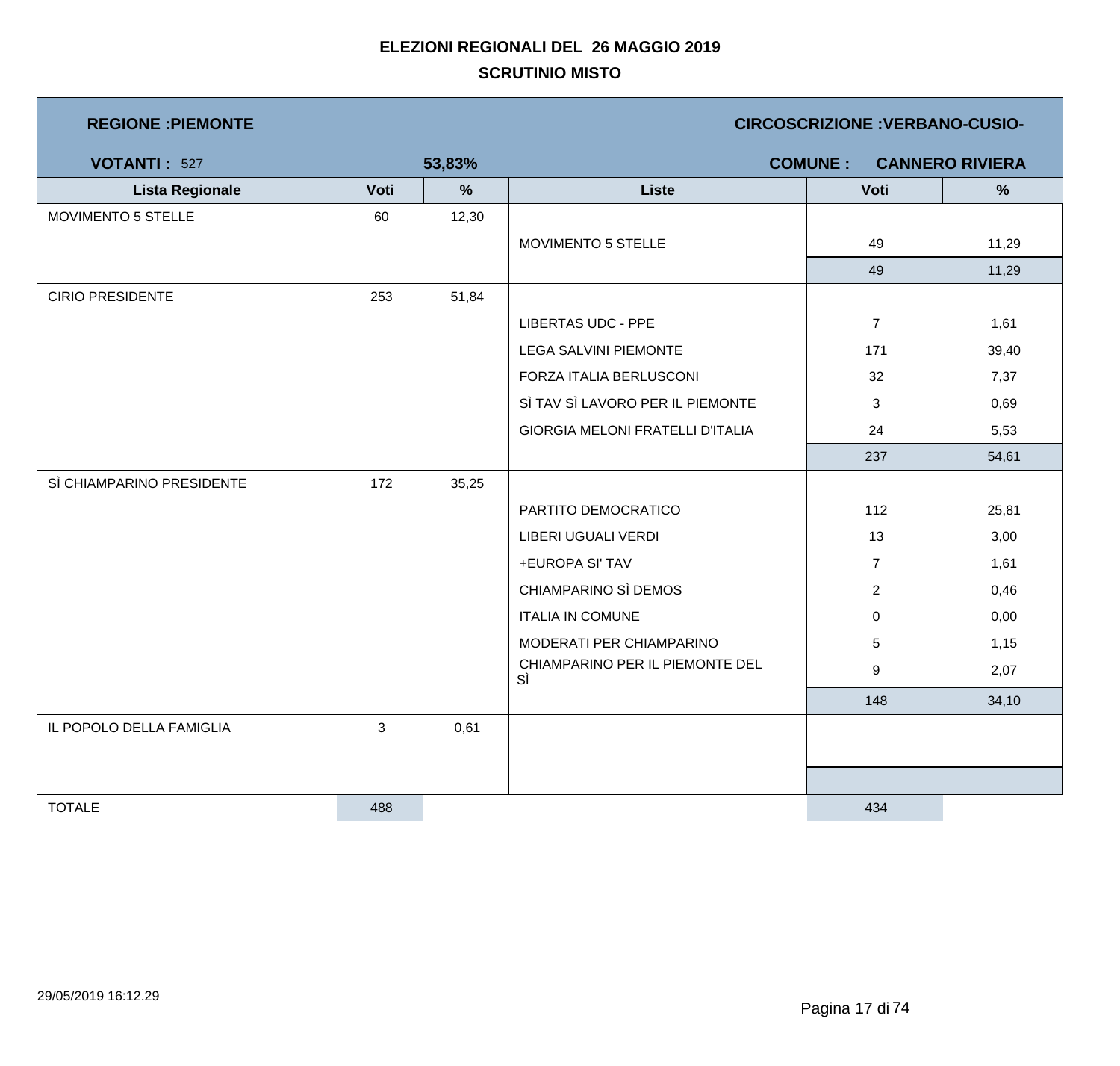# ELEZIONI REGIONALI DEL 26 MAGGIO 2019

## SCRUTINIO MISTO

**REGIONE :PIEMONTE** | **CIRCOSCRIZIONE :VERBANO-CUSIO-**

**VOTANTI :** 527 **53,83%** | **COMUNE : CANNERO RIVIERA**

| Lista Regionale | Voti | % | Liste | Voti | % |
|---|---|---|---|---|---|
| MOVIMENTO 5 STELLE | 60 | 12,30 | | | |
| | | | MOVIMENTO 5 STELLE | 49 | 11,29 |
| | | | | 49 | 11,29 |
| CIRIO PRESIDENTE | 253 | 51,84 | | | |
| | | | LIBERTAS UDC - PPE | 7 | 1,61 |
| | | | LEGA SALVINI PIEMONTE | 171 | 39,40 |
| | | | FORZA ITALIA BERLUSCONI | 32 | 7,37 |
| | | | SÌ TAV SÌ LAVORO PER IL PIEMONTE | 3 | 0,69 |
| | | | GIORGIA MELONI FRATELLI D'ITALIA | 24 | 5,53 |
| | | | | 237 | 54,61 |
| SÌ CHIAMPARINO PRESIDENTE | 172 | 35,25 | | | |
| | | | PARTITO DEMOCRATICO | 112 | 25,81 |
| | | | LIBERI UGUALI VERDI | 13 | 3,00 |
| | | | +EUROPA SI' TAV | 7 | 1,61 |
| | | | CHIAMPARINO SÌ DEMOS | 2 | 0,46 |
| | | | ITALIA IN COMUNE | 0 | 0,00 |
| | | | MODERATI PER CHIAMPARINO | 5 | 1,15 |
| | | | CHIAMPARINO PER IL PIEMONTE DEL SÌ | 9 | 2,07 |
| | | | | 148 | 34,10 |
| IL POPOLO DELLA FAMIGLIA | 3 | 0,61 | | | |
| TOTALE | 488 | | | 434 | |

29/05/2019 16:12.29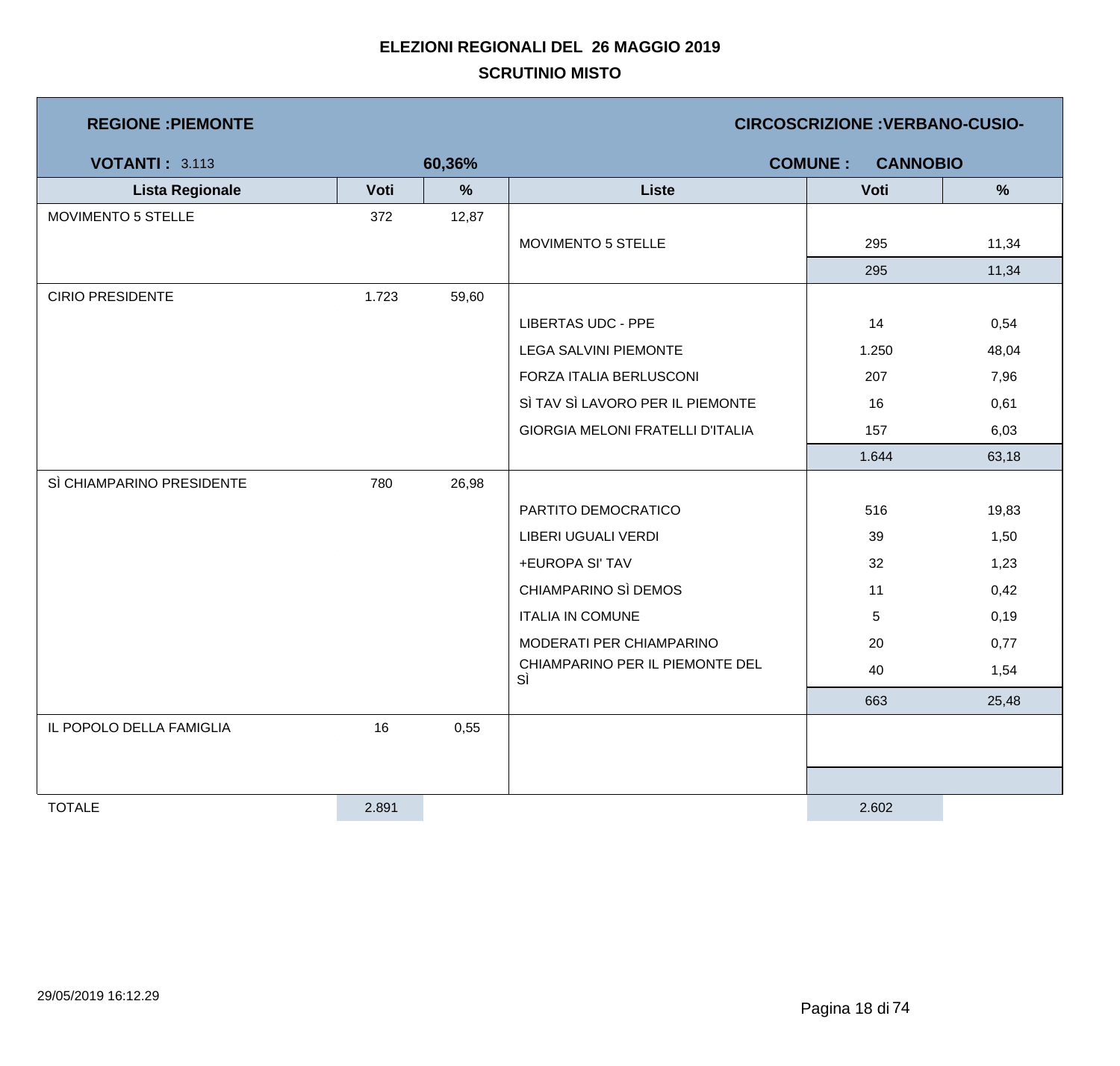# ELEZIONI REGIONALI DEL 26 MAGGIO 2019

## SCRUTINIO MISTO

**REGIONE :PIEMONTE** | **CIRCOSCRIZIONE :VERBANO-CUSIO-**

**VOTANTI :** 3.113 | **60,36%** | **COMUNE : CANNOBIO**

| Lista Regionale | Voti | % | Liste | Voti | % |
|---|---|---|---|---|---|
| MOVIMENTO 5 STELLE | 372 | 12,87 | | | |
| | | | MOVIMENTO 5 STELLE | 295 | 11,34 |
| | | | | 295 | 11,34 |
| CIRIO PRESIDENTE | 1.723 | 59,60 | | | |
| | | | LIBERTAS UDC - PPE | 14 | 0,54 |
| | | | LEGA SALVINI PIEMONTE | 1.250 | 48,04 |
| | | | FORZA ITALIA BERLUSCONI | 207 | 7,96 |
| | | | SÌ TAV SÌ LAVORO PER IL PIEMONTE | 16 | 0,61 |
| | | | GIORGIA MELONI FRATELLI D'ITALIA | 157 | 6,03 |
| | | | | 1.644 | 63,18 |
| SÌ CHIAMPARINO PRESIDENTE | 780 | 26,98 | | | |
| | | | PARTITO DEMOCRATICO | 516 | 19,83 |
| | | | LIBERI UGUALI VERDI | 39 | 1,50 |
| | | | +EUROPA SI' TAV | 32 | 1,23 |
| | | | CHIAMPARINO SÌ DEMOS | 11 | 0,42 |
| | | | ITALIA IN COMUNE | 5 | 0,19 |
| | | | MODERATI PER CHIAMPARINO | 20 | 0,77 |
| | | | CHIAMPARINO PER IL PIEMONTE DEL SÌ | 40 | 1,54 |
| | | | | 663 | 25,48 |
| IL POPOLO DELLA FAMIGLIA | 16 | 0,55 | | | |
| TOTALE | 2.891 | | | 2.602 | |

29/05/2019 16:12.29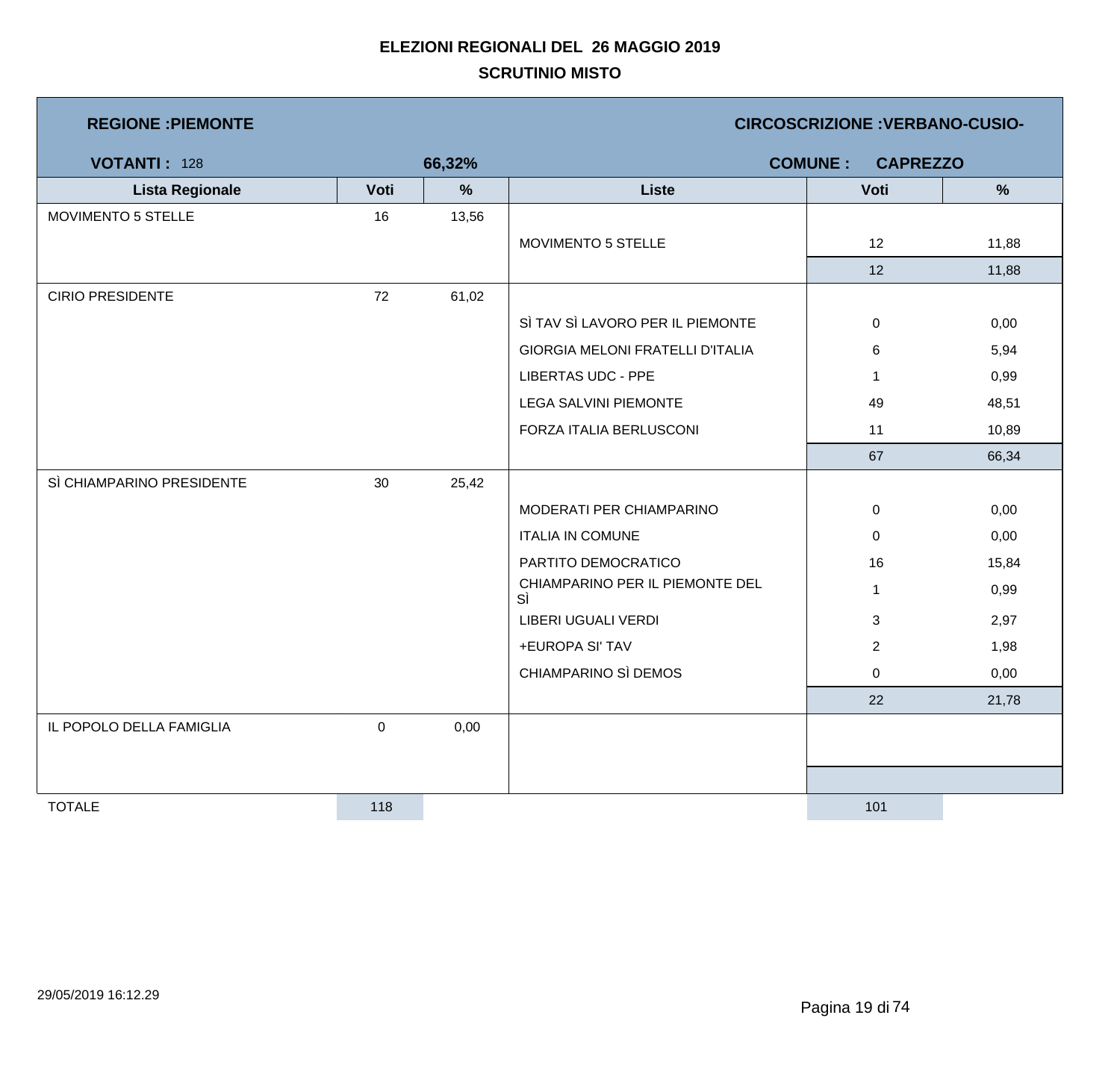**ELEZIONI REGIONALI DEL 26 MAGGIO 2019**

**SCRUTINIO MISTO**

**REGIONE :PIEMONTE** **CIRCOSCRIZIONE :VERBANO-CUSIO-**

**VOTANTI :** 128 **66,32%** **COMUNE : CAPREZZO**

| Lista Regionale | Voti | % | Liste | Voti | % |
|---|---|---|---|---|---|
| MOVIMENTO 5 STELLE | 16 | 13,56 | | | |
| | | | MOVIMENTO 5 STELLE | 12 | 11,88 |
| | | | | 12 | 11,88 |
| CIRIO PRESIDENTE | 72 | 61,02 | | | |
| | | | SÌ TAV SÌ LAVORO PER IL PIEMONTE | 0 | 0,00 |
| | | | GIORGIA MELONI FRATELLI D'ITALIA | 6 | 5,94 |
| | | | LIBERTAS UDC - PPE | 1 | 0,99 |
| | | | LEGA SALVINI PIEMONTE | 49 | 48,51 |
| | | | FORZA ITALIA BERLUSCONI | 11 | 10,89 |
| | | | | 67 | 66,34 |
| SÌ CHIAMPARINO PRESIDENTE | 30 | 25,42 | | | |
| | | | MODERATI PER CHIAMPARINO | 0 | 0,00 |
| | | | ITALIA IN COMUNE | 0 | 0,00 |
| | | | PARTITO DEMOCRATICO | 16 | 15,84 |
| | | | CHIAMPARINO PER IL PIEMONTE DEL SÌ | 1 | 0,99 |
| | | | LIBERI UGUALI VERDI | 3 | 2,97 |
| | | | +EUROPA SI' TAV | 2 | 1,98 |
| | | | CHIAMPARINO SÌ DEMOS | 0 | 0,00 |
| | | | | 22 | 21,78 |
| IL POPOLO DELLA FAMIGLIA | 0 | 0,00 | | | |
| TOTALE | 118 | | | 101 | |

29/05/2019 16:12.29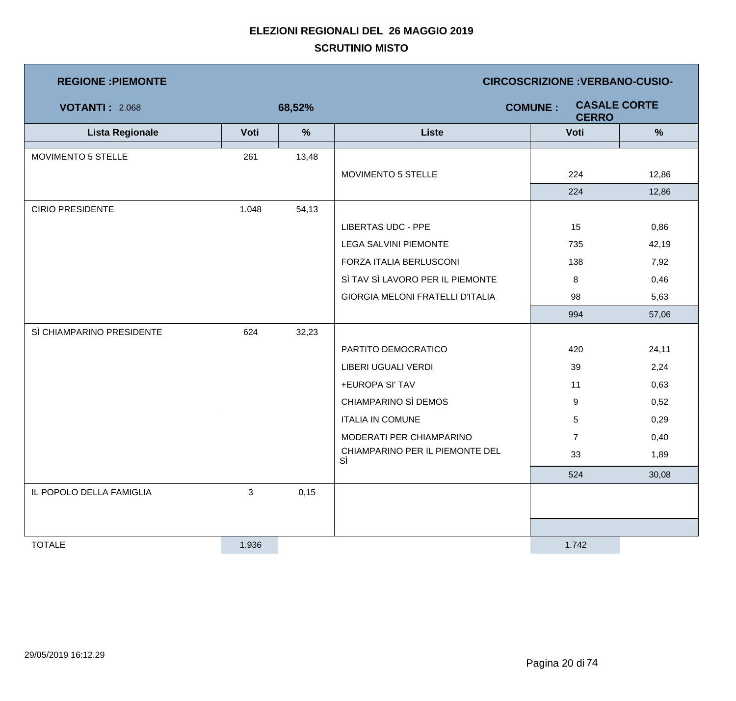# ELEZIONI REGIONALI DEL 26 MAGGIO 2019

## SCRUTINIO MISTO

**REGIONE :PIEMONTE** | **CIRCOSCRIZIONE :VERBANO-CUSIO-**

**VOTANTI :** 2.068 | **68,52%** | **COMUNE :** **CASALE CORTE CERRO**

| Lista Regionale | Voti | % | Liste | Voti | % |
|---|---|---|---|---|---|
| MOVIMENTO 5 STELLE | 261 | 13,48 | | | |
| | | | MOVIMENTO 5 STELLE | 224 | 12,86 |
| | | | | 224 | 12,86 |
| CIRIO PRESIDENTE | 1.048 | 54,13 | | | |
| | | | LIBERTAS UDC - PPE | 15 | 0,86 |
| | | | LEGA SALVINI PIEMONTE | 735 | 42,19 |
| | | | FORZA ITALIA BERLUSCONI | 138 | 7,92 |
| | | | SÌ TAV SÌ LAVORO PER IL PIEMONTE | 8 | 0,46 |
| | | | GIORGIA MELONI FRATELLI D'ITALIA | 98 | 5,63 |
| | | | | 994 | 57,06 |
| SÌ CHIAMPARINO PRESIDENTE | 624 | 32,23 | | | |
| | | | PARTITO DEMOCRATICO | 420 | 24,11 |
| | | | LIBERI UGUALI VERDI | 39 | 2,24 |
| | | | +EUROPA SI' TAV | 11 | 0,63 |
| | | | CHIAMPARINO SÌ DEMOS | 9 | 0,52 |
| | | | ITALIA IN COMUNE | 5 | 0,29 |
| | | | MODERATI PER CHIAMPARINO | 7 | 0,40 |
| | | | CHIAMPARINO PER IL PIEMONTE DEL SÌ | 33 | 1,89 |
| | | | | 524 | 30,08 |
| IL POPOLO DELLA FAMIGLIA | 3 | 0,15 | | | |
| TOTALE | 1.936 | | | 1.742 | |

29/05/2019 16:12.29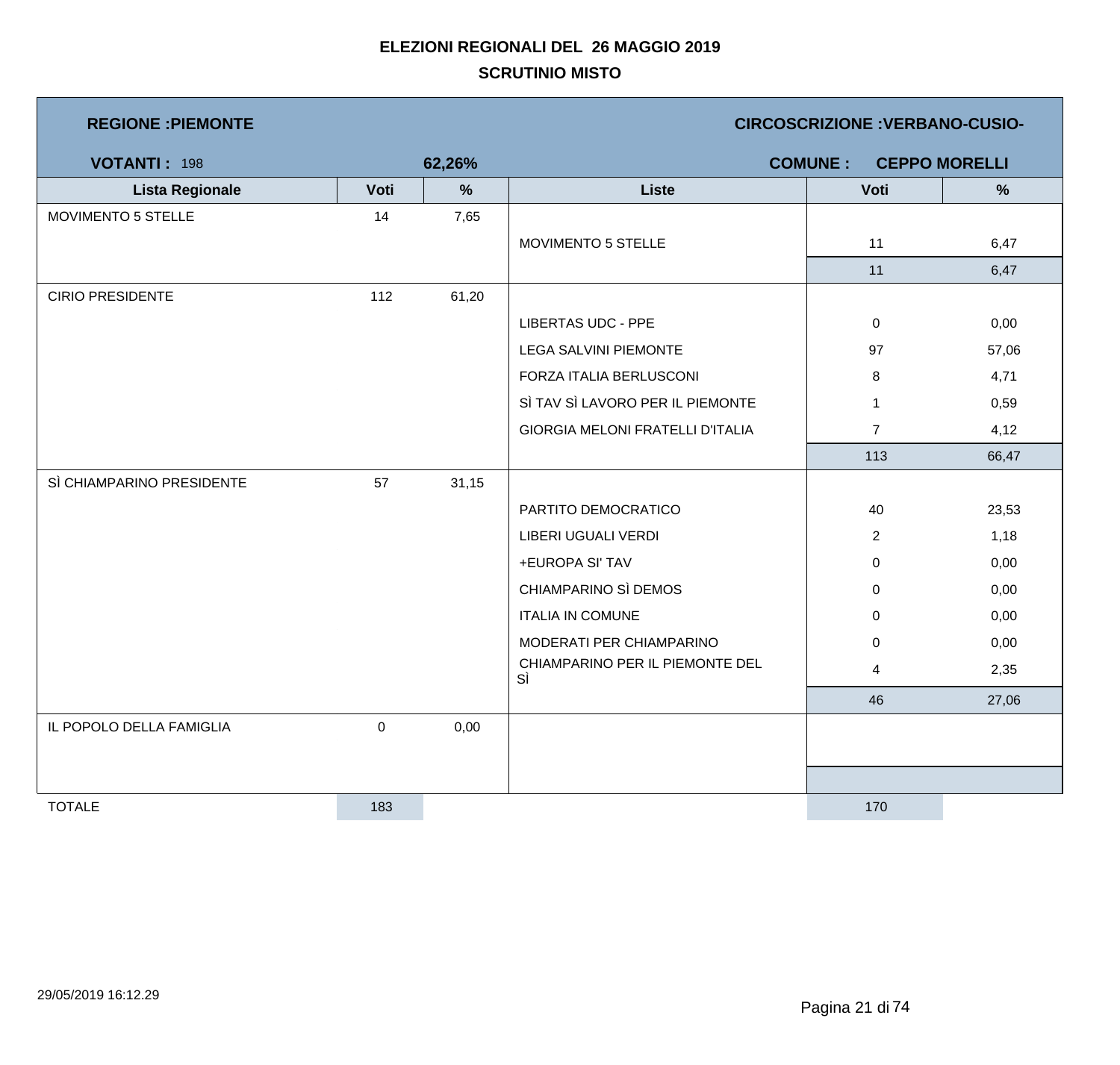# ELEZIONI REGIONALI DEL 26 MAGGIO 2019

## SCRUTINIO MISTO

**REGIONE :PIEMONTE** | **CIRCOSCRIZIONE :VERBANO-CUSIO-**

**VOTANTI :** 198 | **62,26%** | **COMUNE : CEPPO MORELLI**

| Lista Regionale | Voti | % | Liste | Voti | % |
|---|---|---|---|---|---|
| MOVIMENTO 5 STELLE | 14 | 7,65 | | | |
| | | | MOVIMENTO 5 STELLE | 11 | 6,47 |
| | | | | 11 | 6,47 |
| CIRIO PRESIDENTE | 112 | 61,20 | | | |
| | | | LIBERTAS UDC - PPE | 0 | 0,00 |
| | | | LEGA SALVINI PIEMONTE | 97 | 57,06 |
| | | | FORZA ITALIA BERLUSCONI | 8 | 4,71 |
| | | | SÌ TAV SÌ LAVORO PER IL PIEMONTE | 1 | 0,59 |
| | | | GIORGIA MELONI FRATELLI D'ITALIA | 7 | 4,12 |
| | | | | 113 | 66,47 |
| SÌ CHIAMPARINO PRESIDENTE | 57 | 31,15 | | | |
| | | | PARTITO DEMOCRATICO | 40 | 23,53 |
| | | | LIBERI UGUALI VERDI | 2 | 1,18 |
| | | | +EUROPA SI' TAV | 0 | 0,00 |
| | | | CHIAMPARINO SÌ DEMOS | 0 | 0,00 |
| | | | ITALIA IN COMUNE | 0 | 0,00 |
| | | | MODERATI PER CHIAMPARINO | 0 | 0,00 |
| | | | CHIAMPARINO PER IL PIEMONTE DEL SÌ | 4 | 2,35 |
| | | | | 46 | 27,06 |
| IL POPOLO DELLA FAMIGLIA | 0 | 0,00 | | | |
| TOTALE | 183 | | | 170 | |

29/05/2019 16:12.29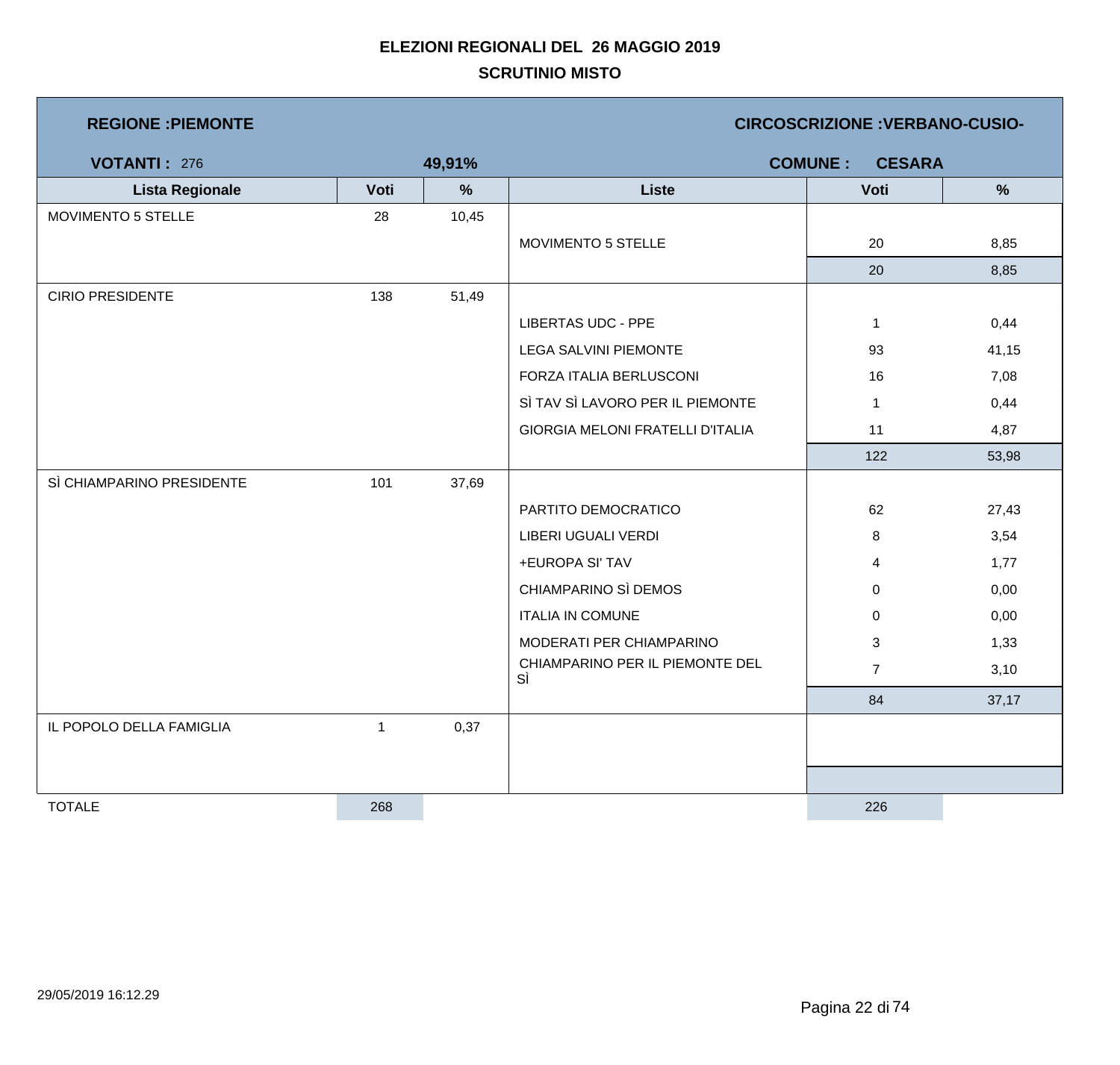# ELEZIONI REGIONALI DEL 26 MAGGIO 2019

## SCRUTINIO MISTO

**REGIONE :PIEMONTE** — **CIRCOSCRIZIONE :VERBANO-CUSIO-**

**VOTANTI :** 276 — **49,91%** — **COMUNE : CESARA**

| Lista Regionale | Voti | % | Liste | Voti | % |
|---|---|---|---|---|---|
| MOVIMENTO 5 STELLE | 28 | 10,45 | | | |
| | | | MOVIMENTO 5 STELLE | 20 | 8,85 |
| | | | | 20 | 8,85 |
| CIRIO PRESIDENTE | 138 | 51,49 | | | |
| | | | LIBERTAS UDC - PPE | 1 | 0,44 |
| | | | LEGA SALVINI PIEMONTE | 93 | 41,15 |
| | | | FORZA ITALIA BERLUSCONI | 16 | 7,08 |
| | | | SÌ TAV SÌ LAVORO PER IL PIEMONTE | 1 | 0,44 |
| | | | GIORGIA MELONI FRATELLI D'ITALIA | 11 | 4,87 |
| | | | | 122 | 53,98 |
| SÌ CHIAMPARINO PRESIDENTE | 101 | 37,69 | | | |
| | | | PARTITO DEMOCRATICO | 62 | 27,43 |
| | | | LIBERI UGUALI VERDI | 8 | 3,54 |
| | | | +EUROPA SI' TAV | 4 | 1,77 |
| | | | CHIAMPARINO SÌ DEMOS | 0 | 0,00 |
| | | | ITALIA IN COMUNE | 0 | 0,00 |
| | | | MODERATI PER CHIAMPARINO | 3 | 1,33 |
| | | | CHIAMPARINO PER IL PIEMONTE DEL SÌ | 7 | 3,10 |
| | | | | 84 | 37,17 |
| IL POPOLO DELLA FAMIGLIA | 1 | 0,37 | | | |
| TOTALE | 268 | | | 226 | |

29/05/2019 16:12.29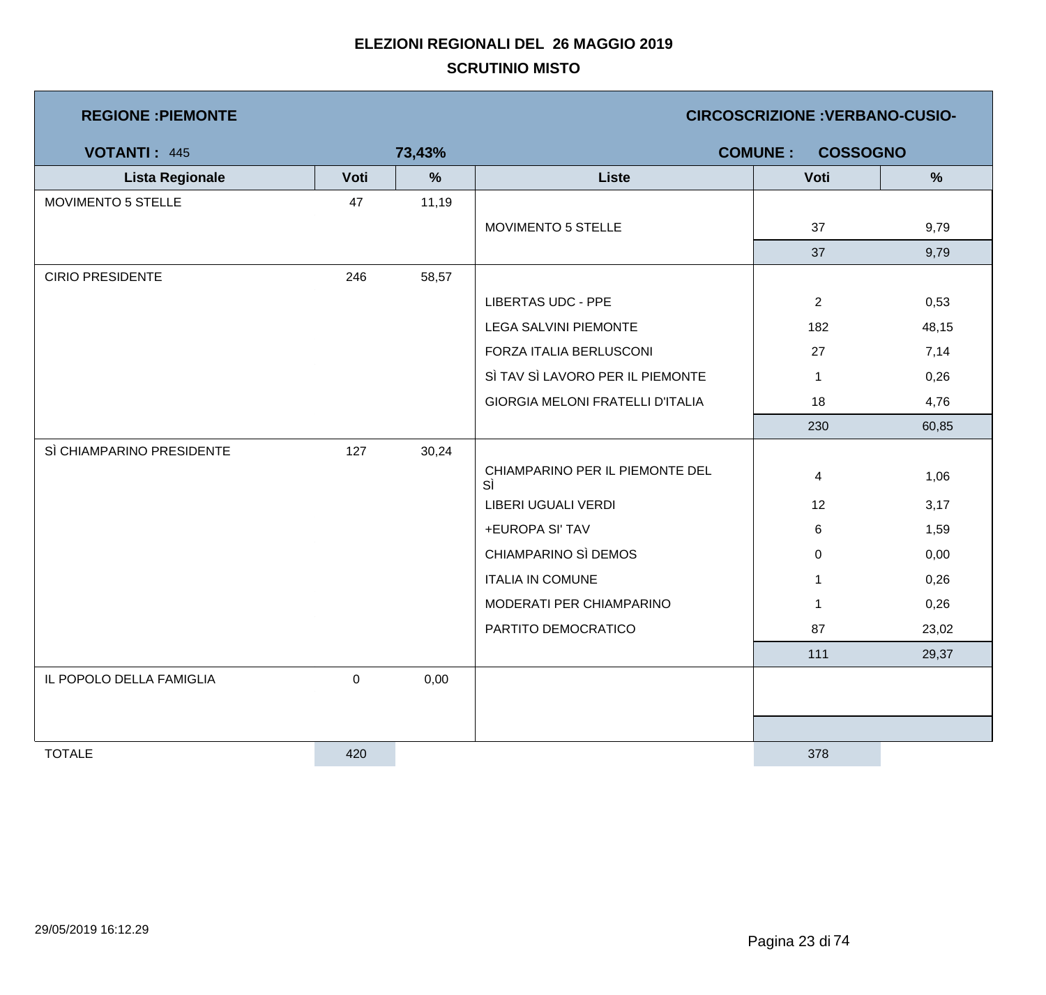**ELEZIONI REGIONALI DEL 26 MAGGIO 2019**

**SCRUTINIO MISTO**

**REGIONE :PIEMONTE** | **CIRCOSCRIZIONE :VERBANO-CUSIO-**

**VOTANTI :** 445 | **73,43%** | **COMUNE : COSSOGNO**

| Lista Regionale | Voti | % | Liste | Voti | % |
|---|---|---|---|---|---|
| MOVIMENTO 5 STELLE | 47 | 11,19 | | | |
| | | | MOVIMENTO 5 STELLE | 37 | 9,79 |
| | | | | 37 | 9,79 |
| CIRIO PRESIDENTE | 246 | 58,57 | | | |
| | | | LIBERTAS UDC - PPE | 2 | 0,53 |
| | | | LEGA SALVINI PIEMONTE | 182 | 48,15 |
| | | | FORZA ITALIA BERLUSCONI | 27 | 7,14 |
| | | | SÌ TAV SÌ LAVORO PER IL PIEMONTE | 1 | 0,26 |
| | | | GIORGIA MELONI FRATELLI D'ITALIA | 18 | 4,76 |
| | | | | 230 | 60,85 |
| SÌ CHIAMPARINO PRESIDENTE | 127 | 30,24 | | | |
| | | | CHIAMPARINO PER IL PIEMONTE DEL SÌ | 4 | 1,06 |
| | | | LIBERI UGUALI VERDI | 12 | 3,17 |
| | | | +EUROPA SI' TAV | 6 | 1,59 |
| | | | CHIAMPARINO SÌ DEMOS | 0 | 0,00 |
| | | | ITALIA IN COMUNE | 1 | 0,26 |
| | | | MODERATI PER CHIAMPARINO | 1 | 0,26 |
| | | | PARTITO DEMOCRATICO | 87 | 23,02 |
| | | | | 111 | 29,37 |
| IL POPOLO DELLA FAMIGLIA | 0 | 0,00 | | | |
| TOTALE | 420 | | | 378 | |

29/05/2019 16:12.29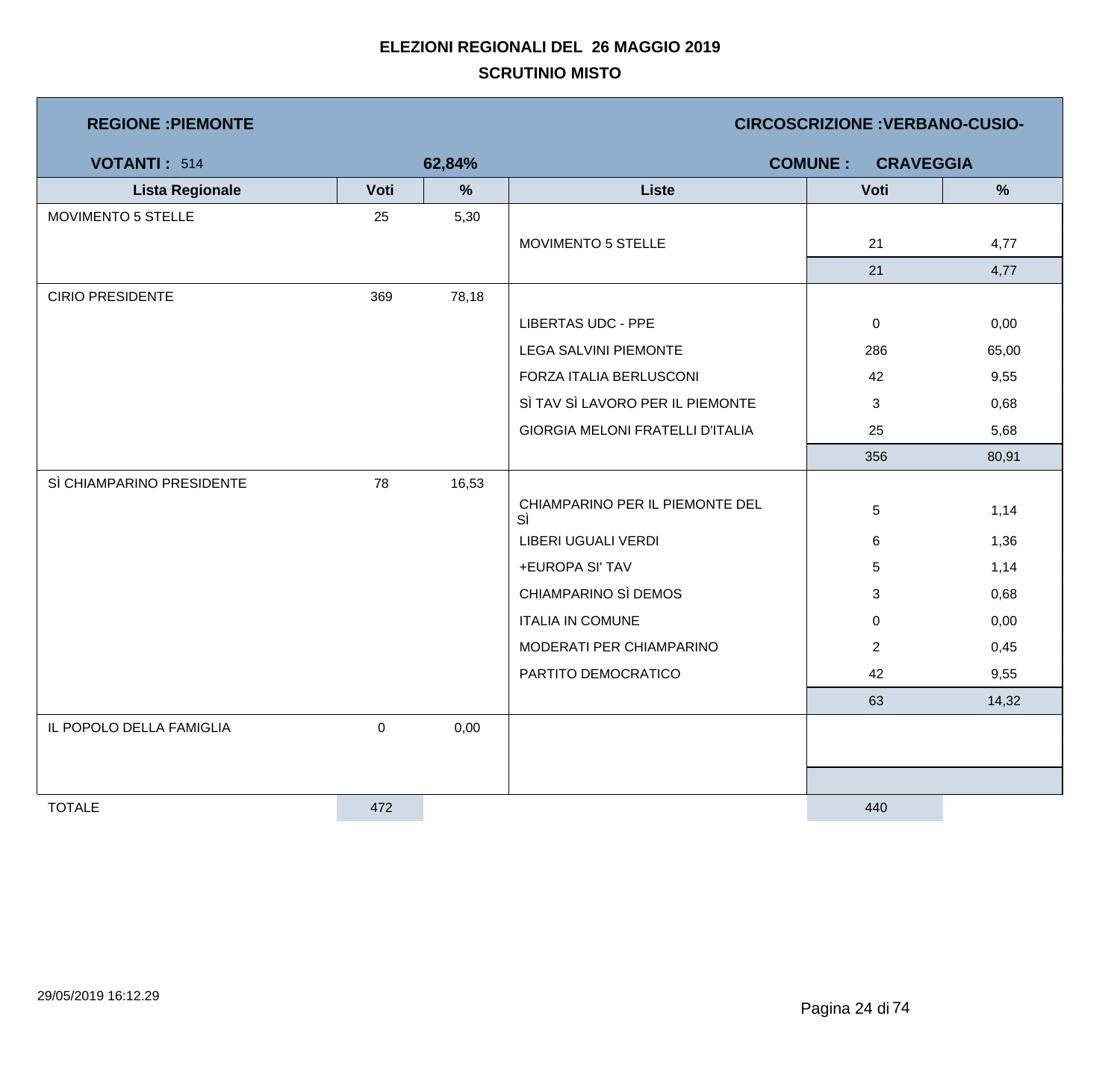# ELEZIONI REGIONALI DEL 26 MAGGIO 2019

## SCRUTINIO MISTO

**REGIONE :PIEMONTE** **CIRCOSCRIZIONE :VERBANO-CUSIO-**

**VOTANTI :** 514 **62,84%** **COMUNE : CRAVEGGIA**

| Lista Regionale | Voti | % | Liste | Voti | % |
|---|---|---|---|---|---|
| MOVIMENTO 5 STELLE | 25 | 5,30 | | | |
| | | | MOVIMENTO 5 STELLE | 21 | 4,77 |
| | | | | 21 | 4,77 |
| CIRIO PRESIDENTE | 369 | 78,18 | | | |
| | | | LIBERTAS UDC - PPE | 0 | 0,00 |
| | | | LEGA SALVINI PIEMONTE | 286 | 65,00 |
| | | | FORZA ITALIA BERLUSCONI | 42 | 9,55 |
| | | | SÌ TAV SÌ LAVORO PER IL PIEMONTE | 3 | 0,68 |
| | | | GIORGIA MELONI FRATELLI D'ITALIA | 25 | 5,68 |
| | | | | 356 | 80,91 |
| SÌ CHIAMPARINO PRESIDENTE | 78 | 16,53 | | | |
| | | | CHIAMPARINO PER IL PIEMONTE DEL SÌ | 5 | 1,14 |
| | | | LIBERI UGUALI VERDI | 6 | 1,36 |
| | | | +EUROPA SI' TAV | 5 | 1,14 |
| | | | CHIAMPARINO SÌ DEMOS | 3 | 0,68 |
| | | | ITALIA IN COMUNE | 0 | 0,00 |
| | | | MODERATI PER CHIAMPARINO | 2 | 0,45 |
| | | | PARTITO DEMOCRATICO | 42 | 9,55 |
| | | | | 63 | 14,32 |
| IL POPOLO DELLA FAMIGLIA | 0 | 0,00 | | | |
| TOTALE | 472 | | | 440 | |

29/05/2019 16:12.29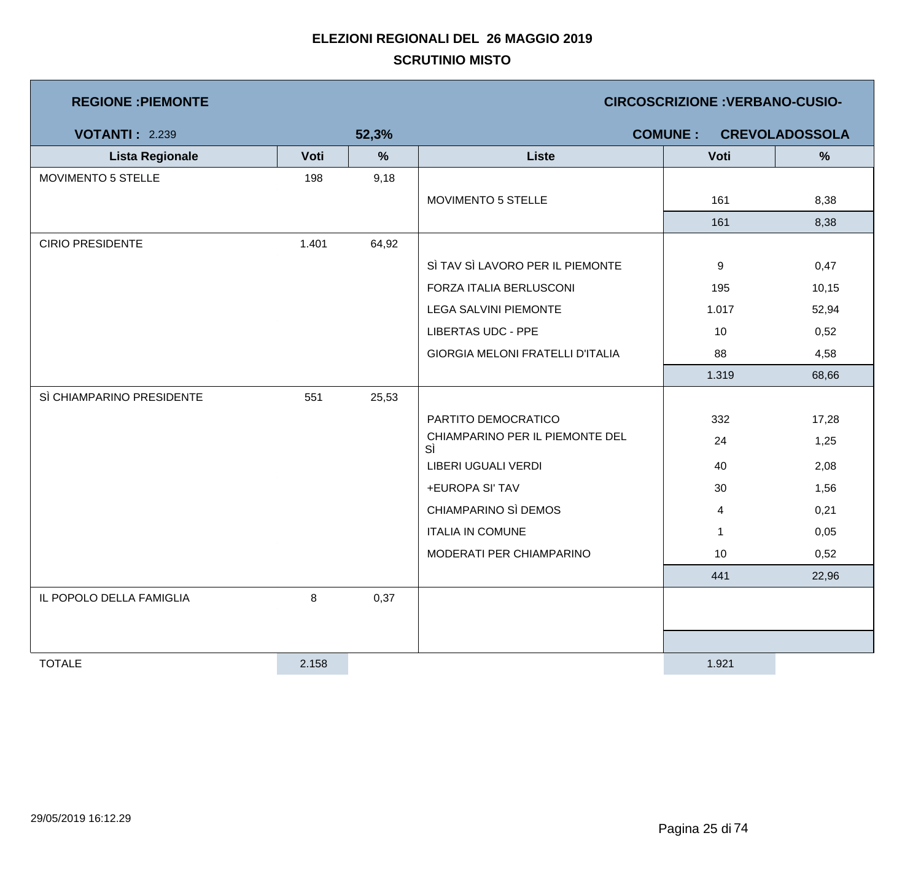**ELEZIONI REGIONALI DEL 26 MAGGIO 2019**

**SCRUTINIO MISTO**

**REGIONE :PIEMONTE** | **CIRCOSCRIZIONE :VERBANO-CUSIO-**

**VOTANTI :** 2.239 | **52,3%** | **COMUNE : CREVOLADOSSOLA**

| Lista Regionale | Voti | % | Liste | Voti | % |
|---|---|---|---|---|---|
| MOVIMENTO 5 STELLE | 198 | 9,18 | | | |
| | | | MOVIMENTO 5 STELLE | 161 | 8,38 |
| | | | | 161 | 8,38 |
| CIRIO PRESIDENTE | 1.401 | 64,92 | | | |
| | | | SÌ TAV SÌ LAVORO PER IL PIEMONTE | 9 | 0,47 |
| | | | FORZA ITALIA BERLUSCONI | 195 | 10,15 |
| | | | LEGA SALVINI PIEMONTE | 1.017 | 52,94 |
| | | | LIBERTAS UDC - PPE | 10 | 0,52 |
| | | | GIORGIA MELONI FRATELLI D'ITALIA | 88 | 4,58 |
| | | | | 1.319 | 68,66 |
| SÌ CHIAMPARINO PRESIDENTE | 551 | 25,53 | | | |
| | | | PARTITO DEMOCRATICO | 332 | 17,28 |
| | | | CHIAMPARINO PER IL PIEMONTE DEL SÌ | 24 | 1,25 |
| | | | LIBERI UGUALI VERDI | 40 | 2,08 |
| | | | +EUROPA SI' TAV | 30 | 1,56 |
| | | | CHIAMPARINO SÌ DEMOS | 4 | 0,21 |
| | | | ITALIA IN COMUNE | 1 | 0,05 |
| | | | MODERATI PER CHIAMPARINO | 10 | 0,52 |
| | | | | 441 | 22,96 |
| IL POPOLO DELLA FAMIGLIA | 8 | 0,37 | | | |
| TOTALE | 2.158 | | | 1.921 | |

29/05/2019 16:12.29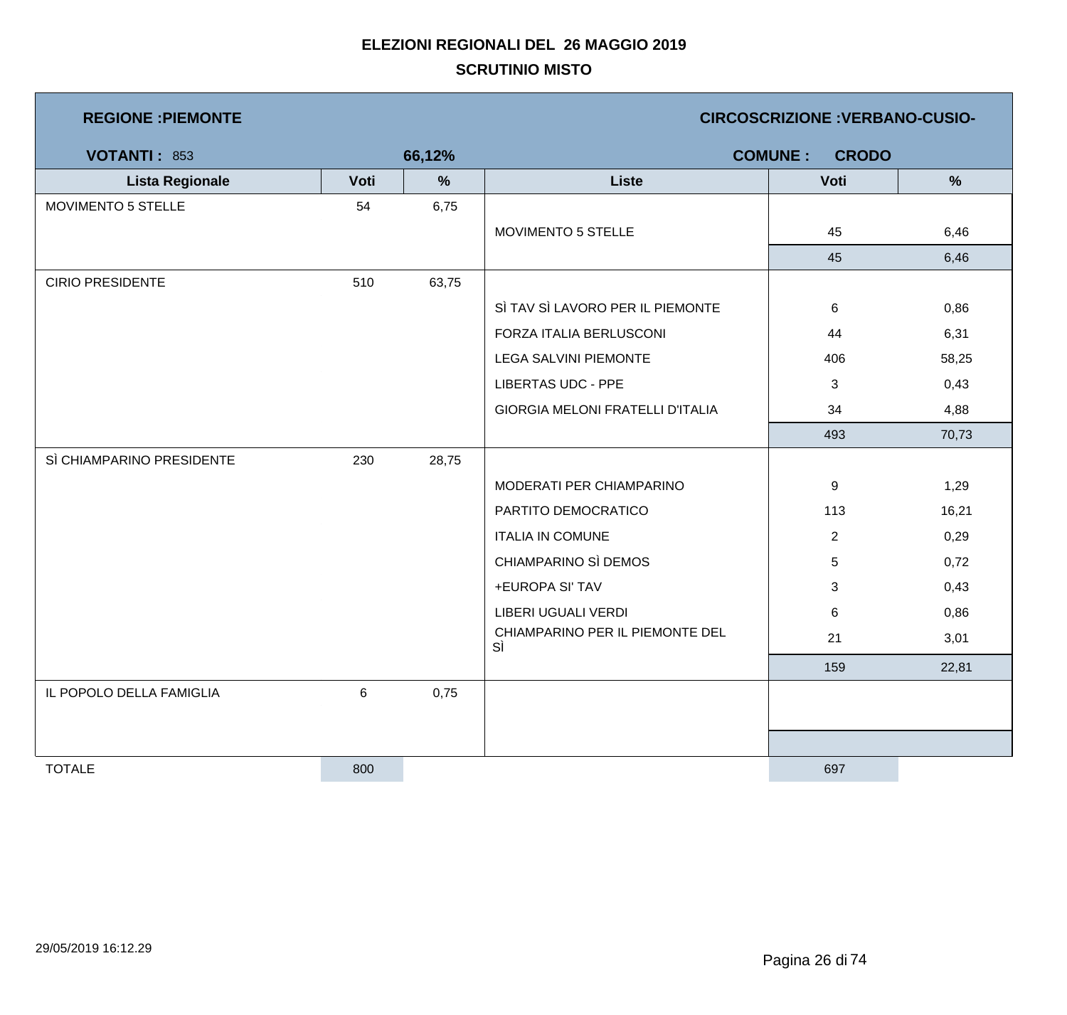# ELEZIONI REGIONALI DEL 26 MAGGIO 2019

## SCRUTINIO MISTO

**REGIONE :PIEMONTE** **CIRCOSCRIZIONE :VERBANO-CUSIO-**

**VOTANTI :** 853 **66,12%** **COMUNE : CRODO**

| Lista Regionale | Voti | % | Liste | Voti | % |
|---|---|---|---|---|---|
| MOVIMENTO 5 STELLE | 54 | 6,75 | | | |
| | | | MOVIMENTO 5 STELLE | 45 | 6,46 |
| | | | | 45 | 6,46 |
| CIRIO PRESIDENTE | 510 | 63,75 | | | |
| | | | SÌ TAV SÌ LAVORO PER IL PIEMONTE | 6 | 0,86 |
| | | | FORZA ITALIA BERLUSCONI | 44 | 6,31 |
| | | | LEGA SALVINI PIEMONTE | 406 | 58,25 |
| | | | LIBERTAS UDC - PPE | 3 | 0,43 |
| | | | GIORGIA MELONI FRATELLI D'ITALIA | 34 | 4,88 |
| | | | | 493 | 70,73 |
| SÌ CHIAMPARINO PRESIDENTE | 230 | 28,75 | | | |
| | | | MODERATI PER CHIAMPARINO | 9 | 1,29 |
| | | | PARTITO DEMOCRATICO | 113 | 16,21 |
| | | | ITALIA IN COMUNE | 2 | 0,29 |
| | | | CHIAMPARINO SÌ DEMOS | 5 | 0,72 |
| | | | +EUROPA SI' TAV | 3 | 0,43 |
| | | | LIBERI UGUALI VERDI | 6 | 0,86 |
| | | | CHIAMPARINO PER IL PIEMONTE DEL SÌ | 21 | 3,01 |
| | | | | 159 | 22,81 |
| IL POPOLO DELLA FAMIGLIA | 6 | 0,75 | | | |
| TOTALE | 800 | | | 697 | |

29/05/2019 16:12.29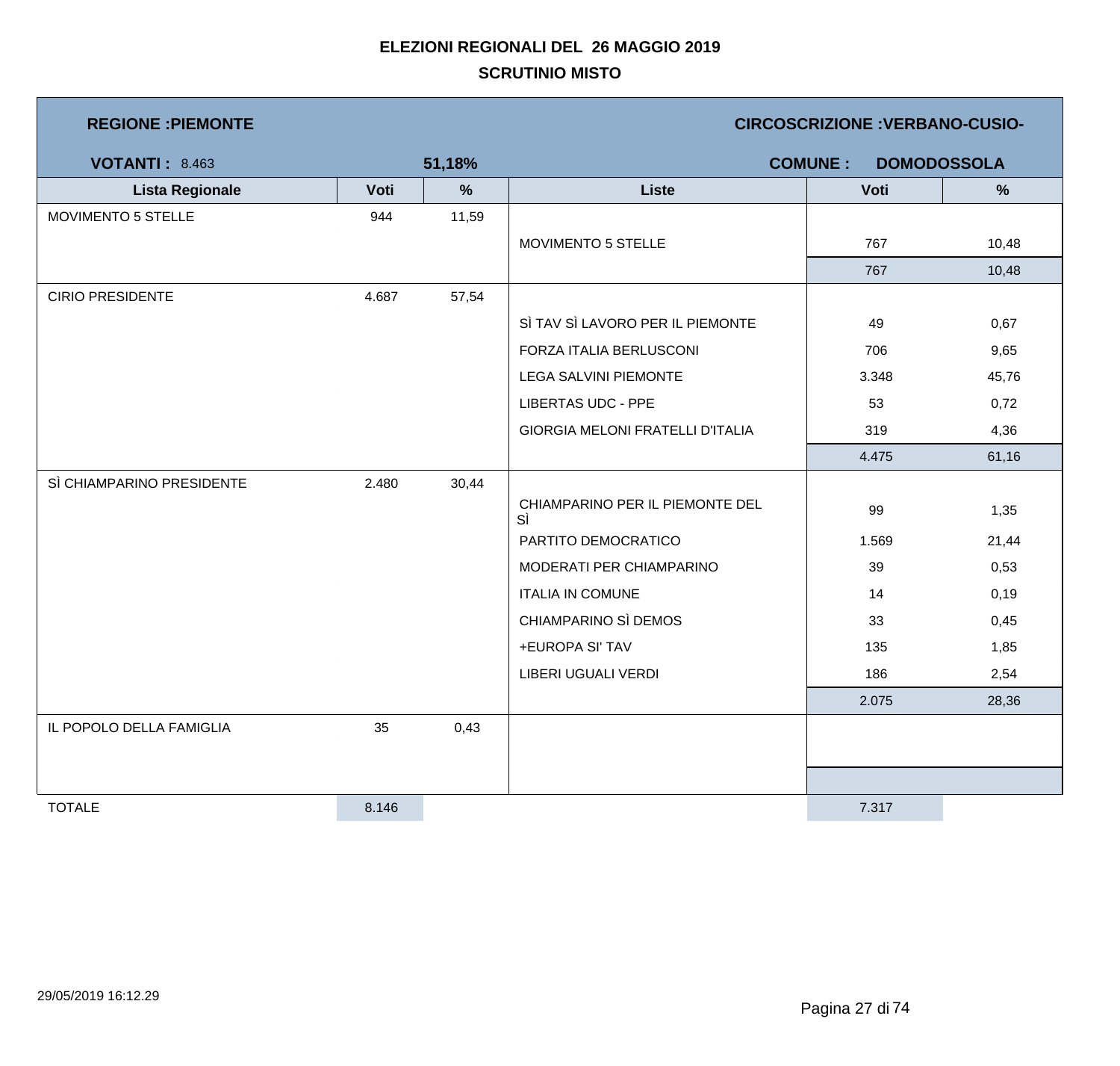# ELEZIONI REGIONALI DEL 26 MAGGIO 2019

## SCRUTINIO MISTO

**REGIONE :PIEMONTE** | **CIRCOSCRIZIONE :VERBANO-CUSIO-**

**VOTANTI :** 8.463 | **51,18%** | **COMUNE : DOMODOSSOLA**

| Lista Regionale | Voti | % | Liste | Voti | % |
|---|---|---|---|---|---|
| MOVIMENTO 5 STELLE | 944 | 11,59 | | | |
| | | | MOVIMENTO 5 STELLE | 767 | 10,48 |
| | | | | 767 | 10,48 |
| CIRIO PRESIDENTE | 4.687 | 57,54 | | | |
| | | | SÌ TAV SÌ LAVORO PER IL PIEMONTE | 49 | 0,67 |
| | | | FORZA ITALIA BERLUSCONI | 706 | 9,65 |
| | | | LEGA SALVINI PIEMONTE | 3.348 | 45,76 |
| | | | LIBERTAS UDC - PPE | 53 | 0,72 |
| | | | GIORGIA MELONI FRATELLI D'ITALIA | 319 | 4,36 |
| | | | | 4.475 | 61,16 |
| SÌ CHIAMPARINO PRESIDENTE | 2.480 | 30,44 | | | |
| | | | CHIAMPARINO PER IL PIEMONTE DEL SÌ | 99 | 1,35 |
| | | | PARTITO DEMOCRATICO | 1.569 | 21,44 |
| | | | MODERATI PER CHIAMPARINO | 39 | 0,53 |
| | | | ITALIA IN COMUNE | 14 | 0,19 |
| | | | CHIAMPARINO SÌ DEMOS | 33 | 0,45 |
| | | | +EUROPA SI' TAV | 135 | 1,85 |
| | | | LIBERI UGUALI VERDI | 186 | 2,54 |
| | | | | 2.075 | 28,36 |
| IL POPOLO DELLA FAMIGLIA | 35 | 0,43 | | | |
| | | | | | |
| TOTALE | 8.146 | | | 7.317 | |

29/05/2019 16:12.29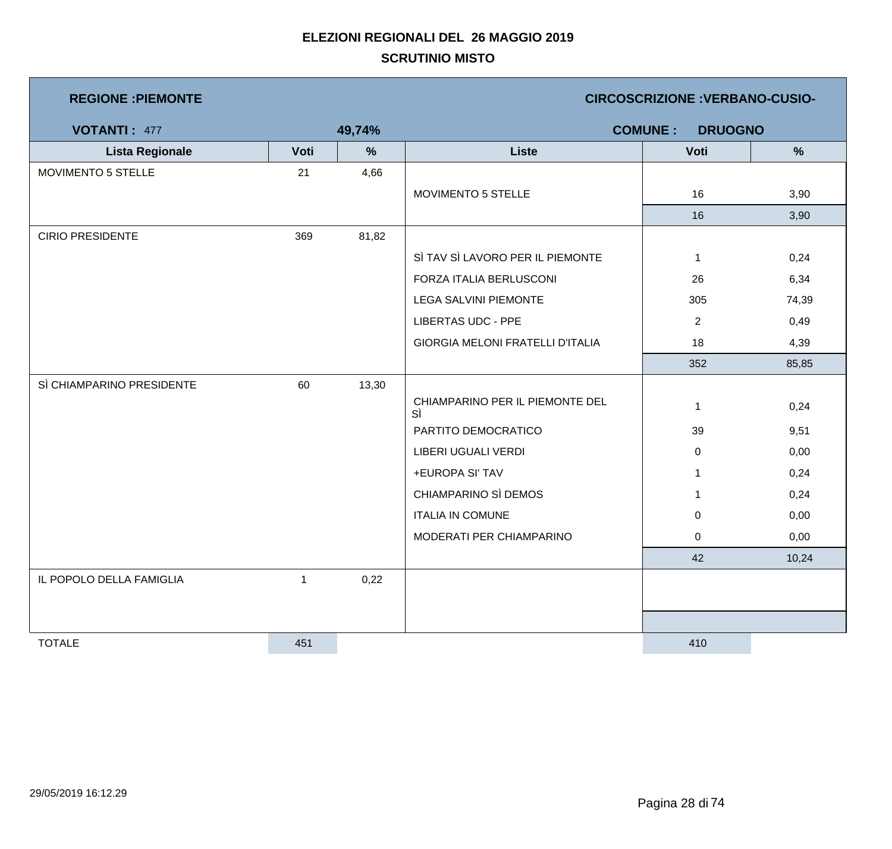**ELEZIONI REGIONALI DEL 26 MAGGIO 2019**

**SCRUTINIO MISTO**

**REGIONE :PIEMONTE** — **CIRCOSCRIZIONE :VERBANO-CUSIO-**

**VOTANTI :** 477 — **49,74%** — **COMUNE : DRUOGNO**

| Lista Regionale | Voti | % | Liste | Voti | % |
|---|---|---|---|---|---|
| MOVIMENTO 5 STELLE | 21 | 4,66 | | | |
| | | | MOVIMENTO 5 STELLE | 16 | 3,90 |
| | | | | 16 | 3,90 |
| CIRIO PRESIDENTE | 369 | 81,82 | | | |
| | | | SÌ TAV SÌ LAVORO PER IL PIEMONTE | 1 | 0,24 |
| | | | FORZA ITALIA BERLUSCONI | 26 | 6,34 |
| | | | LEGA SALVINI PIEMONTE | 305 | 74,39 |
| | | | LIBERTAS UDC - PPE | 2 | 0,49 |
| | | | GIORGIA MELONI FRATELLI D'ITALIA | 18 | 4,39 |
| | | | | 352 | 85,85 |
| SÌ CHIAMPARINO PRESIDENTE | 60 | 13,30 | | | |
| | | | CHIAMPARINO PER IL PIEMONTE DEL SÌ | 1 | 0,24 |
| | | | PARTITO DEMOCRATICO | 39 | 9,51 |
| | | | LIBERI UGUALI VERDI | 0 | 0,00 |
| | | | +EUROPA SI' TAV | 1 | 0,24 |
| | | | CHIAMPARINO SÌ DEMOS | 1 | 0,24 |
| | | | ITALIA IN COMUNE | 0 | 0,00 |
| | | | MODERATI PER CHIAMPARINO | 0 | 0,00 |
| | | | | 42 | 10,24 |
| IL POPOLO DELLA FAMIGLIA | 1 | 0,22 | | | |
| TOTALE | 451 | | | 410 | |

29/05/2019 16:12.29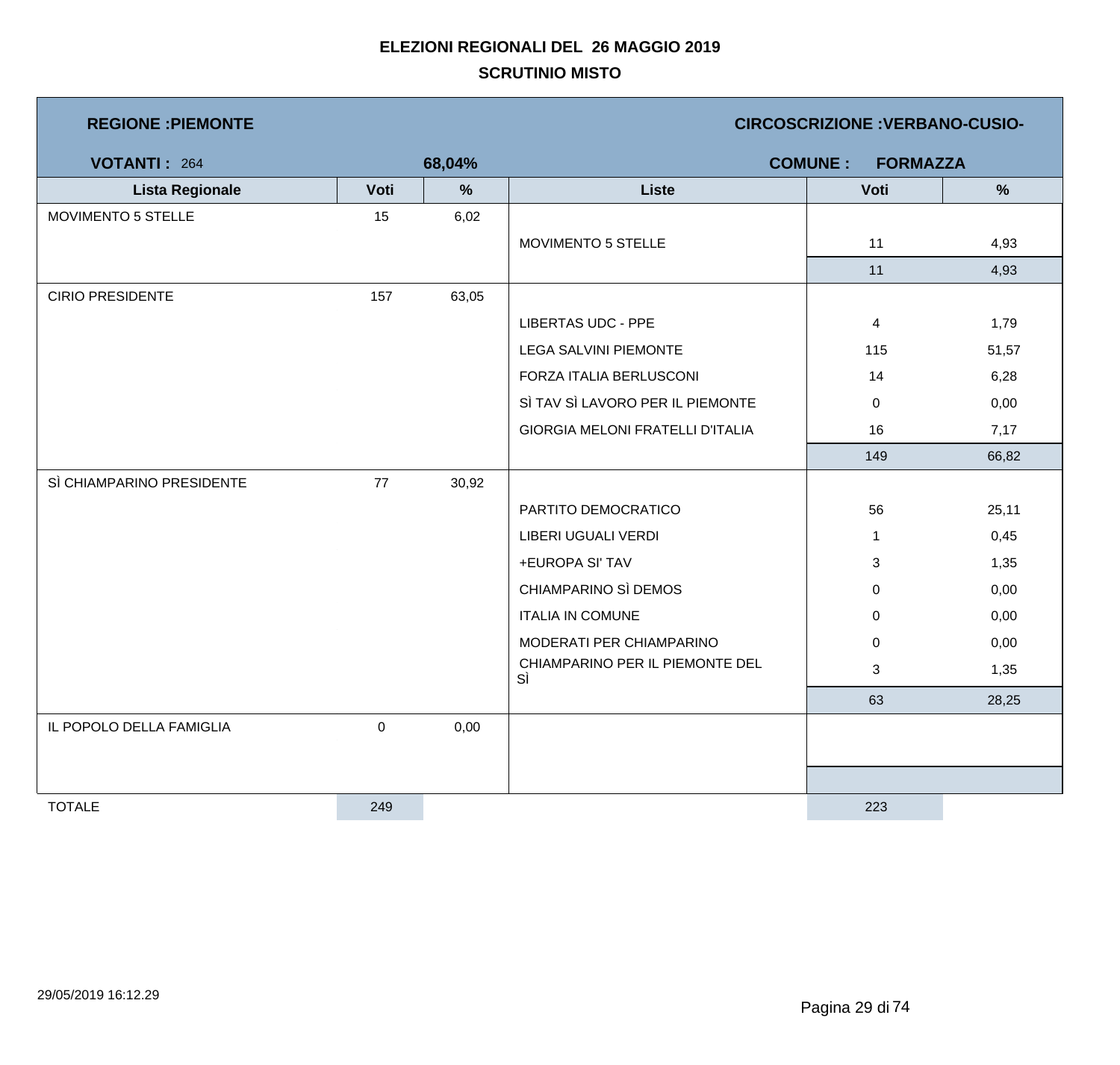# ELEZIONI REGIONALI DEL 26 MAGGIO 2019

## SCRUTINIO MISTO

**REGIONE :PIEMONTE** — **CIRCOSCRIZIONE :VERBANO-CUSIO-**

**VOTANTI :** 264 — **68,04%** — **COMUNE : FORMAZZA**

| Lista Regionale | Voti | % | Liste | Voti | % |
|---|---|---|---|---|---|
| MOVIMENTO 5 STELLE | 15 | 6,02 | | | |
| | | | MOVIMENTO 5 STELLE | 11 | 4,93 |
| | | | | 11 | 4,93 |
| CIRIO PRESIDENTE | 157 | 63,05 | | | |
| | | | LIBERTAS UDC - PPE | 4 | 1,79 |
| | | | LEGA SALVINI PIEMONTE | 115 | 51,57 |
| | | | FORZA ITALIA BERLUSCONI | 14 | 6,28 |
| | | | SÌ TAV SÌ LAVORO PER IL PIEMONTE | 0 | 0,00 |
| | | | GIORGIA MELONI FRATELLI D'ITALIA | 16 | 7,17 |
| | | | | 149 | 66,82 |
| SÌ CHIAMPARINO PRESIDENTE | 77 | 30,92 | | | |
| | | | PARTITO DEMOCRATICO | 56 | 25,11 |
| | | | LIBERI UGUALI VERDI | 1 | 0,45 |
| | | | +EUROPA SI' TAV | 3 | 1,35 |
| | | | CHIAMPARINO SÌ DEMOS | 0 | 0,00 |
| | | | ITALIA IN COMUNE | 0 | 0,00 |
| | | | MODERATI PER CHIAMPARINO | 0 | 0,00 |
| | | | CHIAMPARINO PER IL PIEMONTE DEL SÌ | 3 | 1,35 |
| | | | | 63 | 28,25 |
| IL POPOLO DELLA FAMIGLIA | 0 | 0,00 | | | |
| TOTALE | 249 | | | 223 | |

29/05/2019 16:12.29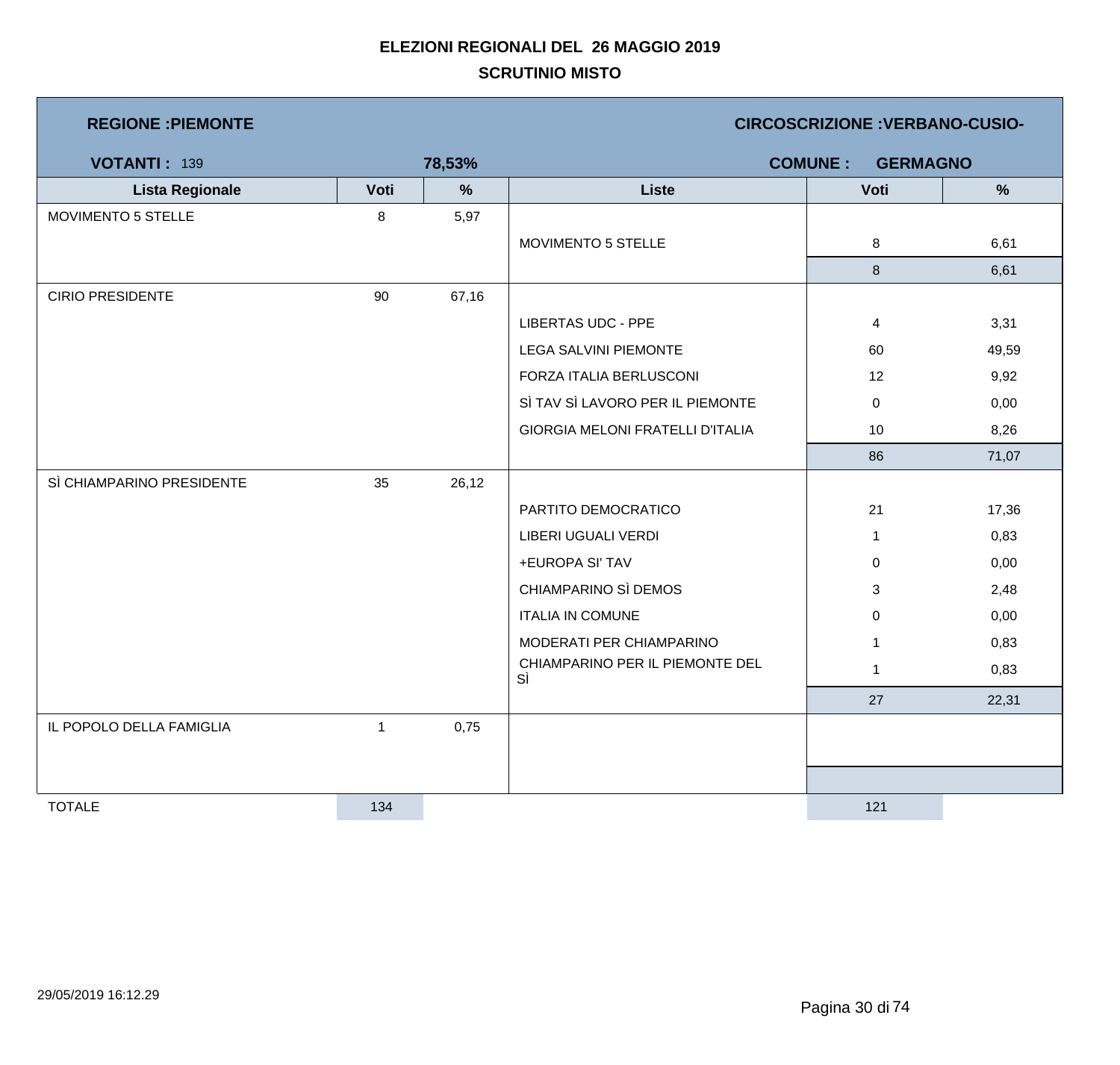# ELEZIONI REGIONALI DEL 26 MAGGIO 2019

## SCRUTINIO MISTO

**REGIONE :PIEMONTE** | **CIRCOSCRIZIONE :VERBANO-CUSIO-**

**VOTANTI :** 139 | **78,53%** | **COMUNE : GERMAGNO**

| Lista Regionale | Voti | % | Liste | Voti | % |
|---|---|---|---|---|---|
| MOVIMENTO 5 STELLE | 8 | 5,97 | | | |
| | | | MOVIMENTO 5 STELLE | 8 | 6,61 |
| | | | | 8 | 6,61 |
| CIRIO PRESIDENTE | 90 | 67,16 | | | |
| | | | LIBERTAS UDC - PPE | 4 | 3,31 |
| | | | LEGA SALVINI PIEMONTE | 60 | 49,59 |
| | | | FORZA ITALIA BERLUSCONI | 12 | 9,92 |
| | | | SÌ TAV SÌ LAVORO PER IL PIEMONTE | 0 | 0,00 |
| | | | GIORGIA MELONI FRATELLI D'ITALIA | 10 | 8,26 |
| | | | | 86 | 71,07 |
| SÌ CHIAMPARINO PRESIDENTE | 35 | 26,12 | | | |
| | | | PARTITO DEMOCRATICO | 21 | 17,36 |
| | | | LIBERI UGUALI VERDI | 1 | 0,83 |
| | | | +EUROPA SI' TAV | 0 | 0,00 |
| | | | CHIAMPARINO SÌ DEMOS | 3 | 2,48 |
| | | | ITALIA IN COMUNE | 0 | 0,00 |
| | | | MODERATI PER CHIAMPARINO | 1 | 0,83 |
| | | | CHIAMPARINO PER IL PIEMONTE DEL SÌ | 1 | 0,83 |
| | | | | 27 | 22,31 |
| IL POPOLO DELLA FAMIGLIA | 1 | 0,75 | | | |
| TOTALE | 134 | | | 121 | |

29/05/2019 16:12.29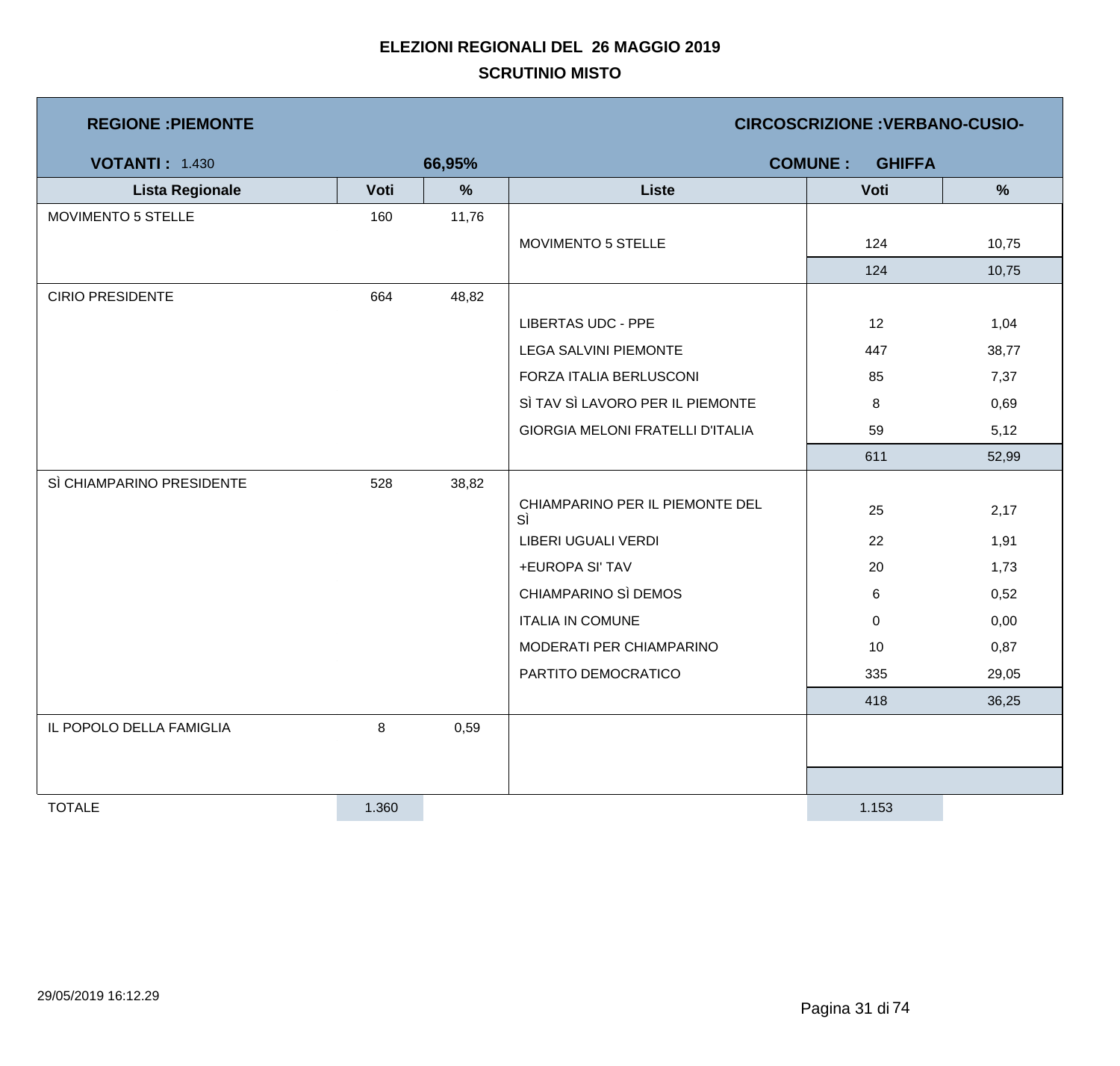**ELEZIONI REGIONALI DEL 26 MAGGIO 2019**

**SCRUTINIO MISTO**

**REGIONE :PIEMONTE** | **CIRCOSCRIZIONE :VERBANO-CUSIO-**

**VOTANTI :** 1.430 | **66,95%** | **COMUNE : GHIFFA**

| Lista Regionale | Voti | % | Liste | Voti | % |
|---|---|---|---|---|---|
| MOVIMENTO 5 STELLE | 160 | 11,76 | | | |
| | | | MOVIMENTO 5 STELLE | 124 | 10,75 |
| | | | | 124 | 10,75 |
| CIRIO PRESIDENTE | 664 | 48,82 | | | |
| | | | LIBERTAS UDC - PPE | 12 | 1,04 |
| | | | LEGA SALVINI PIEMONTE | 447 | 38,77 |
| | | | FORZA ITALIA BERLUSCONI | 85 | 7,37 |
| | | | SÌ TAV SÌ LAVORO PER IL PIEMONTE | 8 | 0,69 |
| | | | GIORGIA MELONI FRATELLI D'ITALIA | 59 | 5,12 |
| | | | | 611 | 52,99 |
| SÌ CHIAMPARINO PRESIDENTE | 528 | 38,82 | | | |
| | | | CHIAMPARINO PER IL PIEMONTE DEL SÌ | 25 | 2,17 |
| | | | LIBERI UGUALI VERDI | 22 | 1,91 |
| | | | +EUROPA SI' TAV | 20 | 1,73 |
| | | | CHIAMPARINO SÌ DEMOS | 6 | 0,52 |
| | | | ITALIA IN COMUNE | 0 | 0,00 |
| | | | MODERATI PER CHIAMPARINO | 10 | 0,87 |
| | | | PARTITO DEMOCRATICO | 335 | 29,05 |
| | | | | 418 | 36,25 |
| IL POPOLO DELLA FAMIGLIA | 8 | 0,59 | | | |
| TOTALE | 1.360 | | | 1.153 | |

29/05/2019 16:12.29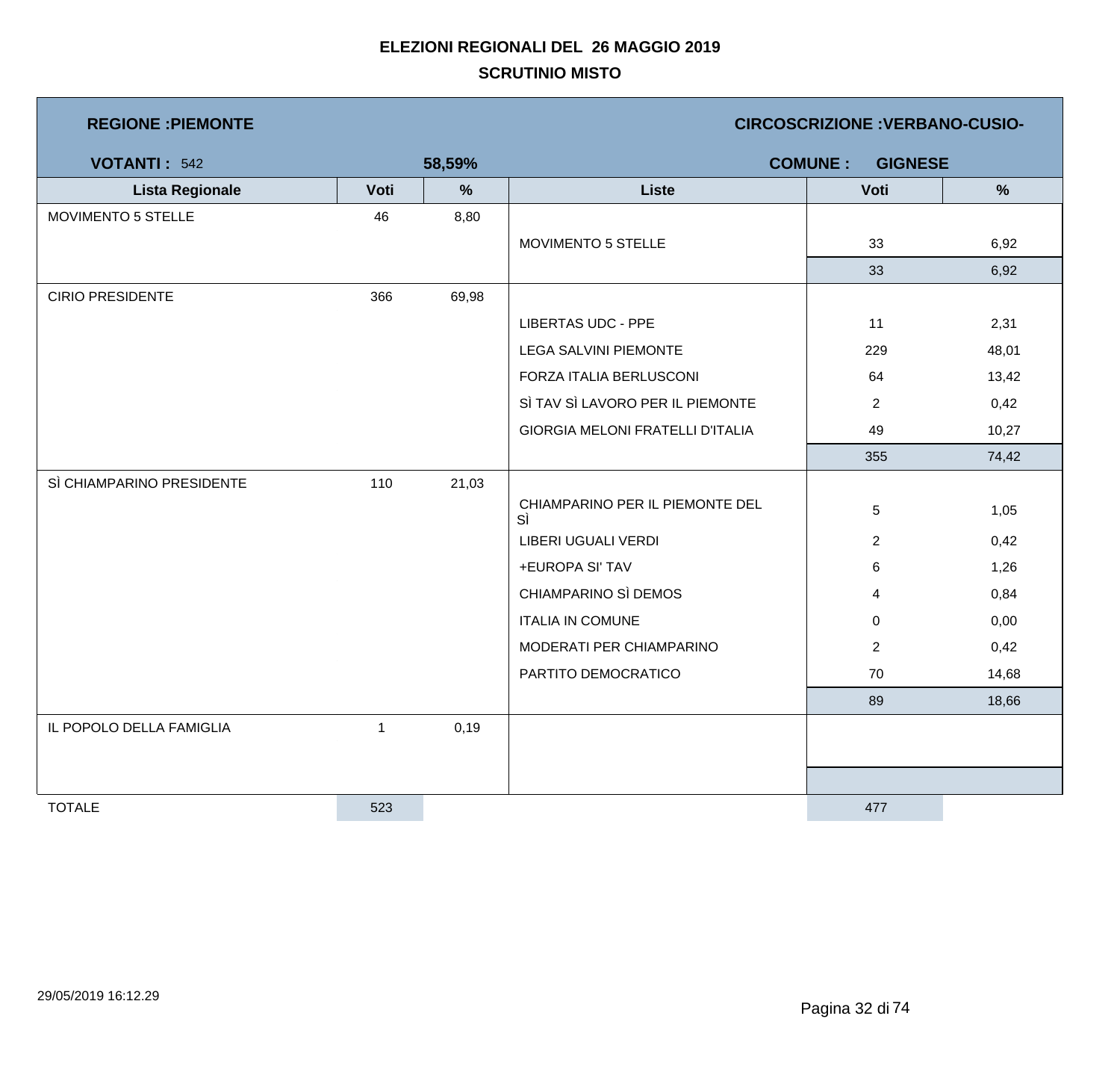# ELEZIONI REGIONALI DEL 26 MAGGIO 2019

## SCRUTINIO MISTO

**REGIONE :PIEMONTE** — **CIRCOSCRIZIONE :VERBANO-CUSIO-**

**VOTANTI :** 542 — **58,59%** — **COMUNE : GIGNESE**

| Lista Regionale | Voti | % | Liste | Voti | % |
|---|---|---|---|---|---|
| MOVIMENTO 5 STELLE | 46 | 8,80 | | | |
| | | | MOVIMENTO 5 STELLE | 33 | 6,92 |
| | | | | 33 | 6,92 |
| CIRIO PRESIDENTE | 366 | 69,98 | | | |
| | | | LIBERTAS UDC - PPE | 11 | 2,31 |
| | | | LEGA SALVINI PIEMONTE | 229 | 48,01 |
| | | | FORZA ITALIA BERLUSCONI | 64 | 13,42 |
| | | | SÌ TAV SÌ LAVORO PER IL PIEMONTE | 2 | 0,42 |
| | | | GIORGIA MELONI FRATELLI D'ITALIA | 49 | 10,27 |
| | | | | 355 | 74,42 |
| SÌ CHIAMPARINO PRESIDENTE | 110 | 21,03 | | | |
| | | | CHIAMPARINO PER IL PIEMONTE DEL SÌ | 5 | 1,05 |
| | | | LIBERI UGUALI VERDI | 2 | 0,42 |
| | | | +EUROPA SI' TAV | 6 | 1,26 |
| | | | CHIAMPARINO SÌ DEMOS | 4 | 0,84 |
| | | | ITALIA IN COMUNE | 0 | 0,00 |
| | | | MODERATI PER CHIAMPARINO | 2 | 0,42 |
| | | | PARTITO DEMOCRATICO | 70 | 14,68 |
| | | | | 89 | 18,66 |
| IL POPOLO DELLA FAMIGLIA | 1 | 0,19 | | | |
| TOTALE | 523 | | | 477 | |

29/05/2019 16:12.29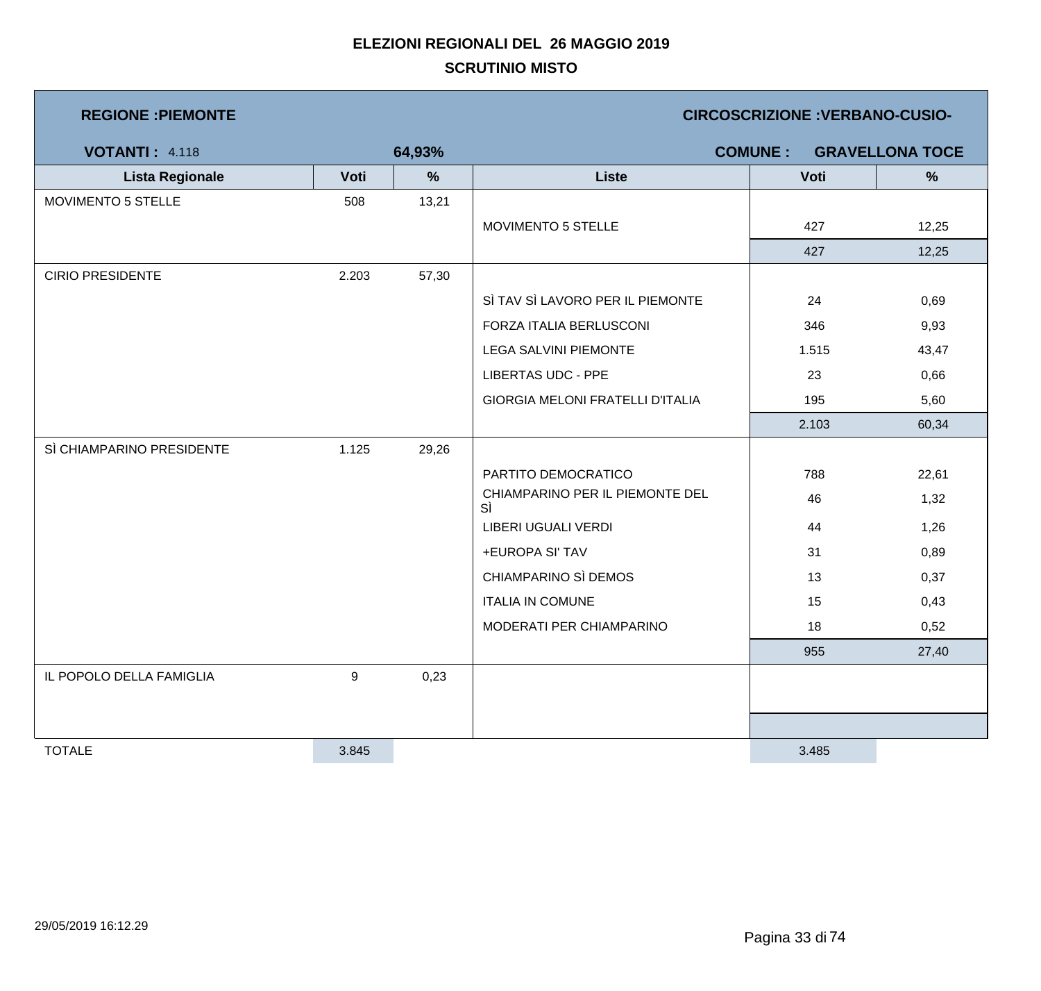# ELEZIONI REGIONALI DEL 26 MAGGIO 2019

## SCRUTINIO MISTO

**REGIONE :PIEMONTE** — **CIRCOSCRIZIONE :VERBANO-CUSIO-**

**VOTANTI :** 4.118 — **64,93%** — **COMUNE : GRAVELLONA TOCE**

| Lista Regionale | Voti | % | Liste | Voti | % |
|---|---|---|---|---|---|
| MOVIMENTO 5 STELLE | 508 | 13,21 | | | |
| | | | MOVIMENTO 5 STELLE | 427 | 12,25 |
| | | | | 427 | 12,25 |
| CIRIO PRESIDENTE | 2.203 | 57,30 | | | |
| | | | SÌ TAV SÌ LAVORO PER IL PIEMONTE | 24 | 0,69 |
| | | | FORZA ITALIA BERLUSCONI | 346 | 9,93 |
| | | | LEGA SALVINI PIEMONTE | 1.515 | 43,47 |
| | | | LIBERTAS UDC - PPE | 23 | 0,66 |
| | | | GIORGIA MELONI FRATELLI D'ITALIA | 195 | 5,60 |
| | | | | 2.103 | 60,34 |
| SÌ CHIAMPARINO PRESIDENTE | 1.125 | 29,26 | | | |
| | | | PARTITO DEMOCRATICO | 788 | 22,61 |
| | | | CHIAMPARINO PER IL PIEMONTE DEL SÌ | 46 | 1,32 |
| | | | LIBERI UGUALI VERDI | 44 | 1,26 |
| | | | +EUROPA SI' TAV | 31 | 0,89 |
| | | | CHIAMPARINO SÌ DEMOS | 13 | 0,37 |
| | | | ITALIA IN COMUNE | 15 | 0,43 |
| | | | MODERATI PER CHIAMPARINO | 18 | 0,52 |
| | | | | 955 | 27,40 |
| IL POPOLO DELLA FAMIGLIA | 9 | 0,23 | | | |
| TOTALE | 3.845 | | | 3.485 | |

29/05/2019 16:12.29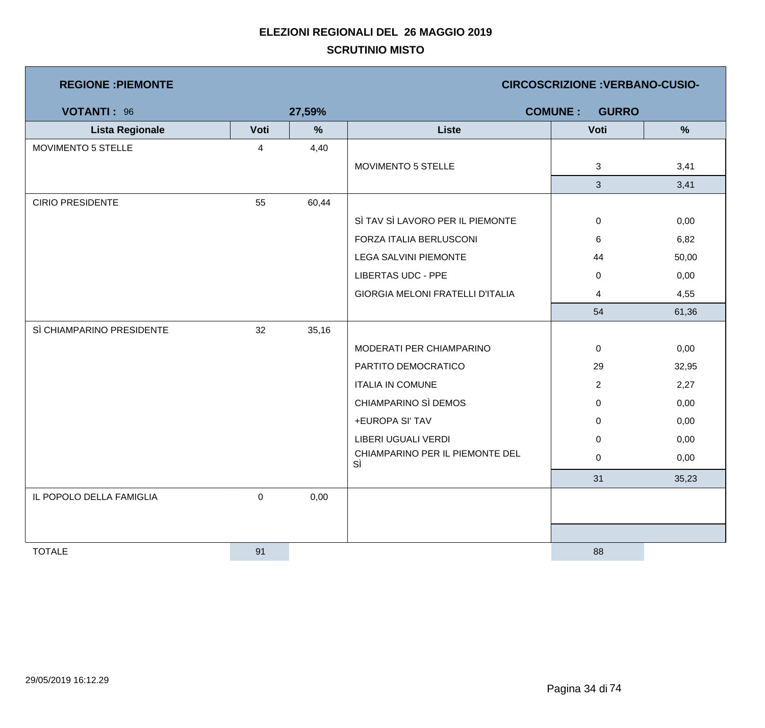# ELEZIONI REGIONALI DEL 26 MAGGIO 2019

## SCRUTINIO MISTO

**REGIONE :PIEMONTE** | **CIRCOSCRIZIONE :VERBANO-CUSIO-**

**VOTANTI :** 96 | **27,59%** | **COMUNE : GURRO**

| Lista Regionale | Voti | % | Liste | Voti | % |
|---|---|---|---|---|---|
| MOVIMENTO 5 STELLE | 4 | 4,40 | | | |
| | | | MOVIMENTO 5 STELLE | 3 | 3,41 |
| | | | | 3 | 3,41 |
| CIRIO PRESIDENTE | 55 | 60,44 | | | |
| | | | SÌ TAV SÌ LAVORO PER IL PIEMONTE | 0 | 0,00 |
| | | | FORZA ITALIA BERLUSCONI | 6 | 6,82 |
| | | | LEGA SALVINI PIEMONTE | 44 | 50,00 |
| | | | LIBERTAS UDC - PPE | 0 | 0,00 |
| | | | GIORGIA MELONI FRATELLI D'ITALIA | 4 | 4,55 |
| | | | | 54 | 61,36 |
| SÌ CHIAMPARINO PRESIDENTE | 32 | 35,16 | | | |
| | | | MODERATI PER CHIAMPARINO | 0 | 0,00 |
| | | | PARTITO DEMOCRATICO | 29 | 32,95 |
| | | | ITALIA IN COMUNE | 2 | 2,27 |
| | | | CHIAMPARINO SÌ DEMOS | 0 | 0,00 |
| | | | +EUROPA SI' TAV | 0 | 0,00 |
| | | | LIBERI UGUALI VERDI | 0 | 0,00 |
| | | | CHIAMPARINO PER IL PIEMONTE DEL SÌ | 0 | 0,00 |
| | | | | 31 | 35,23 |
| IL POPOLO DELLA FAMIGLIA | 0 | 0,00 | | | |
| TOTALE | 91 | | | 88 | |

29/05/2019 16:12.29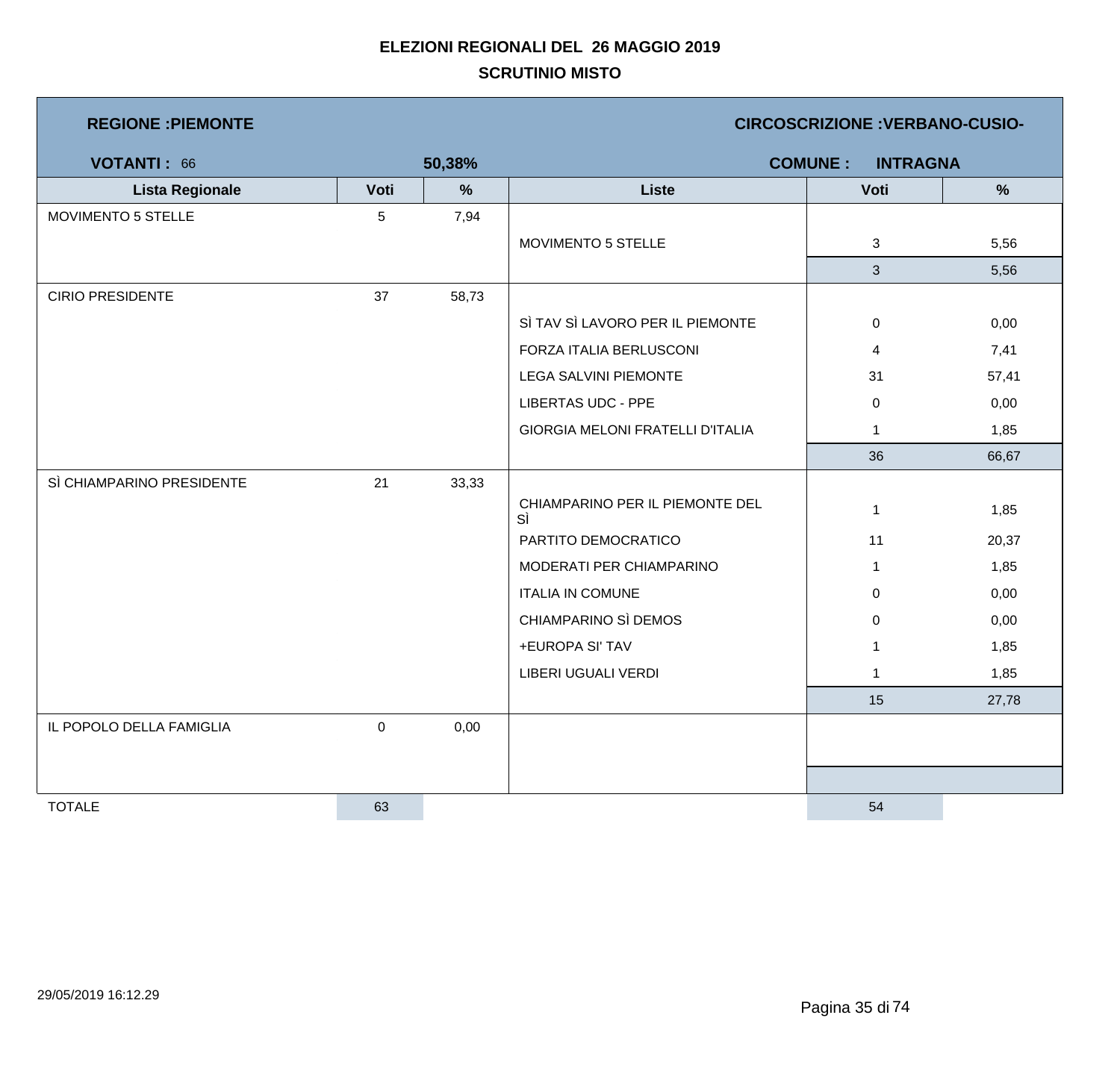# ELEZIONI REGIONALI DEL 26 MAGGIO 2019

## SCRUTINIO MISTO

**REGIONE :PIEMONTE** | **CIRCOSCRIZIONE :VERBANO-CUSIO-**

**VOTANTI :** 66 **50,38%** | **COMUNE : INTRAGNA**

| Lista Regionale | Voti | % | Liste | Voti | % |
|---|---|---|---|---|---|
| MOVIMENTO 5 STELLE | 5 | 7,94 | | | |
| | | | MOVIMENTO 5 STELLE | 3 | 5,56 |
| | | | | 3 | 5,56 |
| CIRIO PRESIDENTE | 37 | 58,73 | | | |
| | | | SÌ TAV SÌ LAVORO PER IL PIEMONTE | 0 | 0,00 |
| | | | FORZA ITALIA BERLUSCONI | 4 | 7,41 |
| | | | LEGA SALVINI PIEMONTE | 31 | 57,41 |
| | | | LIBERTAS UDC - PPE | 0 | 0,00 |
| | | | GIORGIA MELONI FRATELLI D'ITALIA | 1 | 1,85 |
| | | | | 36 | 66,67 |
| SÌ CHIAMPARINO PRESIDENTE | 21 | 33,33 | | | |
| | | | CHIAMPARINO PER IL PIEMONTE DEL SÌ | 1 | 1,85 |
| | | | PARTITO DEMOCRATICO | 11 | 20,37 |
| | | | MODERATI PER CHIAMPARINO | 1 | 1,85 |
| | | | ITALIA IN COMUNE | 0 | 0,00 |
| | | | CHIAMPARINO SÌ DEMOS | 0 | 0,00 |
| | | | +EUROPA SI' TAV | 1 | 1,85 |
| | | | LIBERI UGUALI VERDI | 1 | 1,85 |
| | | | | 15 | 27,78 |
| IL POPOLO DELLA FAMIGLIA | 0 | 0,00 | | | |
| | | | | | |
| TOTALE | 63 | | | 54 | |

29/05/2019 16:12.29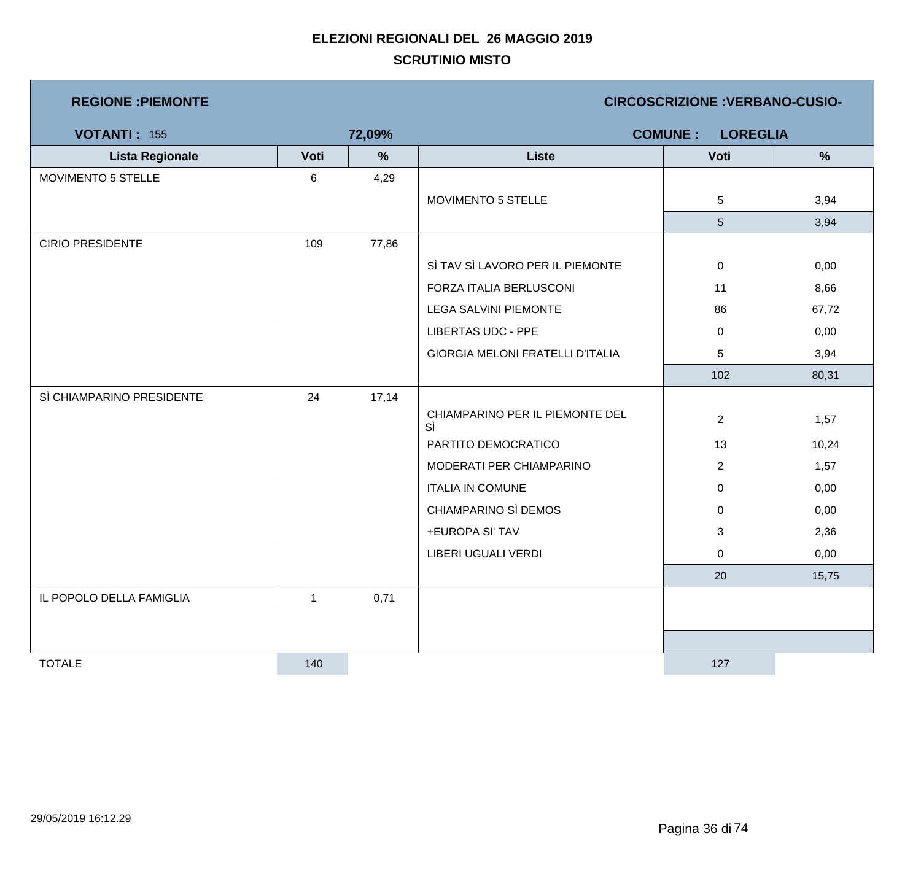# ELEZIONI REGIONALI DEL 26 MAGGIO 2019

## SCRUTINIO MISTO

**REGIONE :PIEMONTE** — **CIRCOSCRIZIONE :VERBANO-CUSIO-**

**VOTANTI :** 155 — **72,09%** — **COMUNE : LOREGLIA**

| Lista Regionale | Voti | % | Liste | Voti | % |
|---|---|---|---|---|---|
| MOVIMENTO 5 STELLE | 6 | 4,29 | | | |
| | | | MOVIMENTO 5 STELLE | 5 | 3,94 |
| | | | | 5 | 3,94 |
| CIRIO PRESIDENTE | 109 | 77,86 | | | |
| | | | SÌ TAV SÌ LAVORO PER IL PIEMONTE | 0 | 0,00 |
| | | | FORZA ITALIA BERLUSCONI | 11 | 8,66 |
| | | | LEGA SALVINI PIEMONTE | 86 | 67,72 |
| | | | LIBERTAS UDC - PPE | 0 | 0,00 |
| | | | GIORGIA MELONI FRATELLI D'ITALIA | 5 | 3,94 |
| | | | | 102 | 80,31 |
| SÌ CHIAMPARINO PRESIDENTE | 24 | 17,14 | | | |
| | | | CHIAMPARINO PER IL PIEMONTE DEL SÌ | 2 | 1,57 |
| | | | PARTITO DEMOCRATICO | 13 | 10,24 |
| | | | MODERATI PER CHIAMPARINO | 2 | 1,57 |
| | | | ITALIA IN COMUNE | 0 | 0,00 |
| | | | CHIAMPARINO SÌ DEMOS | 0 | 0,00 |
| | | | +EUROPA SI' TAV | 3 | 2,36 |
| | | | LIBERI UGUALI VERDI | 0 | 0,00 |
| | | | | 20 | 15,75 |
| IL POPOLO DELLA FAMIGLIA | 1 | 0,71 | | | |
| TOTALE | 140 | | | 127 | |

29/05/2019 16:12.29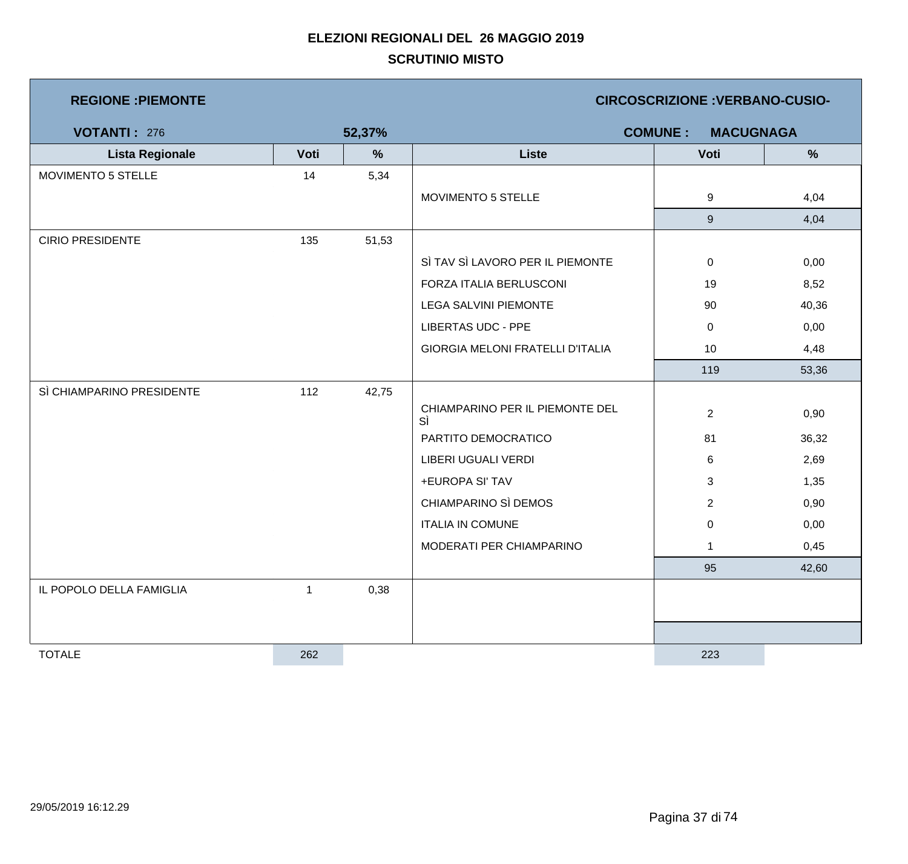**ELEZIONI REGIONALI DEL 26 MAGGIO 2019**

**SCRUTINIO MISTO**

**REGIONE :PIEMONTE** — **CIRCOSCRIZIONE :VERBANO-CUSIO-**

**VOTANTI :** 276 — **52,37%** — **COMUNE : MACUGNAGA**

| Lista Regionale | Voti | % | Liste | Voti | % |
|---|---|---|---|---|---|
| MOVIMENTO 5 STELLE | 14 | 5,34 | | | |
| | | | MOVIMENTO 5 STELLE | 9 | 4,04 |
| | | | | 9 | 4,04 |
| CIRIO PRESIDENTE | 135 | 51,53 | | | |
| | | | SÌ TAV SÌ LAVORO PER IL PIEMONTE | 0 | 0,00 |
| | | | FORZA ITALIA BERLUSCONI | 19 | 8,52 |
| | | | LEGA SALVINI PIEMONTE | 90 | 40,36 |
| | | | LIBERTAS UDC - PPE | 0 | 0,00 |
| | | | GIORGIA MELONI FRATELLI D'ITALIA | 10 | 4,48 |
| | | | | 119 | 53,36 |
| SÌ CHIAMPARINO PRESIDENTE | 112 | 42,75 | | | |
| | | | CHIAMPARINO PER IL PIEMONTE DEL SÌ | 2 | 0,90 |
| | | | PARTITO DEMOCRATICO | 81 | 36,32 |
| | | | LIBERI UGUALI VERDI | 6 | 2,69 |
| | | | +EUROPA SI' TAV | 3 | 1,35 |
| | | | CHIAMPARINO SÌ DEMOS | 2 | 0,90 |
| | | | ITALIA IN COMUNE | 0 | 0,00 |
| | | | MODERATI PER CHIAMPARINO | 1 | 0,45 |
| | | | | 95 | 42,60 |
| IL POPOLO DELLA FAMIGLIA | 1 | 0,38 | | | |
| TOTALE | 262 | | | 223 | |

29/05/2019 16:12.29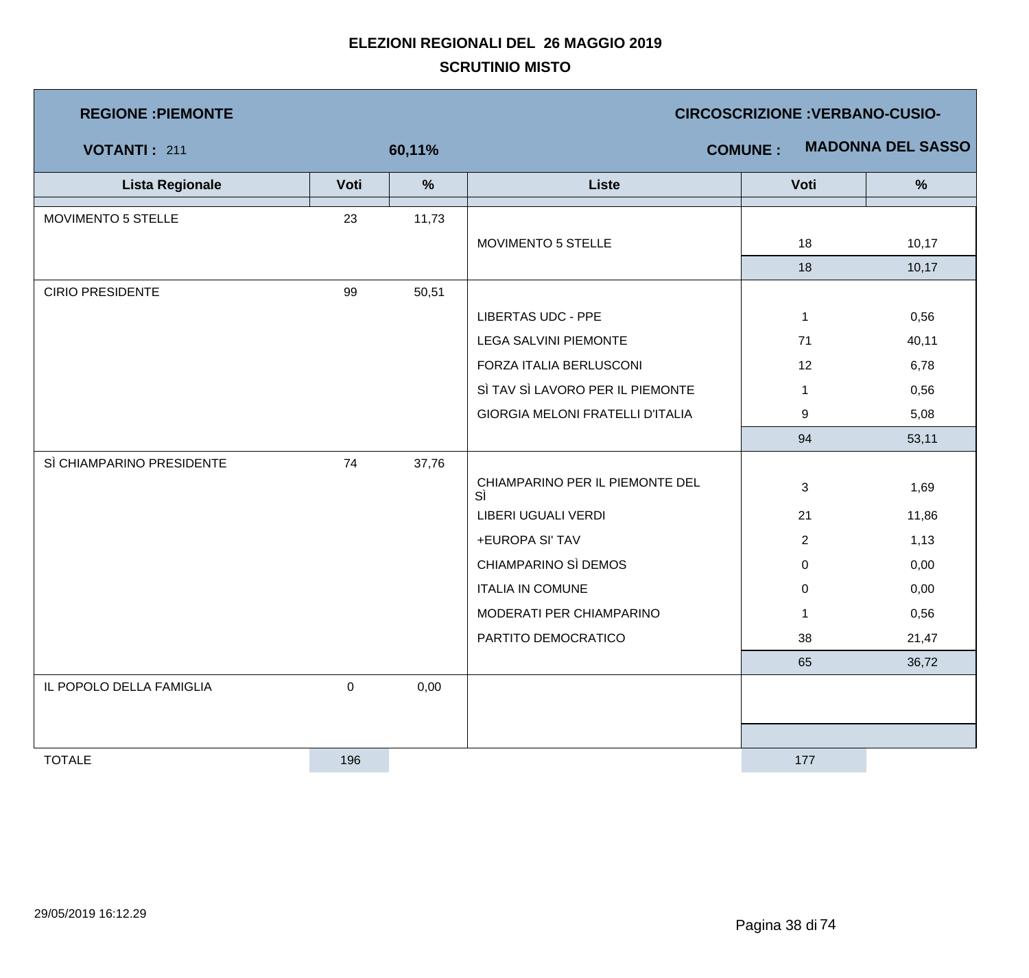# ELEZIONI REGIONALI DEL 26 MAGGIO 2019

## SCRUTINIO MISTO

**REGIONE :PIEMONTE** | **CIRCOSCRIZIONE :VERBANO-CUSIO-**

**VOTANTI :** 211 | **60,11%** | **COMUNE :** **MADONNA DEL SASSO**

| Lista Regionale | Voti | % | Liste | Voti | % |
|---|---|---|---|---|---|
| MOVIMENTO 5 STELLE | 23 | 11,73 | | | |
| | | | MOVIMENTO 5 STELLE | 18 | 10,17 |
| | | | | 18 | 10,17 |
| CIRIO PRESIDENTE | 99 | 50,51 | | | |
| | | | LIBERTAS UDC - PPE | 1 | 0,56 |
| | | | LEGA SALVINI PIEMONTE | 71 | 40,11 |
| | | | FORZA ITALIA BERLUSCONI | 12 | 6,78 |
| | | | SÌ TAV SÌ LAVORO PER IL PIEMONTE | 1 | 0,56 |
| | | | GIORGIA MELONI FRATELLI D'ITALIA | 9 | 5,08 |
| | | | | 94 | 53,11 |
| SÌ CHIAMPARINO PRESIDENTE | 74 | 37,76 | | | |
| | | | CHIAMPARINO PER IL PIEMONTE DEL SÌ | 3 | 1,69 |
| | | | LIBERI UGUALI VERDI | 21 | 11,86 |
| | | | +EUROPA SI' TAV | 2 | 1,13 |
| | | | CHIAMPARINO SÌ DEMOS | 0 | 0,00 |
| | | | ITALIA IN COMUNE | 0 | 0,00 |
| | | | MODERATI PER CHIAMPARINO | 1 | 0,56 |
| | | | PARTITO DEMOCRATICO | 38 | 21,47 |
| | | | | 65 | 36,72 |
| IL POPOLO DELLA FAMIGLIA | 0 | 0,00 | | | |
| TOTALE | 196 | | | 177 | |

29/05/2019 16:12.29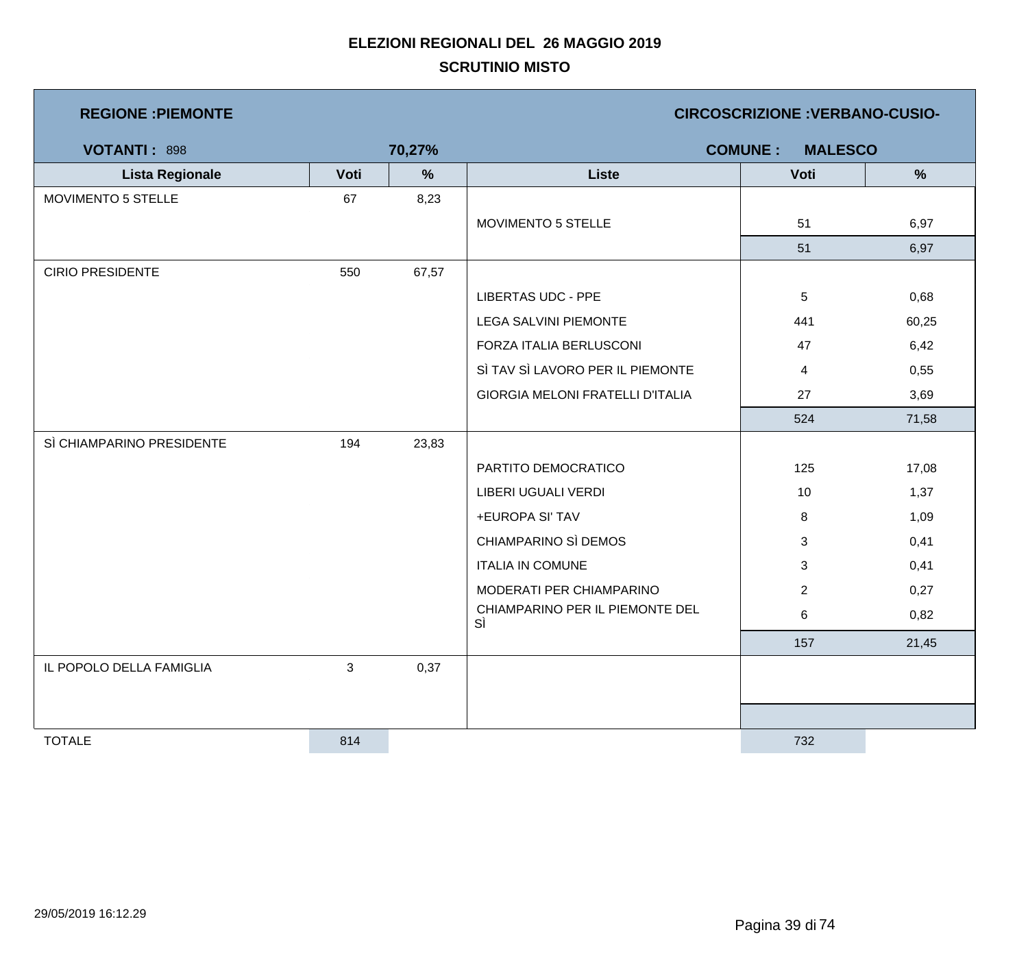# ELEZIONI REGIONALI DEL 26 MAGGIO 2019

## SCRUTINIO MISTO

**REGIONE :PIEMONTE** | **CIRCOSCRIZIONE :VERBANO-CUSIO-**

**VOTANTI :** 898 | **70,27%** | **COMUNE : MALESCO**

| Lista Regionale | Voti | % | Liste | Voti | % |
|---|---|---|---|---|---|
| MOVIMENTO 5 STELLE | 67 | 8,23 | | | |
| | | | MOVIMENTO 5 STELLE | 51 | 6,97 |
| | | | | 51 | 6,97 |
| CIRIO PRESIDENTE | 550 | 67,57 | | | |
| | | | LIBERTAS UDC - PPE | 5 | 0,68 |
| | | | LEGA SALVINI PIEMONTE | 441 | 60,25 |
| | | | FORZA ITALIA BERLUSCONI | 47 | 6,42 |
| | | | SÌ TAV SÌ LAVORO PER IL PIEMONTE | 4 | 0,55 |
| | | | GIORGIA MELONI FRATELLI D'ITALIA | 27 | 3,69 |
| | | | | 524 | 71,58 |
| SÌ CHIAMPARINO PRESIDENTE | 194 | 23,83 | | | |
| | | | PARTITO DEMOCRATICO | 125 | 17,08 |
| | | | LIBERI UGUALI VERDI | 10 | 1,37 |
| | | | +EUROPA SI' TAV | 8 | 1,09 |
| | | | CHIAMPARINO SÌ DEMOS | 3 | 0,41 |
| | | | ITALIA IN COMUNE | 3 | 0,41 |
| | | | MODERATI PER CHIAMPARINO | 2 | 0,27 |
| | | | CHIAMPARINO PER IL PIEMONTE DEL SÌ | 6 | 0,82 |
| | | | | 157 | 21,45 |
| IL POPOLO DELLA FAMIGLIA | 3 | 0,37 | | | |
| TOTALE | 814 | | | 732 | |

29/05/2019 16:12.29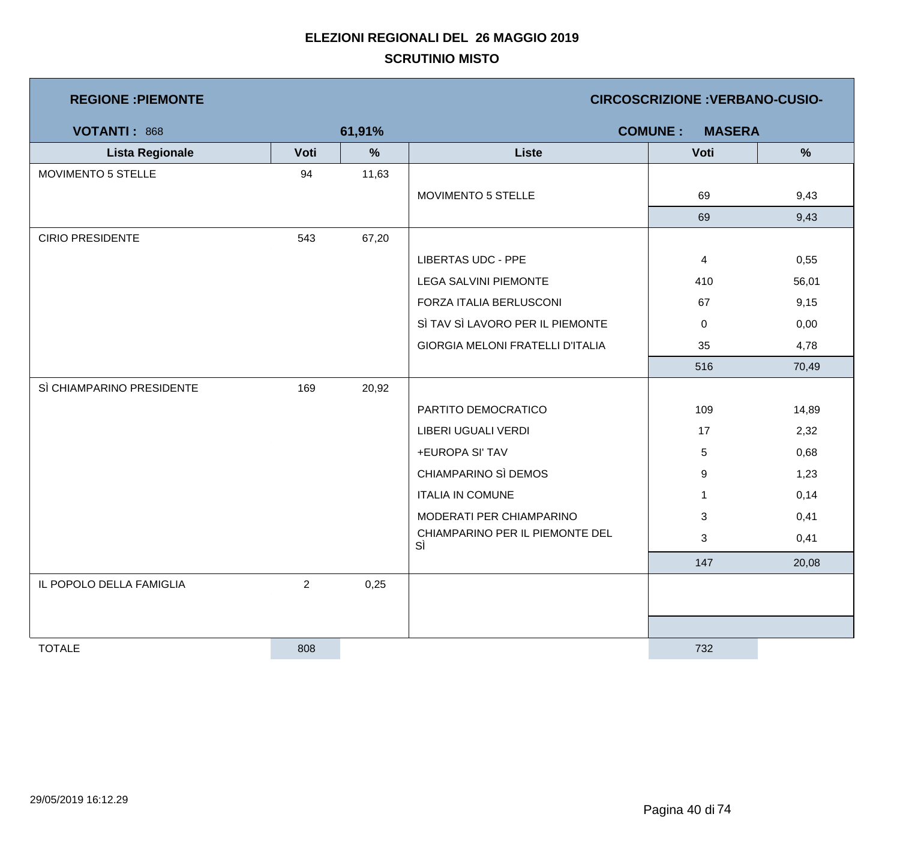# ELEZIONI REGIONALI DEL 26 MAGGIO 2019

## SCRUTINIO MISTO

**REGIONE :PIEMONTE** — **CIRCOSCRIZIONE :VERBANO-CUSIO-**

**VOTANTI :** 868 — **61,91%** — **COMUNE : MASERA**

| Lista Regionale | Voti | % | Liste | Voti | % |
|---|---|---|---|---|---|
| MOVIMENTO 5 STELLE | 94 | 11,63 | | | |
| | | | MOVIMENTO 5 STELLE | 69 | 9,43 |
| | | | | 69 | 9,43 |
| CIRIO PRESIDENTE | 543 | 67,20 | | | |
| | | | LIBERTAS UDC - PPE | 4 | 0,55 |
| | | | LEGA SALVINI PIEMONTE | 410 | 56,01 |
| | | | FORZA ITALIA BERLUSCONI | 67 | 9,15 |
| | | | SÌ TAV SÌ LAVORO PER IL PIEMONTE | 0 | 0,00 |
| | | | GIORGIA MELONI FRATELLI D'ITALIA | 35 | 4,78 |
| | | | | 516 | 70,49 |
| SÌ CHIAMPARINO PRESIDENTE | 169 | 20,92 | | | |
| | | | PARTITO DEMOCRATICO | 109 | 14,89 |
| | | | LIBERI UGUALI VERDI | 17 | 2,32 |
| | | | +EUROPA SI' TAV | 5 | 0,68 |
| | | | CHIAMPARINO SÌ DEMOS | 9 | 1,23 |
| | | | ITALIA IN COMUNE | 1 | 0,14 |
| | | | MODERATI PER CHIAMPARINO | 3 | 0,41 |
| | | | CHIAMPARINO PER IL PIEMONTE DEL SÌ | 3 | 0,41 |
| | | | | 147 | 20,08 |
| IL POPOLO DELLA FAMIGLIA | 2 | 0,25 | | | |
| TOTALE | 808 | | | 732 | |

29/05/2019 16:12.29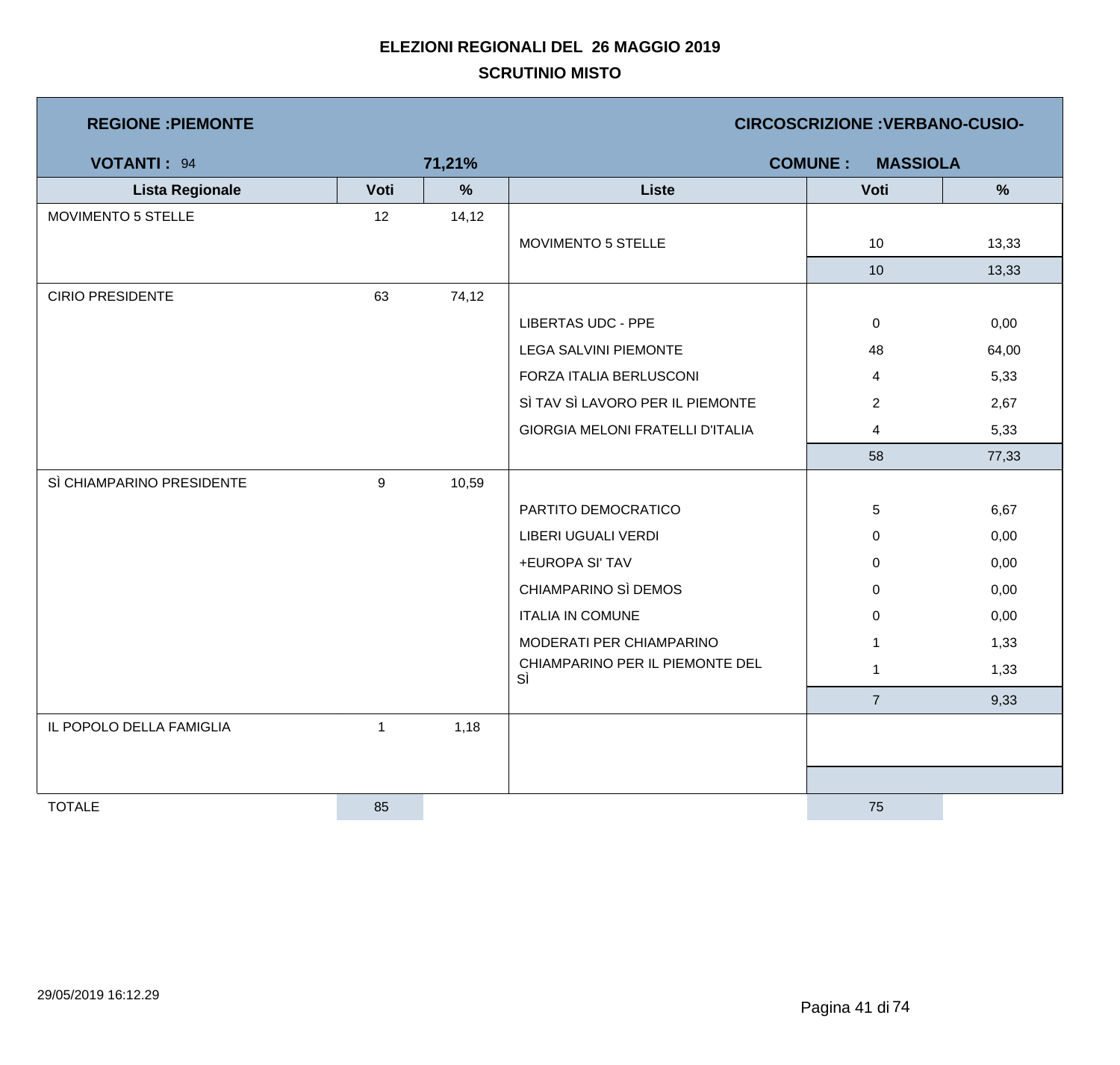# ELEZIONI REGIONALI DEL 26 MAGGIO 2019

## SCRUTINIO MISTO

**REGIONE :PIEMONTE** | **CIRCOSCRIZIONE :VERBANO-CUSIO-**

**VOTANTI :** 94 | **71,21%** | **COMUNE : MASSIOLA**

| Lista Regionale | Voti | % | Liste | Voti | % |
|---|---|---|---|---|---|
| MOVIMENTO 5 STELLE | 12 | 14,12 | | | |
| | | | MOVIMENTO 5 STELLE | 10 | 13,33 |
| | | | | 10 | 13,33 |
| CIRIO PRESIDENTE | 63 | 74,12 | | | |
| | | | LIBERTAS UDC - PPE | 0 | 0,00 |
| | | | LEGA SALVINI PIEMONTE | 48 | 64,00 |
| | | | FORZA ITALIA BERLUSCONI | 4 | 5,33 |
| | | | SÌ TAV SÌ LAVORO PER IL PIEMONTE | 2 | 2,67 |
| | | | GIORGIA MELONI FRATELLI D'ITALIA | 4 | 5,33 |
| | | | | 58 | 77,33 |
| SÌ CHIAMPARINO PRESIDENTE | 9 | 10,59 | | | |
| | | | PARTITO DEMOCRATICO | 5 | 6,67 |
| | | | LIBERI UGUALI VERDI | 0 | 0,00 |
| | | | +EUROPA SI' TAV | 0 | 0,00 |
| | | | CHIAMPARINO SÌ DEMOS | 0 | 0,00 |
| | | | ITALIA IN COMUNE | 0 | 0,00 |
| | | | MODERATI PER CHIAMPARINO | 1 | 1,33 |
| | | | CHIAMPARINO PER IL PIEMONTE DEL SÌ | 1 | 1,33 |
| | | | | 7 | 9,33 |
| IL POPOLO DELLA FAMIGLIA | 1 | 1,18 | | | |
| TOTALE | 85 | | | 75 | |

29/05/2019 16:12.29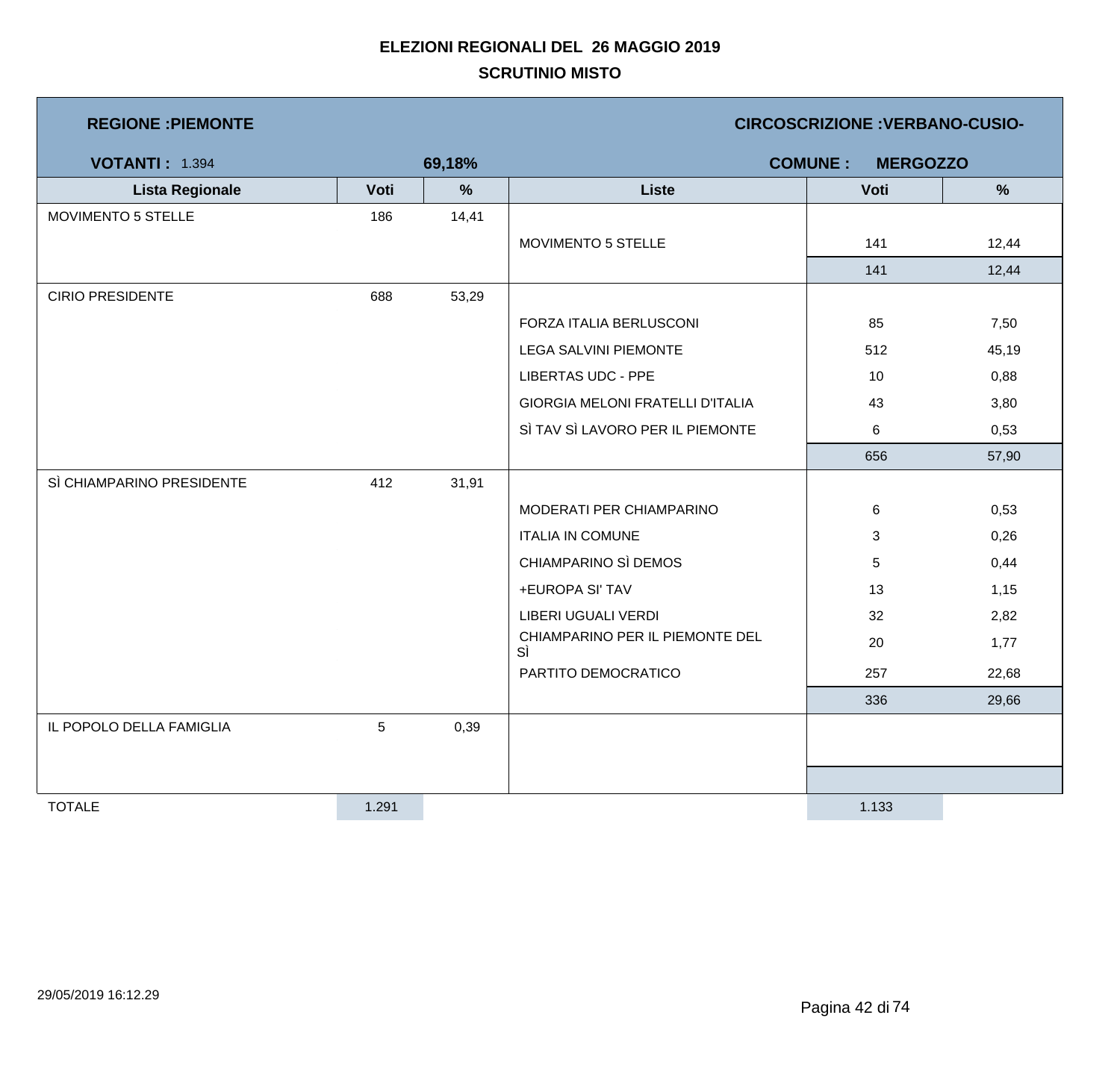# ELEZIONI REGIONALI DEL 26 MAGGIO 2019

## SCRUTINIO MISTO

**REGIONE :PIEMONTE** **CIRCOSCRIZIONE :VERBANO-CUSIO-**

**VOTANTI :** 1.394 **69,18%** **COMUNE : MERGOZZO**

| Lista Regionale | Voti | % | Liste | Voti | % |
|---|---|---|---|---|---|
| MOVIMENTO 5 STELLE | 186 | 14,41 | | | |
| | | | MOVIMENTO 5 STELLE | 141 | 12,44 |
| | | | | 141 | 12,44 |
| CIRIO PRESIDENTE | 688 | 53,29 | | | |
| | | | FORZA ITALIA BERLUSCONI | 85 | 7,50 |
| | | | LEGA SALVINI PIEMONTE | 512 | 45,19 |
| | | | LIBERTAS UDC - PPE | 10 | 0,88 |
| | | | GIORGIA MELONI FRATELLI D'ITALIA | 43 | 3,80 |
| | | | SÌ TAV SÌ LAVORO PER IL PIEMONTE | 6 | 0,53 |
| | | | | 656 | 57,90 |
| SÌ CHIAMPARINO PRESIDENTE | 412 | 31,91 | | | |
| | | | MODERATI PER CHIAMPARINO | 6 | 0,53 |
| | | | ITALIA IN COMUNE | 3 | 0,26 |
| | | | CHIAMPARINO SÌ DEMOS | 5 | 0,44 |
| | | | +EUROPA SI' TAV | 13 | 1,15 |
| | | | LIBERI UGUALI VERDI | 32 | 2,82 |
| | | | CHIAMPARINO PER IL PIEMONTE DEL SÌ | 20 | 1,77 |
| | | | PARTITO DEMOCRATICO | 257 | 22,68 |
| | | | | 336 | 29,66 |
| IL POPOLO DELLA FAMIGLIA | 5 | 0,39 | | | |
| TOTALE | 1.291 | | | 1.133 | |

29/05/2019 16:12.29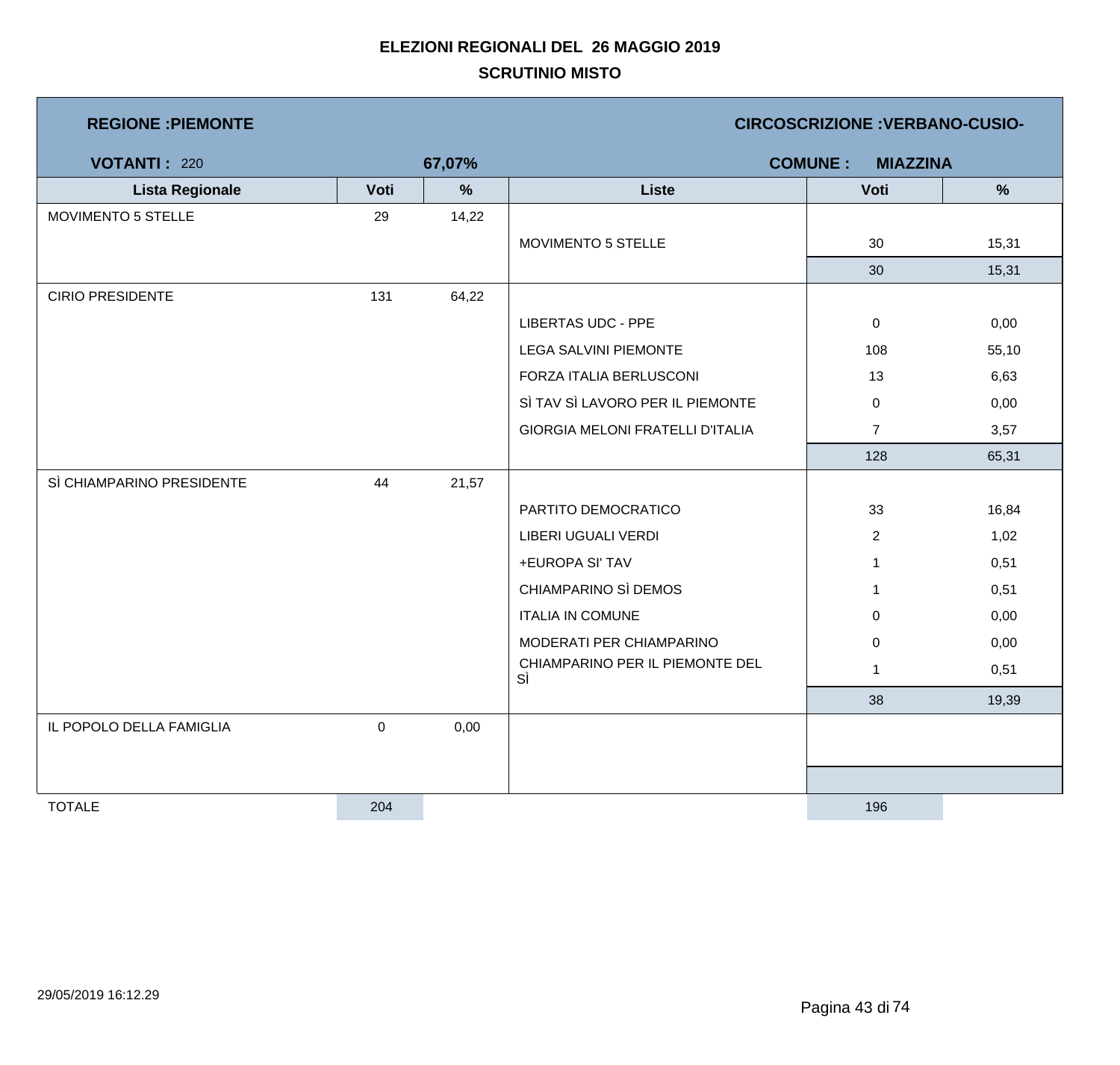# ELEZIONI REGIONALI DEL 26 MAGGIO 2019

## SCRUTINIO MISTO

**REGIONE :PIEMONTE** | **CIRCOSCRIZIONE :VERBANO-CUSIO-**

**VOTANTI :** 220 | **67,07%** | **COMUNE : MIAZZINA**

| Lista Regionale | Voti | % | Liste | Voti | % |
|---|---|---|---|---|---|
| MOVIMENTO 5 STELLE | 29 | 14,22 | | | |
| | | | MOVIMENTO 5 STELLE | 30 | 15,31 |
| | | | | 30 | 15,31 |
| CIRIO PRESIDENTE | 131 | 64,22 | | | |
| | | | LIBERTAS UDC - PPE | 0 | 0,00 |
| | | | LEGA SALVINI PIEMONTE | 108 | 55,10 |
| | | | FORZA ITALIA BERLUSCONI | 13 | 6,63 |
| | | | SÌ TAV SÌ LAVORO PER IL PIEMONTE | 0 | 0,00 |
| | | | GIORGIA MELONI FRATELLI D'ITALIA | 7 | 3,57 |
| | | | | 128 | 65,31 |
| SÌ CHIAMPARINO PRESIDENTE | 44 | 21,57 | | | |
| | | | PARTITO DEMOCRATICO | 33 | 16,84 |
| | | | LIBERI UGUALI VERDI | 2 | 1,02 |
| | | | +EUROPA SI' TAV | 1 | 0,51 |
| | | | CHIAMPARINO SÌ DEMOS | 1 | 0,51 |
| | | | ITALIA IN COMUNE | 0 | 0,00 |
| | | | MODERATI PER CHIAMPARINO | 0 | 0,00 |
| | | | CHIAMPARINO PER IL PIEMONTE DEL SÌ | 1 | 0,51 |
| | | | | 38 | 19,39 |
| IL POPOLO DELLA FAMIGLIA | 0 | 0,00 | | | |
| TOTALE | 204 | | | 196 | |

29/05/2019 16:12.29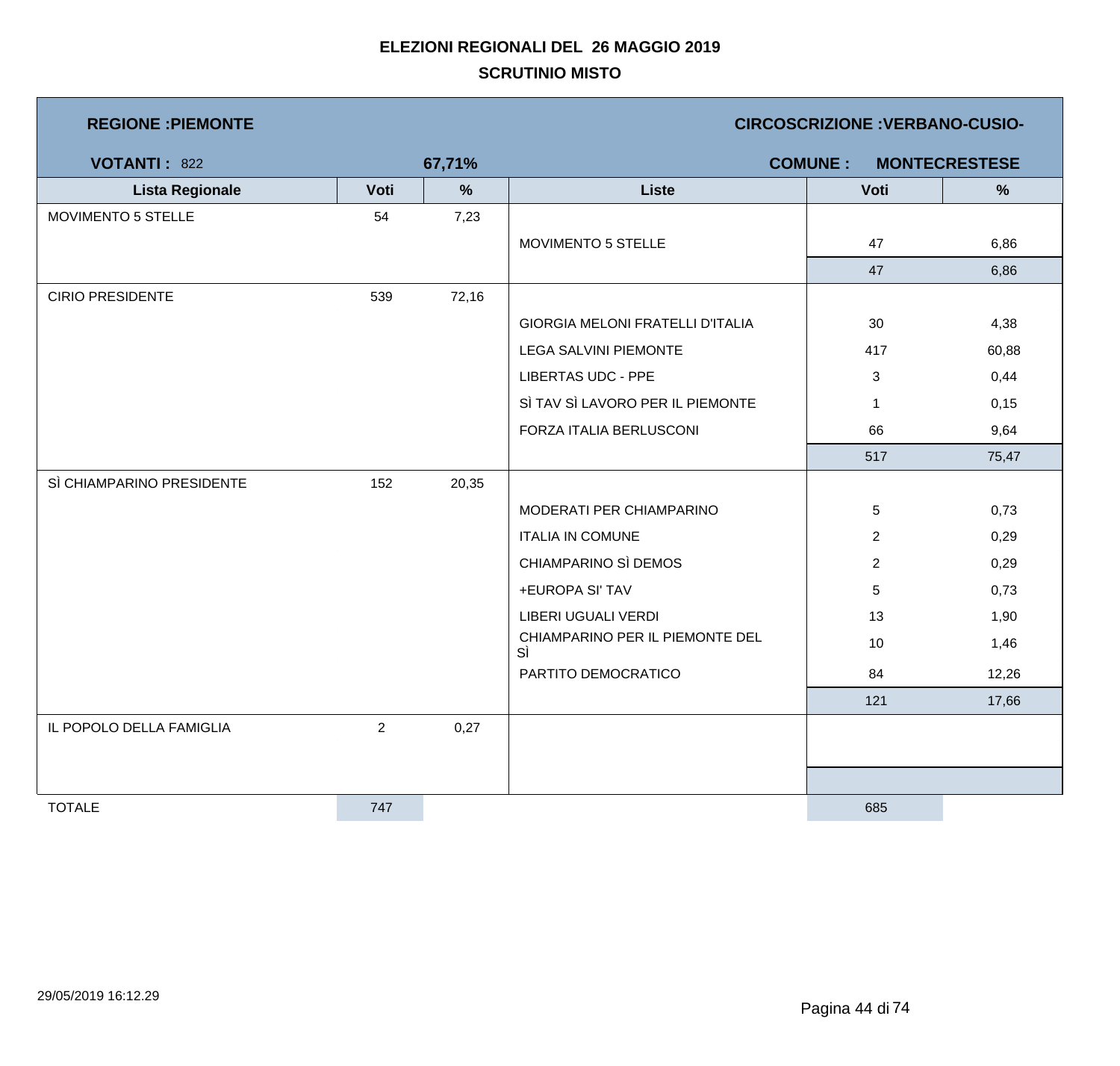# ELEZIONI REGIONALI DEL 26 MAGGIO 2019

## SCRUTINIO MISTO

**REGIONE :PIEMONTE** — **CIRCOSCRIZIONE :VERBANO-CUSIO-**

**VOTANTI :** 822 — **67,71%** — **COMUNE : MONTECRESTESE**

| Lista Regionale | Voti | % | Liste | Voti | % |
|---|---|---|---|---|---|
| MOVIMENTO 5 STELLE | 54 | 7,23 | | | |
| | | | MOVIMENTO 5 STELLE | 47 | 6,86 |
| | | | | 47 | 6,86 |
| CIRIO PRESIDENTE | 539 | 72,16 | | | |
| | | | GIORGIA MELONI FRATELLI D'ITALIA | 30 | 4,38 |
| | | | LEGA SALVINI PIEMONTE | 417 | 60,88 |
| | | | LIBERTAS UDC - PPE | 3 | 0,44 |
| | | | SÌ TAV SÌ LAVORO PER IL PIEMONTE | 1 | 0,15 |
| | | | FORZA ITALIA BERLUSCONI | 66 | 9,64 |
| | | | | 517 | 75,47 |
| SÌ CHIAMPARINO PRESIDENTE | 152 | 20,35 | | | |
| | | | MODERATI PER CHIAMPARINO | 5 | 0,73 |
| | | | ITALIA IN COMUNE | 2 | 0,29 |
| | | | CHIAMPARINO SÌ DEMOS | 2 | 0,29 |
| | | | +EUROPA SI' TAV | 5 | 0,73 |
| | | | LIBERI UGUALI VERDI | 13 | 1,90 |
| | | | CHIAMPARINO PER IL PIEMONTE DEL SÌ | 10 | 1,46 |
| | | | PARTITO DEMOCRATICO | 84 | 12,26 |
| | | | | 121 | 17,66 |
| IL POPOLO DELLA FAMIGLIA | 2 | 0,27 | | | |
| TOTALE | 747 | | | 685 | |

29/05/2019 16:12.29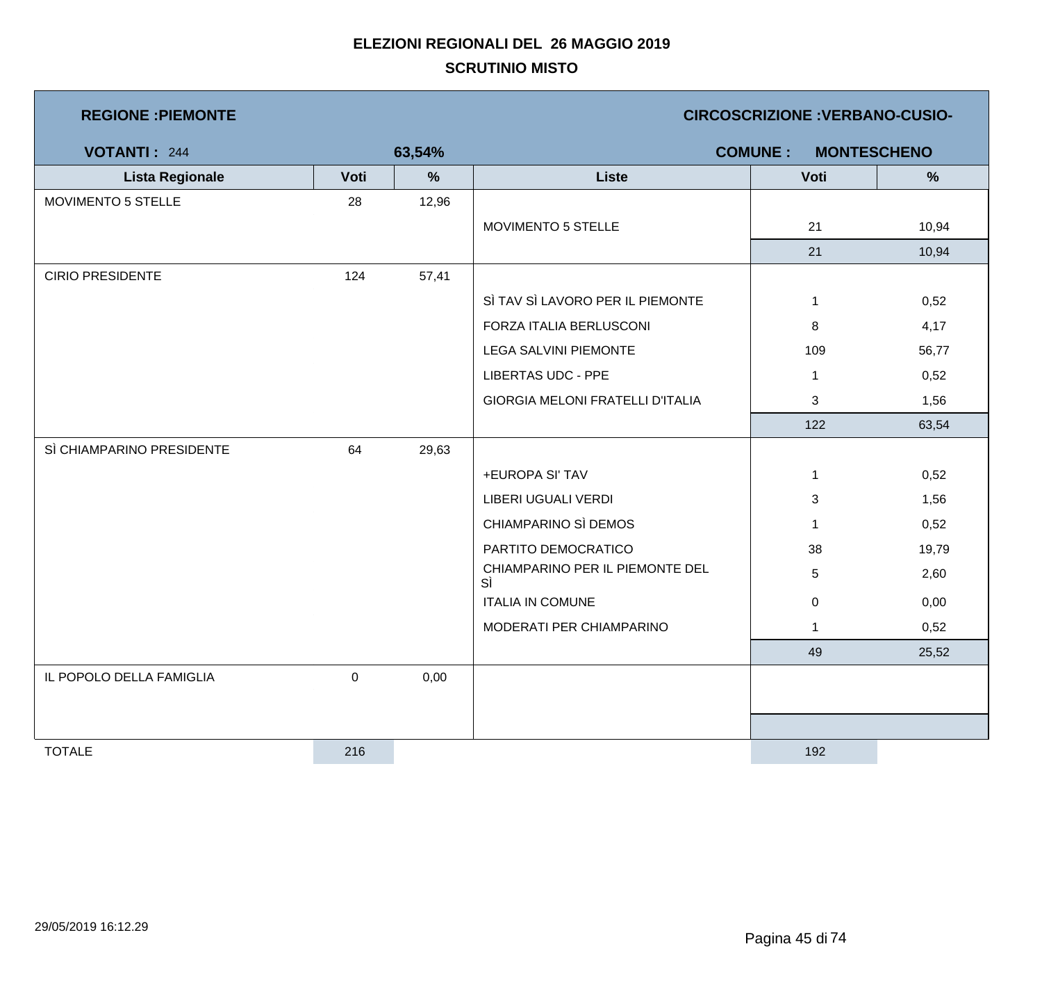# ELEZIONI REGIONALI DEL 26 MAGGIO 2019

## SCRUTINIO MISTO

**REGIONE :PIEMONTE** | **CIRCOSCRIZIONE :VERBANO-CUSIO-**

**VOTANTI :** 244 | **63,54%** | **COMUNE : MONTESCHENO**

| Lista Regionale | Voti | % | Liste | Voti | % |
|---|---|---|---|---|---|
| MOVIMENTO 5 STELLE | 28 | 12,96 | | | |
| | | | MOVIMENTO 5 STELLE | 21 | 10,94 |
| | | | | 21 | 10,94 |
| CIRIO PRESIDENTE | 124 | 57,41 | | | |
| | | | SÌ TAV SÌ LAVORO PER IL PIEMONTE | 1 | 0,52 |
| | | | FORZA ITALIA BERLUSCONI | 8 | 4,17 |
| | | | LEGA SALVINI PIEMONTE | 109 | 56,77 |
| | | | LIBERTAS UDC - PPE | 1 | 0,52 |
| | | | GIORGIA MELONI FRATELLI D'ITALIA | 3 | 1,56 |
| | | | | 122 | 63,54 |
| SÌ CHIAMPARINO PRESIDENTE | 64 | 29,63 | | | |
| | | | +EUROPA SI' TAV | 1 | 0,52 |
| | | | LIBERI UGUALI VERDI | 3 | 1,56 |
| | | | CHIAMPARINO SÌ DEMOS | 1 | 0,52 |
| | | | PARTITO DEMOCRATICO | 38 | 19,79 |
| | | | CHIAMPARINO PER IL PIEMONTE DEL SÌ | 5 | 2,60 |
| | | | ITALIA IN COMUNE | 0 | 0,00 |
| | | | MODERATI PER CHIAMPARINO | 1 | 0,52 |
| | | | | 49 | 25,52 |
| IL POPOLO DELLA FAMIGLIA | 0 | 0,00 | | | |
| TOTALE | 216 | | | 192 | |

29/05/2019 16:12.29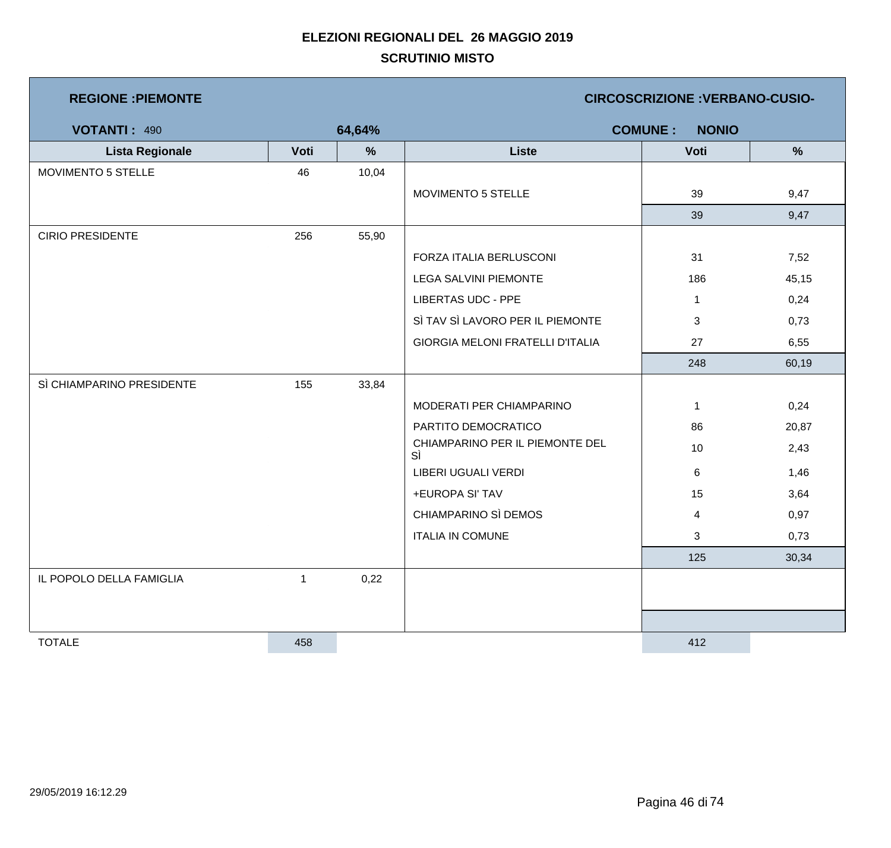# ELEZIONI REGIONALI DEL 26 MAGGIO 2019

## SCRUTINIO MISTO

**REGIONE :PIEMONTE** | **CIRCOSCRIZIONE :VERBANO-CUSIO-**

**VOTANTI :** 490 | **64,64%** | **COMUNE : NONIO**

| Lista Regionale | Voti | % | Liste | Voti | % |
|---|---|---|---|---|---|
| MOVIMENTO 5 STELLE | 46 | 10,04 | | | |
| | | | MOVIMENTO 5 STELLE | 39 | 9,47 |
| | | | | 39 | 9,47 |
| CIRIO PRESIDENTE | 256 | 55,90 | | | |
| | | | FORZA ITALIA BERLUSCONI | 31 | 7,52 |
| | | | LEGA SALVINI PIEMONTE | 186 | 45,15 |
| | | | LIBERTAS UDC - PPE | 1 | 0,24 |
| | | | SÌ TAV SÌ LAVORO PER IL PIEMONTE | 3 | 0,73 |
| | | | GIORGIA MELONI FRATELLI D'ITALIA | 27 | 6,55 |
| | | | | 248 | 60,19 |
| SÌ CHIAMPARINO PRESIDENTE | 155 | 33,84 | | | |
| | | | MODERATI PER CHIAMPARINO | 1 | 0,24 |
| | | | PARTITO DEMOCRATICO | 86 | 20,87 |
| | | | CHIAMPARINO PER IL PIEMONTE DEL SÌ | 10 | 2,43 |
| | | | LIBERI UGUALI VERDI | 6 | 1,46 |
| | | | +EUROPA SI' TAV | 15 | 3,64 |
| | | | CHIAMPARINO SÌ DEMOS | 4 | 0,97 |
| | | | ITALIA IN COMUNE | 3 | 0,73 |
| | | | | 125 | 30,34 |
| IL POPOLO DELLA FAMIGLIA | 1 | 0,22 | | | |
| TOTALE | 458 | | | 412 | |

29/05/2019 16:12.29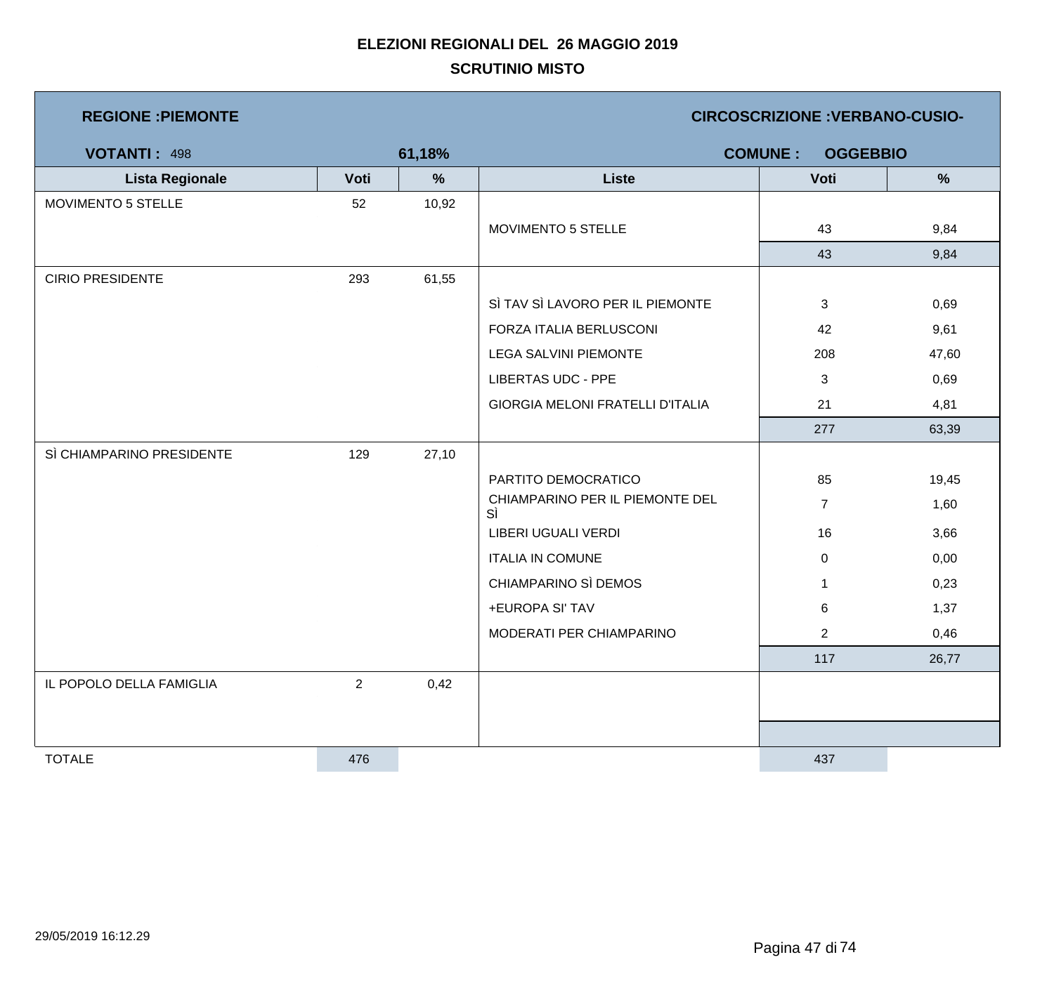# ELEZIONI REGIONALI DEL 26 MAGGIO 2019

## SCRUTINIO MISTO

**REGIONE :PIEMONTE** | **CIRCOSCRIZIONE :VERBANO-CUSIO-**

**VOTANTI :** 498 | **61,18%** | **COMUNE : OGGEBBIO**

| Lista Regionale | Voti | % | Liste | Voti | % |
|---|---|---|---|---|---|
| MOVIMENTO 5 STELLE | 52 | 10,92 | | | |
| | | | MOVIMENTO 5 STELLE | 43 | 9,84 |
| | | | | 43 | 9,84 |
| CIRIO PRESIDENTE | 293 | 61,55 | | | |
| | | | SÌ TAV SÌ LAVORO PER IL PIEMONTE | 3 | 0,69 |
| | | | FORZA ITALIA BERLUSCONI | 42 | 9,61 |
| | | | LEGA SALVINI PIEMONTE | 208 | 47,60 |
| | | | LIBERTAS UDC - PPE | 3 | 0,69 |
| | | | GIORGIA MELONI FRATELLI D'ITALIA | 21 | 4,81 |
| | | | | 277 | 63,39 |
| SÌ CHIAMPARINO PRESIDENTE | 129 | 27,10 | | | |
| | | | PARTITO DEMOCRATICO | 85 | 19,45 |
| | | | CHIAMPARINO PER IL PIEMONTE DEL SÌ | 7 | 1,60 |
| | | | LIBERI UGUALI VERDI | 16 | 3,66 |
| | | | ITALIA IN COMUNE | 0 | 0,00 |
| | | | CHIAMPARINO SÌ DEMOS | 1 | 0,23 |
| | | | +EUROPA SI' TAV | 6 | 1,37 |
| | | | MODERATI PER CHIAMPARINO | 2 | 0,46 |
| | | | | 117 | 26,77 |
| IL POPOLO DELLA FAMIGLIA | 2 | 0,42 | | | |
| TOTALE | 476 | | | 437 | |

29/05/2019 16:12.29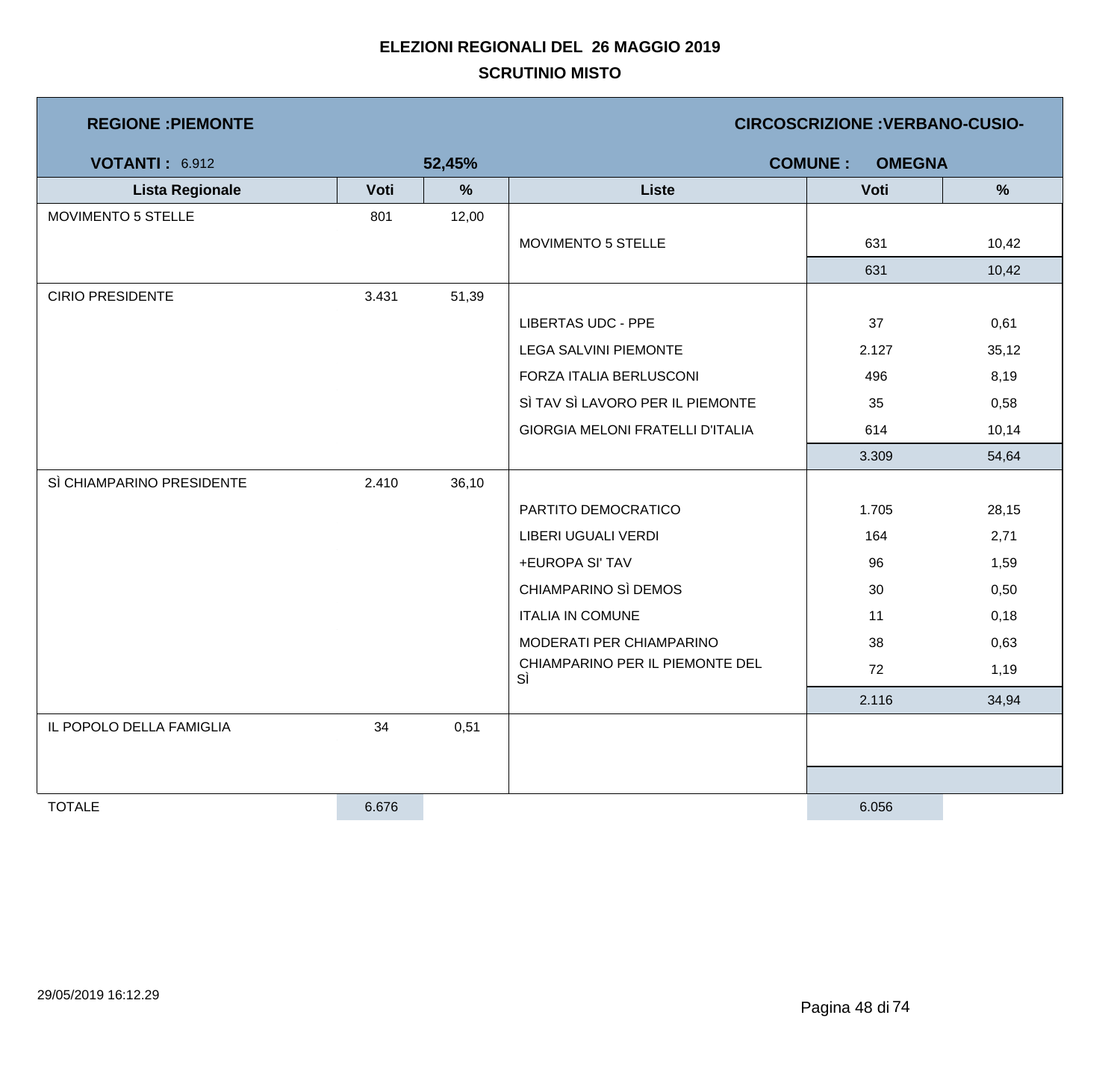# ELEZIONI REGIONALI DEL 26 MAGGIO 2019

## SCRUTINIO MISTO

**REGIONE :PIEMONTE** | **CIRCOSCRIZIONE :VERBANO-CUSIO-**

**VOTANTI :** 6.912 **52,45%** | **COMUNE : OMEGNA**

| Lista Regionale | Voti | % | Liste | Voti | % |
|---|---|---|---|---|---|
| MOVIMENTO 5 STELLE | 801 | 12,00 | | | |
| | | | MOVIMENTO 5 STELLE | 631 | 10,42 |
| | | | | 631 | 10,42 |
| CIRIO PRESIDENTE | 3.431 | 51,39 | | | |
| | | | LIBERTAS UDC - PPE | 37 | 0,61 |
| | | | LEGA SALVINI PIEMONTE | 2.127 | 35,12 |
| | | | FORZA ITALIA BERLUSCONI | 496 | 8,19 |
| | | | SÌ TAV SÌ LAVORO PER IL PIEMONTE | 35 | 0,58 |
| | | | GIORGIA MELONI FRATELLI D'ITALIA | 614 | 10,14 |
| | | | | 3.309 | 54,64 |
| SÌ CHIAMPARINO PRESIDENTE | 2.410 | 36,10 | | | |
| | | | PARTITO DEMOCRATICO | 1.705 | 28,15 |
| | | | LIBERI UGUALI VERDI | 164 | 2,71 |
| | | | +EUROPA SI' TAV | 96 | 1,59 |
| | | | CHIAMPARINO SÌ DEMOS | 30 | 0,50 |
| | | | ITALIA IN COMUNE | 11 | 0,18 |
| | | | MODERATI PER CHIAMPARINO | 38 | 0,63 |
| | | | CHIAMPARINO PER IL PIEMONTE DEL SÌ | 72 | 1,19 |
| | | | | 2.116 | 34,94 |
| IL POPOLO DELLA FAMIGLIA | 34 | 0,51 | | | |
| TOTALE | 6.676 | | | 6.056 | |

29/05/2019 16:12.29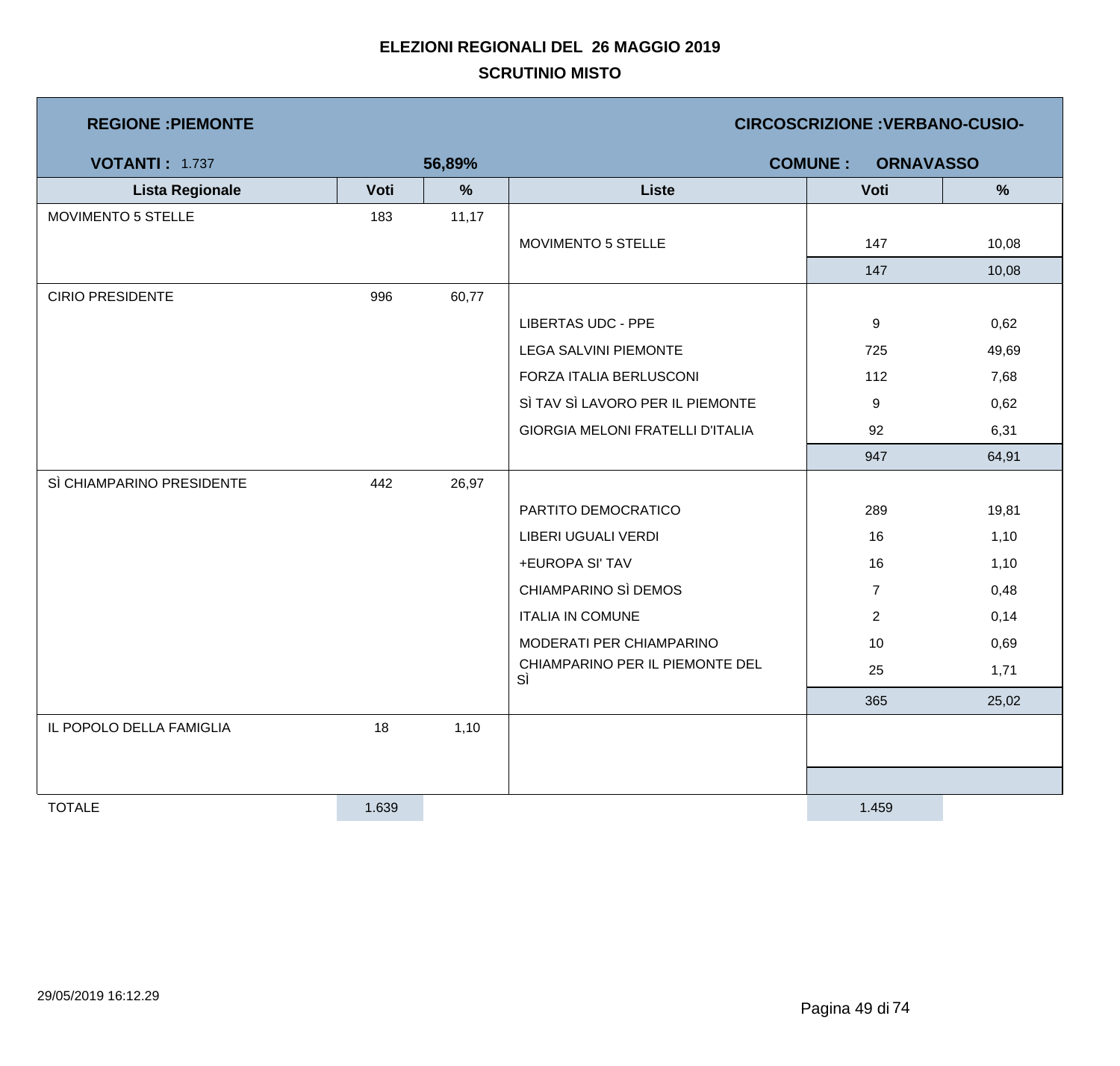# ELEZIONI REGIONALI DEL 26 MAGGIO 2019

## SCRUTINIO MISTO

**REGIONE :PIEMONTE** **CIRCOSCRIZIONE :VERBANO-CUSIO-**

**VOTANTI :** 1.737 **56,89%** **COMUNE : ORNAVASSO**

| Lista Regionale | Voti | % | Liste | Voti | % |
|---|---|---|---|---|---|
| MOVIMENTO 5 STELLE | 183 | 11,17 | | | |
| | | | MOVIMENTO 5 STELLE | 147 | 10,08 |
| | | | | 147 | 10,08 |
| CIRIO PRESIDENTE | 996 | 60,77 | | | |
| | | | LIBERTAS UDC - PPE | 9 | 0,62 |
| | | | LEGA SALVINI PIEMONTE | 725 | 49,69 |
| | | | FORZA ITALIA BERLUSCONI | 112 | 7,68 |
| | | | SÌ TAV SÌ LAVORO PER IL PIEMONTE | 9 | 0,62 |
| | | | GIORGIA MELONI FRATELLI D'ITALIA | 92 | 6,31 |
| | | | | 947 | 64,91 |
| SÌ CHIAMPARINO PRESIDENTE | 442 | 26,97 | | | |
| | | | PARTITO DEMOCRATICO | 289 | 19,81 |
| | | | LIBERI UGUALI VERDI | 16 | 1,10 |
| | | | +EUROPA SI' TAV | 16 | 1,10 |
| | | | CHIAMPARINO SÌ DEMOS | 7 | 0,48 |
| | | | ITALIA IN COMUNE | 2 | 0,14 |
| | | | MODERATI PER CHIAMPARINO | 10 | 0,69 |
| | | | CHIAMPARINO PER IL PIEMONTE DEL SÌ | 25 | 1,71 |
| | | | | 365 | 25,02 |
| IL POPOLO DELLA FAMIGLIA | 18 | 1,10 | | | |
| TOTALE | 1.639 | | | 1.459 | |

29/05/2019 16:12.29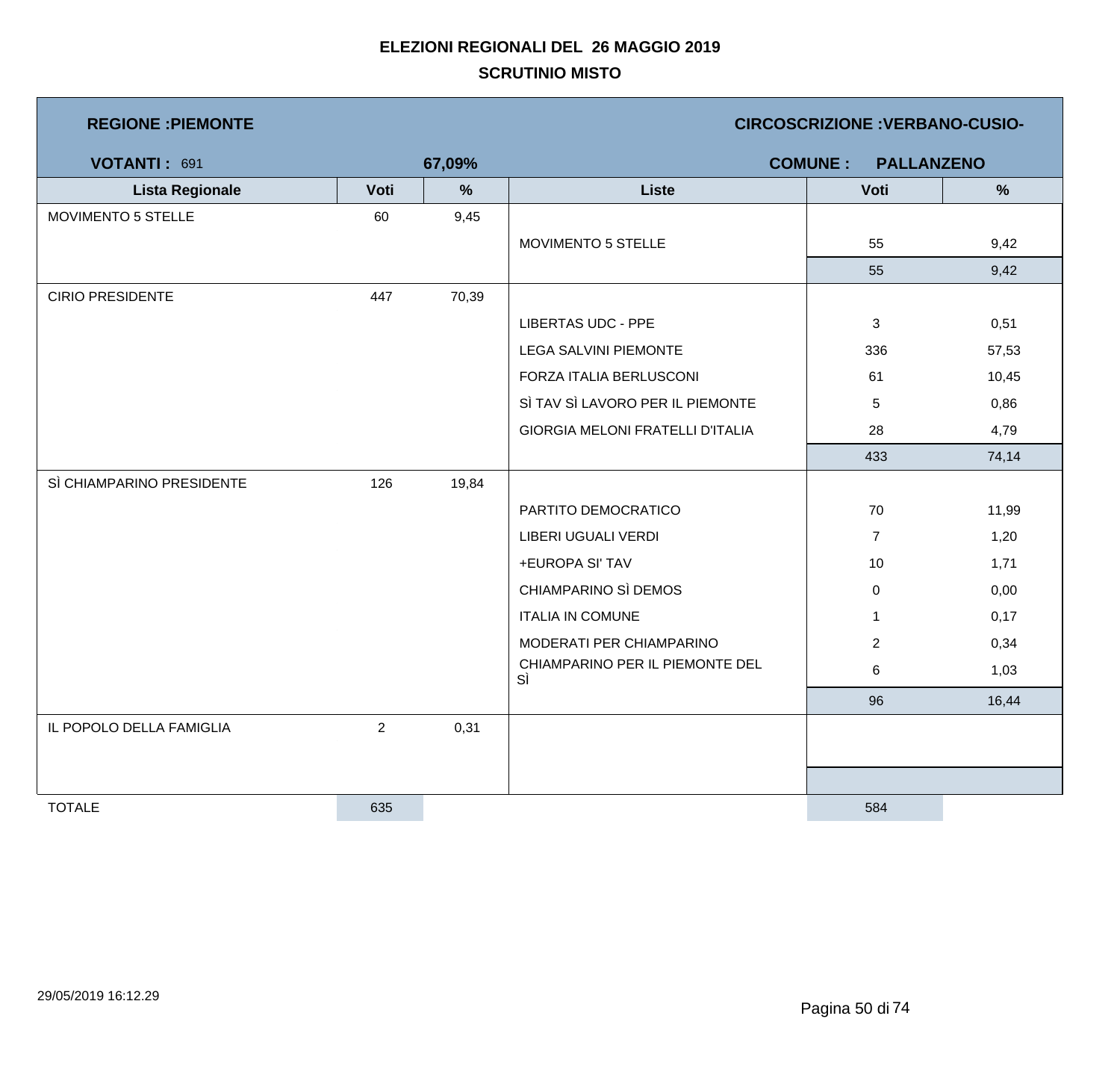# ELEZIONI REGIONALI DEL 26 MAGGIO 2019

## SCRUTINIO MISTO

**REGIONE :PIEMONTE** **CIRCOSCRIZIONE :VERBANO-CUSIO-**

**VOTANTI :** 691 **67,09%** **COMUNE : PALLANZENO**

| Lista Regionale | Voti | % | Liste | Voti | % |
|---|---|---|---|---|---|
| MOVIMENTO 5 STELLE | 60 | 9,45 | | | |
| | | | MOVIMENTO 5 STELLE | 55 | 9,42 |
| | | | | 55 | 9,42 |
| CIRIO PRESIDENTE | 447 | 70,39 | | | |
| | | | LIBERTAS UDC - PPE | 3 | 0,51 |
| | | | LEGA SALVINI PIEMONTE | 336 | 57,53 |
| | | | FORZA ITALIA BERLUSCONI | 61 | 10,45 |
| | | | SÌ TAV SÌ LAVORO PER IL PIEMONTE | 5 | 0,86 |
| | | | GIORGIA MELONI FRATELLI D'ITALIA | 28 | 4,79 |
| | | | | 433 | 74,14 |
| SÌ CHIAMPARINO PRESIDENTE | 126 | 19,84 | | | |
| | | | PARTITO DEMOCRATICO | 70 | 11,99 |
| | | | LIBERI UGUALI VERDI | 7 | 1,20 |
| | | | +EUROPA SI' TAV | 10 | 1,71 |
| | | | CHIAMPARINO SÌ DEMOS | 0 | 0,00 |
| | | | ITALIA IN COMUNE | 1 | 0,17 |
| | | | MODERATI PER CHIAMPARINO | 2 | 0,34 |
| | | | CHIAMPARINO PER IL PIEMONTE DEL SÌ | 6 | 1,03 |
| | | | | 96 | 16,44 |
| IL POPOLO DELLA FAMIGLIA | 2 | 0,31 | | | |
| TOTALE | 635 | | | 584 | |

29/05/2019 16:12.29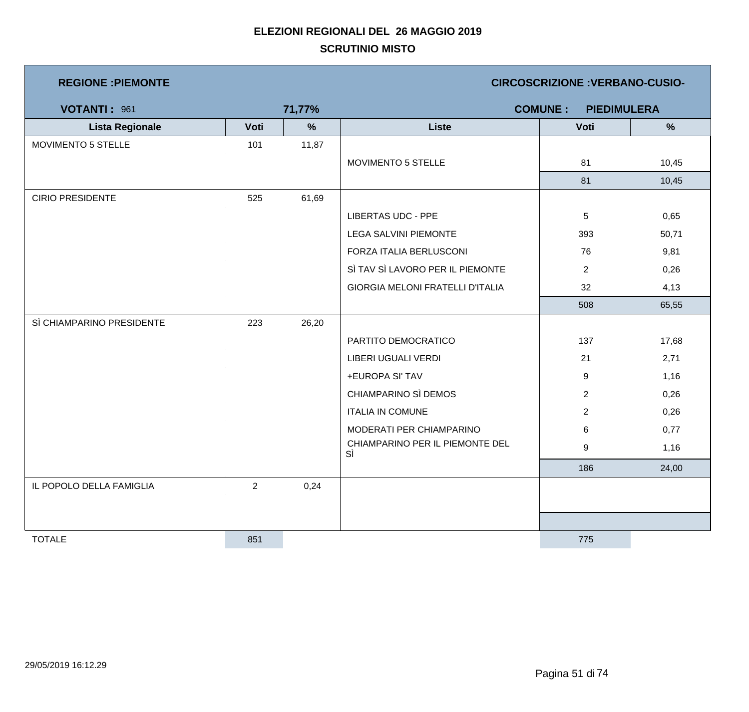**ELEZIONI REGIONALI DEL 26 MAGGIO 2019**

**SCRUTINIO MISTO**

**REGIONE :PIEMONTE** | **CIRCOSCRIZIONE :VERBANO-CUSIO-**

**VOTANTI :** 961 **71,77%** | **COMUNE : PIEDIMULERA**

| Lista Regionale | Voti | % | Liste | Voti | % |
|---|---|---|---|---|---|
| MOVIMENTO 5 STELLE | 101 | 11,87 | | | |
| | | | MOVIMENTO 5 STELLE | 81 | 10,45 |
| | | | | 81 | 10,45 |
| CIRIO PRESIDENTE | 525 | 61,69 | | | |
| | | | LIBERTAS UDC - PPE | 5 | 0,65 |
| | | | LEGA SALVINI PIEMONTE | 393 | 50,71 |
| | | | FORZA ITALIA BERLUSCONI | 76 | 9,81 |
| | | | SÌ TAV SÌ LAVORO PER IL PIEMONTE | 2 | 0,26 |
| | | | GIORGIA MELONI FRATELLI D'ITALIA | 32 | 4,13 |
| | | | | 508 | 65,55 |
| SÌ CHIAMPARINO PRESIDENTE | 223 | 26,20 | | | |
| | | | PARTITO DEMOCRATICO | 137 | 17,68 |
| | | | LIBERI UGUALI VERDI | 21 | 2,71 |
| | | | +EUROPA SI' TAV | 9 | 1,16 |
| | | | CHIAMPARINO SÌ DEMOS | 2 | 0,26 |
| | | | ITALIA IN COMUNE | 2 | 0,26 |
| | | | MODERATI PER CHIAMPARINO | 6 | 0,77 |
| | | | CHIAMPARINO PER IL PIEMONTE DEL SÌ | 9 | 1,16 |
| | | | | 186 | 24,00 |
| IL POPOLO DELLA FAMIGLIA | 2 | 0,24 | | | |
| TOTALE | 851 | | | 775 | |

29/05/2019 16:12.29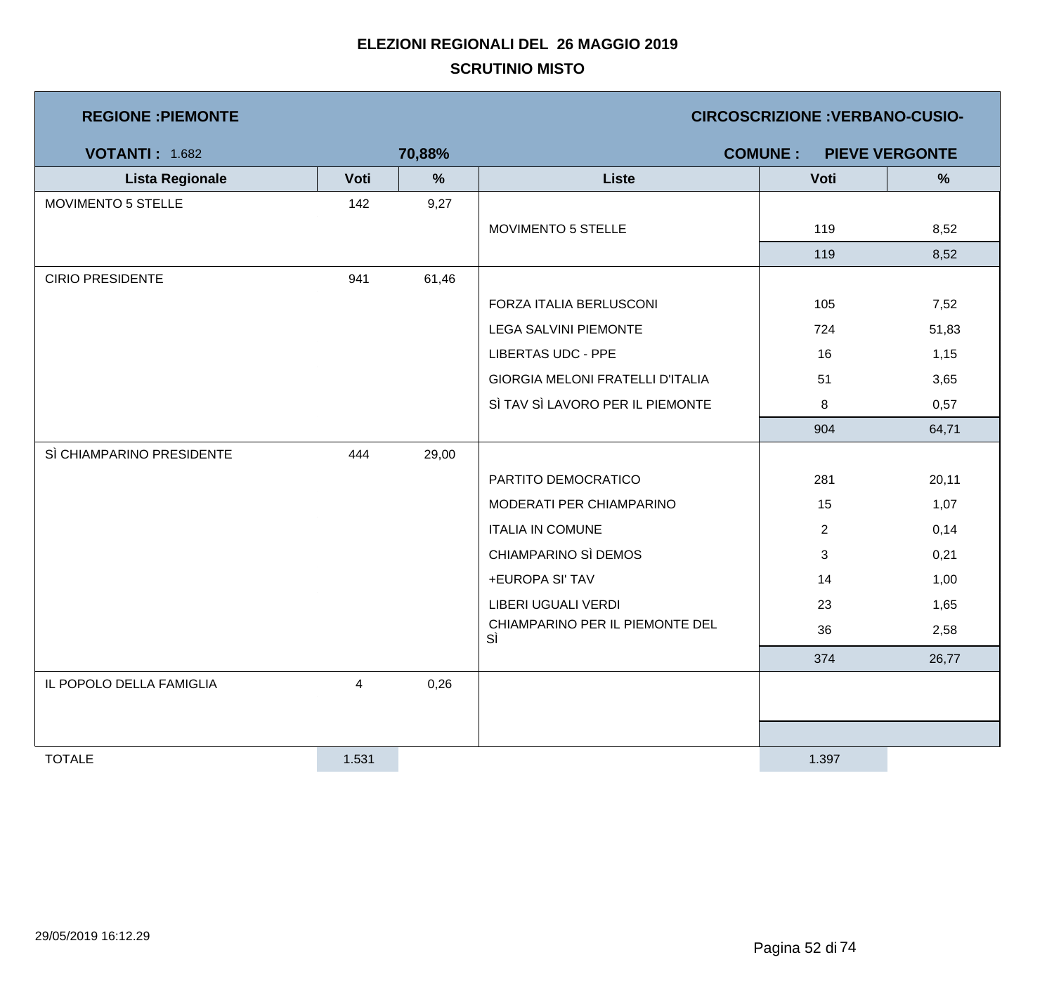**ELEZIONI REGIONALI DEL 26 MAGGIO 2019**

**SCRUTINIO MISTO**

**REGIONE :PIEMONTE** — **CIRCOSCRIZIONE :VERBANO-CUSIO-**

**VOTANTI :** 1.682 — **70,88%** — **COMUNE : PIEVE VERGONTE**

| Lista Regionale | Voti | % | Liste | Voti | % |
|---|---|---|---|---|---|
| MOVIMENTO 5 STELLE | 142 | 9,27 | | | |
| | | | MOVIMENTO 5 STELLE | 119 | 8,52 |
| | | | | 119 | 8,52 |
| CIRIO PRESIDENTE | 941 | 61,46 | | | |
| | | | FORZA ITALIA BERLUSCONI | 105 | 7,52 |
| | | | LEGA SALVINI PIEMONTE | 724 | 51,83 |
| | | | LIBERTAS UDC - PPE | 16 | 1,15 |
| | | | GIORGIA MELONI FRATELLI D'ITALIA | 51 | 3,65 |
| | | | SÌ TAV SÌ LAVORO PER IL PIEMONTE | 8 | 0,57 |
| | | | | 904 | 64,71 |
| SÌ CHIAMPARINO PRESIDENTE | 444 | 29,00 | | | |
| | | | PARTITO DEMOCRATICO | 281 | 20,11 |
| | | | MODERATI PER CHIAMPARINO | 15 | 1,07 |
| | | | ITALIA IN COMUNE | 2 | 0,14 |
| | | | CHIAMPARINO SÌ DEMOS | 3 | 0,21 |
| | | | +EUROPA SI' TAV | 14 | 1,00 |
| | | | LIBERI UGUALI VERDI | 23 | 1,65 |
| | | | CHIAMPARINO PER IL PIEMONTE DEL SÌ | 36 | 2,58 |
| | | | | 374 | 26,77 |
| IL POPOLO DELLA FAMIGLIA | 4 | 0,26 | | | |
| TOTALE | 1.531 | | | 1.397 | |

29/05/2019 16:12.29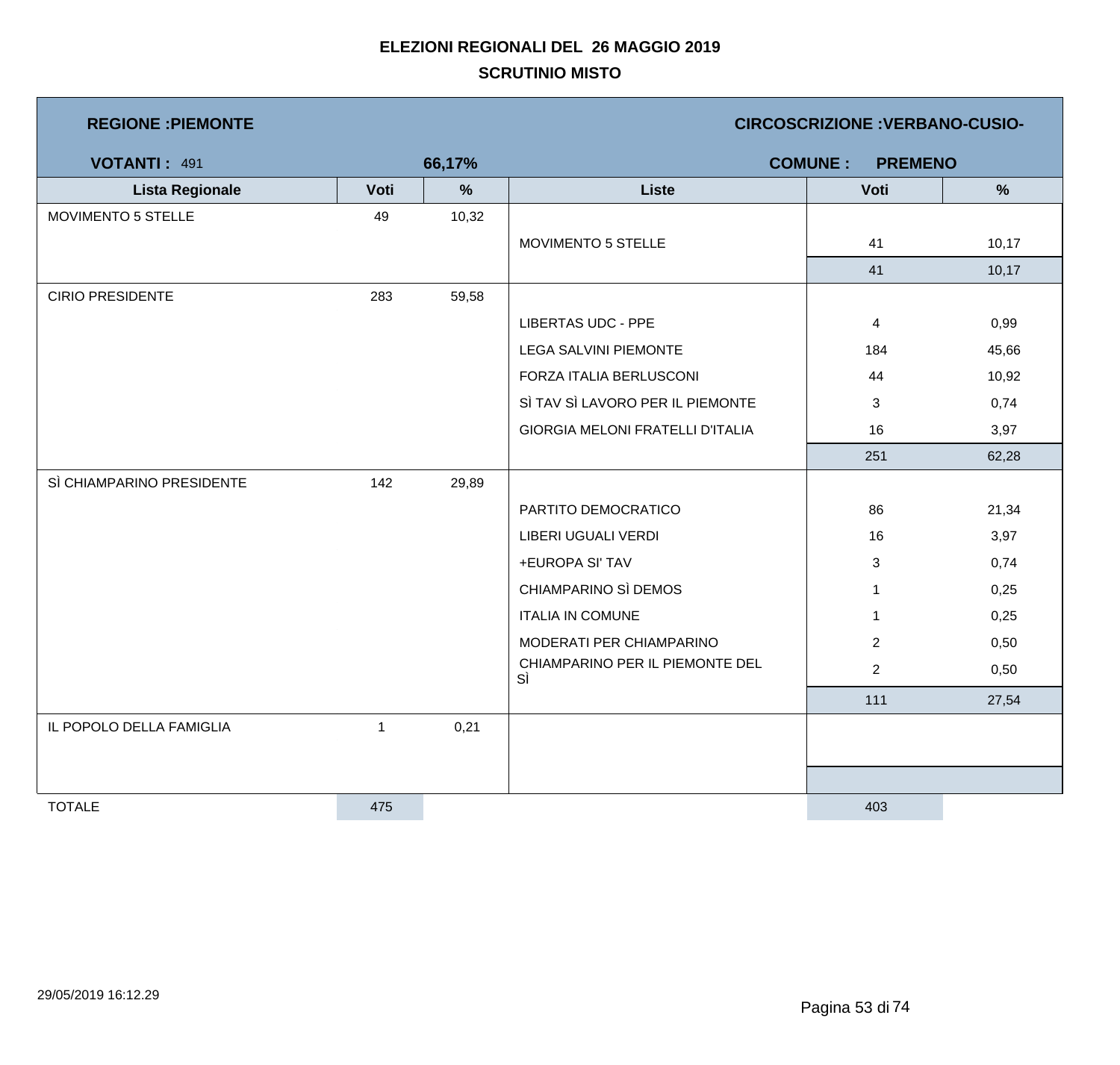# ELEZIONI REGIONALI DEL 26 MAGGIO 2019

## SCRUTINIO MISTO

**REGIONE :PIEMONTE** | **CIRCOSCRIZIONE :VERBANO-CUSIO-**

**VOTANTI :** 491 | **66,17%** | **COMUNE : PREMENO**

| Lista Regionale | Voti | % | Liste | Voti | % |
|---|---|---|---|---|---|
| MOVIMENTO 5 STELLE | 49 | 10,32 | | | |
| | | | MOVIMENTO 5 STELLE | 41 | 10,17 |
| | | | | 41 | 10,17 |
| CIRIO PRESIDENTE | 283 | 59,58 | | | |
| | | | LIBERTAS UDC - PPE | 4 | 0,99 |
| | | | LEGA SALVINI PIEMONTE | 184 | 45,66 |
| | | | FORZA ITALIA BERLUSCONI | 44 | 10,92 |
| | | | SÌ TAV SÌ LAVORO PER IL PIEMONTE | 3 | 0,74 |
| | | | GIORGIA MELONI FRATELLI D'ITALIA | 16 | 3,97 |
| | | | | 251 | 62,28 |
| SÌ CHIAMPARINO PRESIDENTE | 142 | 29,89 | | | |
| | | | PARTITO DEMOCRATICO | 86 | 21,34 |
| | | | LIBERI UGUALI VERDI | 16 | 3,97 |
| | | | +EUROPA SI' TAV | 3 | 0,74 |
| | | | CHIAMPARINO SÌ DEMOS | 1 | 0,25 |
| | | | ITALIA IN COMUNE | 1 | 0,25 |
| | | | MODERATI PER CHIAMPARINO | 2 | 0,50 |
| | | | CHIAMPARINO PER IL PIEMONTE DEL SÌ | 2 | 0,50 |
| | | | | 111 | 27,54 |
| IL POPOLO DELLA FAMIGLIA | 1 | 0,21 | | | |
| TOTALE | 475 | | | 403 | |

29/05/2019 16:12.29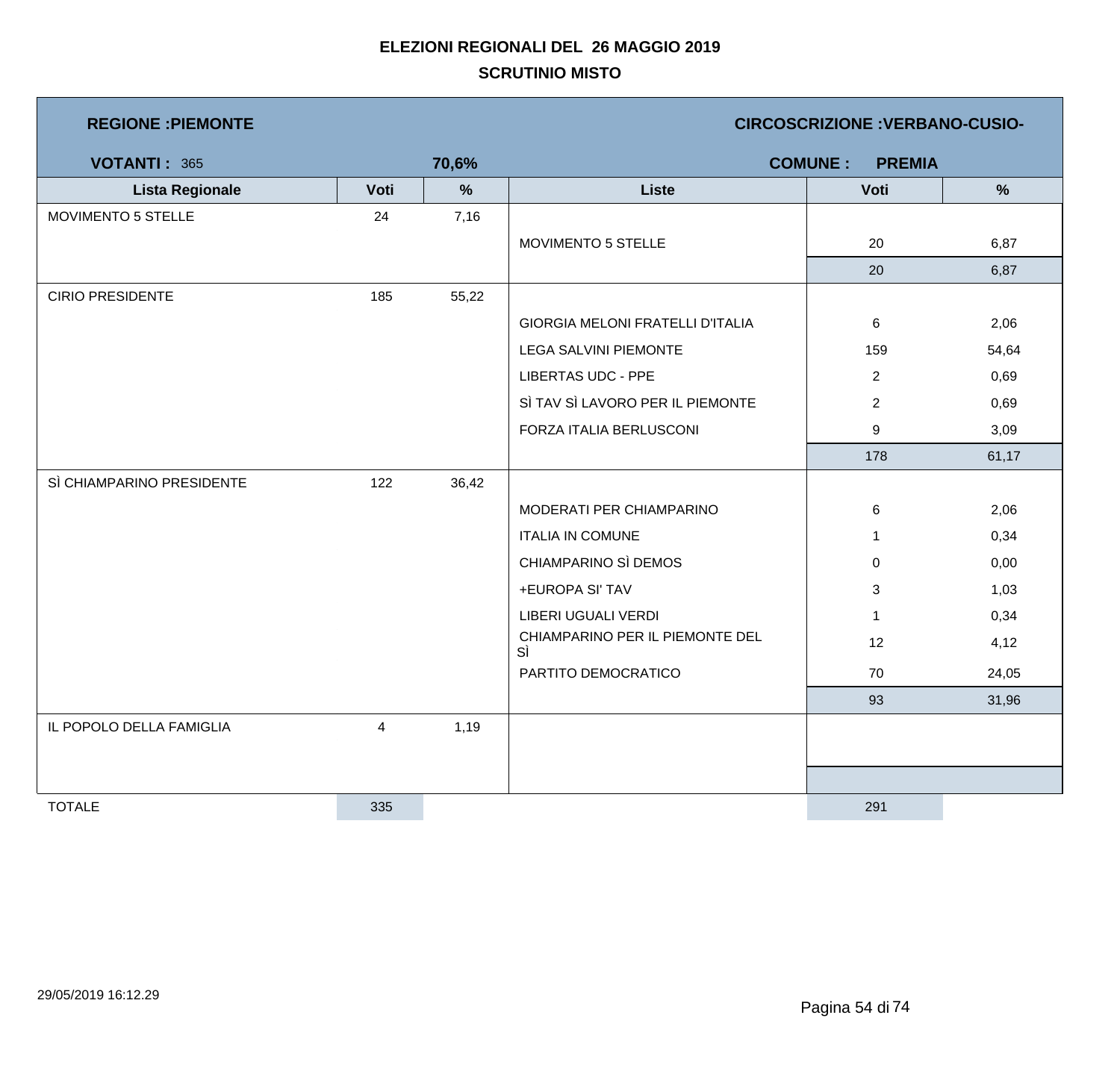# ELEZIONI REGIONALI DEL 26 MAGGIO 2019

## SCRUTINIO MISTO

**REGIONE :PIEMONTE** | **CIRCOSCRIZIONE :VERBANO-CUSIO-**

**VOTANTI :** 365 | **70,6%** | **COMUNE : PREMIA**

| Lista Regionale | Voti | % | Liste | Voti | % |
|---|---|---|---|---|---|
| MOVIMENTO 5 STELLE | 24 | 7,16 | | | |
| | | | MOVIMENTO 5 STELLE | 20 | 6,87 |
| | | | | 20 | 6,87 |
| CIRIO PRESIDENTE | 185 | 55,22 | | | |
| | | | GIORGIA MELONI FRATELLI D'ITALIA | 6 | 2,06 |
| | | | LEGA SALVINI PIEMONTE | 159 | 54,64 |
| | | | LIBERTAS UDC - PPE | 2 | 0,69 |
| | | | SÌ TAV SÌ LAVORO PER IL PIEMONTE | 2 | 0,69 |
| | | | FORZA ITALIA BERLUSCONI | 9 | 3,09 |
| | | | | 178 | 61,17 |
| SÌ CHIAMPARINO PRESIDENTE | 122 | 36,42 | | | |
| | | | MODERATI PER CHIAMPARINO | 6 | 2,06 |
| | | | ITALIA IN COMUNE | 1 | 0,34 |
| | | | CHIAMPARINO SÌ DEMOS | 0 | 0,00 |
| | | | +EUROPA SI' TAV | 3 | 1,03 |
| | | | LIBERI UGUALI VERDI | 1 | 0,34 |
| | | | CHIAMPARINO PER IL PIEMONTE DEL SÌ | 12 | 4,12 |
| | | | PARTITO DEMOCRATICO | 70 | 24,05 |
| | | | | 93 | 31,96 |
| IL POPOLO DELLA FAMIGLIA | 4 | 1,19 | | | |
| TOTALE | 335 | | | 291 | |

29/05/2019 16:12.29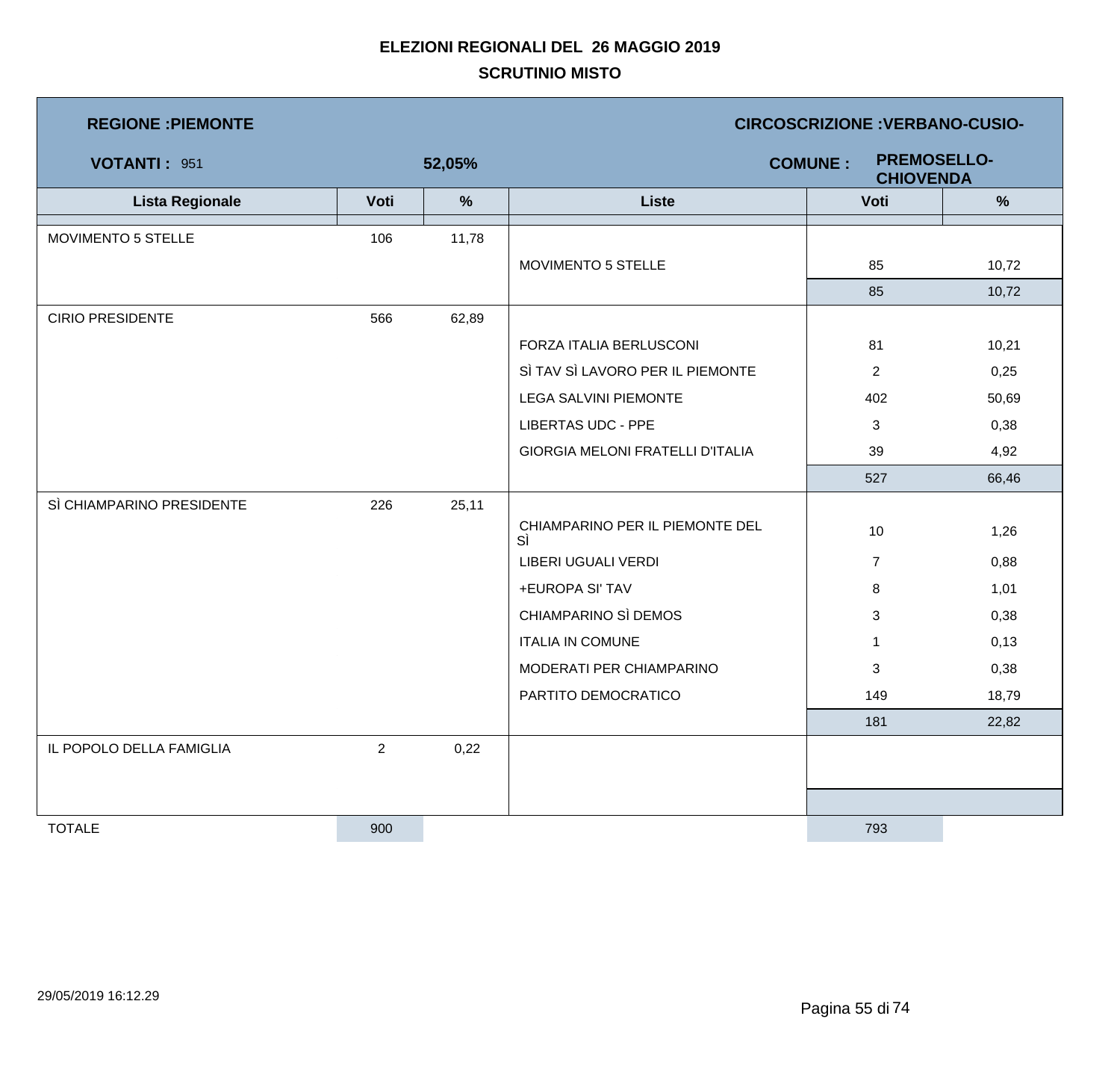**ELEZIONI REGIONALI DEL 26 MAGGIO 2019**

**SCRUTINIO MISTO**

**REGIONE :PIEMONTE** | **CIRCOSCRIZIONE :VERBANO-CUSIO-**

**VOTANTI :** 951 | **52,05%** | **COMUNE : PREMOSELLO-CHIOVENDA**

| Lista Regionale | Voti | % | Liste | Voti | % |
|---|---|---|---|---|---|
| MOVIMENTO 5 STELLE | 106 | 11,78 | | | |
| | | | MOVIMENTO 5 STELLE | 85 | 10,72 |
| | | | | 85 | 10,72 |
| CIRIO PRESIDENTE | 566 | 62,89 | | | |
| | | | FORZA ITALIA BERLUSCONI | 81 | 10,21 |
| | | | SÌ TAV SÌ LAVORO PER IL PIEMONTE | 2 | 0,25 |
| | | | LEGA SALVINI PIEMONTE | 402 | 50,69 |
| | | | LIBERTAS UDC - PPE | 3 | 0,38 |
| | | | GIORGIA MELONI FRATELLI D'ITALIA | 39 | 4,92 |
| | | | | 527 | 66,46 |
| SÌ CHIAMPARINO PRESIDENTE | 226 | 25,11 | | | |
| | | | CHIAMPARINO PER IL PIEMONTE DEL SÌ | 10 | 1,26 |
| | | | LIBERI UGUALI VERDI | 7 | 0,88 |
| | | | +EUROPA SI' TAV | 8 | 1,01 |
| | | | CHIAMPARINO SÌ DEMOS | 3 | 0,38 |
| | | | ITALIA IN COMUNE | 1 | 0,13 |
| | | | MODERATI PER CHIAMPARINO | 3 | 0,38 |
| | | | PARTITO DEMOCRATICO | 149 | 18,79 |
| | | | | 181 | 22,82 |
| IL POPOLO DELLA FAMIGLIA | 2 | 0,22 | | | |
| TOTALE | 900 | | | 793 | |

29/05/2019 16:12.29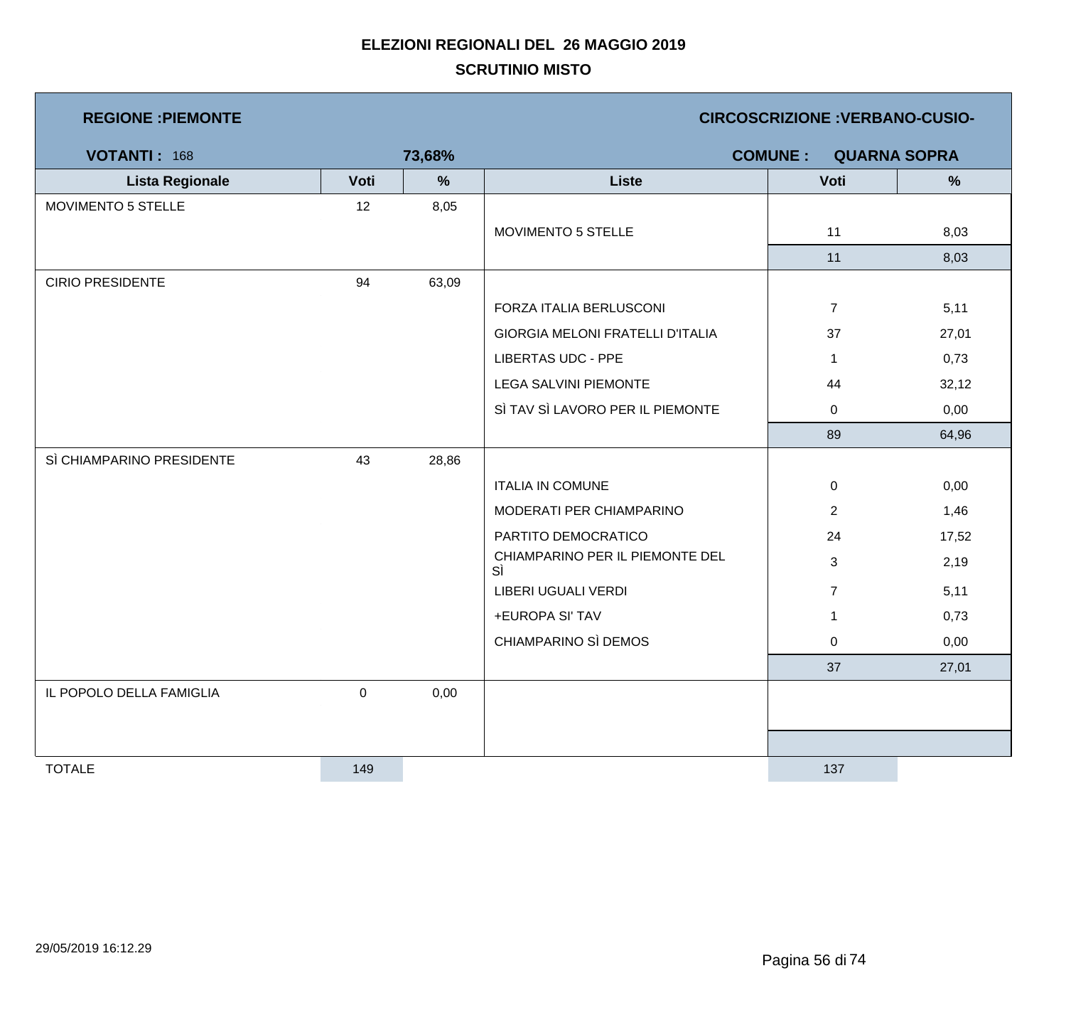# ELEZIONI REGIONALI DEL 26 MAGGIO 2019

## SCRUTINIO MISTO

**REGIONE :PIEMONTE** — **CIRCOSCRIZIONE :VERBANO-CUSIO-**

**VOTANTI :** 168 — **73,68%** — **COMUNE : QUARNA SOPRA**

| Lista Regionale | Voti | % | Liste | Voti | % |
|---|---|---|---|---|---|
| MOVIMENTO 5 STELLE | 12 | 8,05 | | | |
| | | | MOVIMENTO 5 STELLE | 11 | 8,03 |
| | | | | 11 | 8,03 |
| CIRIO PRESIDENTE | 94 | 63,09 | | | |
| | | | FORZA ITALIA BERLUSCONI | 7 | 5,11 |
| | | | GIORGIA MELONI FRATELLI D'ITALIA | 37 | 27,01 |
| | | | LIBERTAS UDC - PPE | 1 | 0,73 |
| | | | LEGA SALVINI PIEMONTE | 44 | 32,12 |
| | | | SÌ TAV SÌ LAVORO PER IL PIEMONTE | 0 | 0,00 |
| | | | | 89 | 64,96 |
| SÌ CHIAMPARINO PRESIDENTE | 43 | 28,86 | | | |
| | | | ITALIA IN COMUNE | 0 | 0,00 |
| | | | MODERATI PER CHIAMPARINO | 2 | 1,46 |
| | | | PARTITO DEMOCRATICO | 24 | 17,52 |
| | | | CHIAMPARINO PER IL PIEMONTE DEL SÌ | 3 | 2,19 |
| | | | LIBERI UGUALI VERDI | 7 | 5,11 |
| | | | +EUROPA SI' TAV | 1 | 0,73 |
| | | | CHIAMPARINO SÌ DEMOS | 0 | 0,00 |
| | | | | 37 | 27,01 |
| IL POPOLO DELLA FAMIGLIA | 0 | 0,00 | | | |
| TOTALE | 149 | | | 137 | |

29/05/2019 16:12.29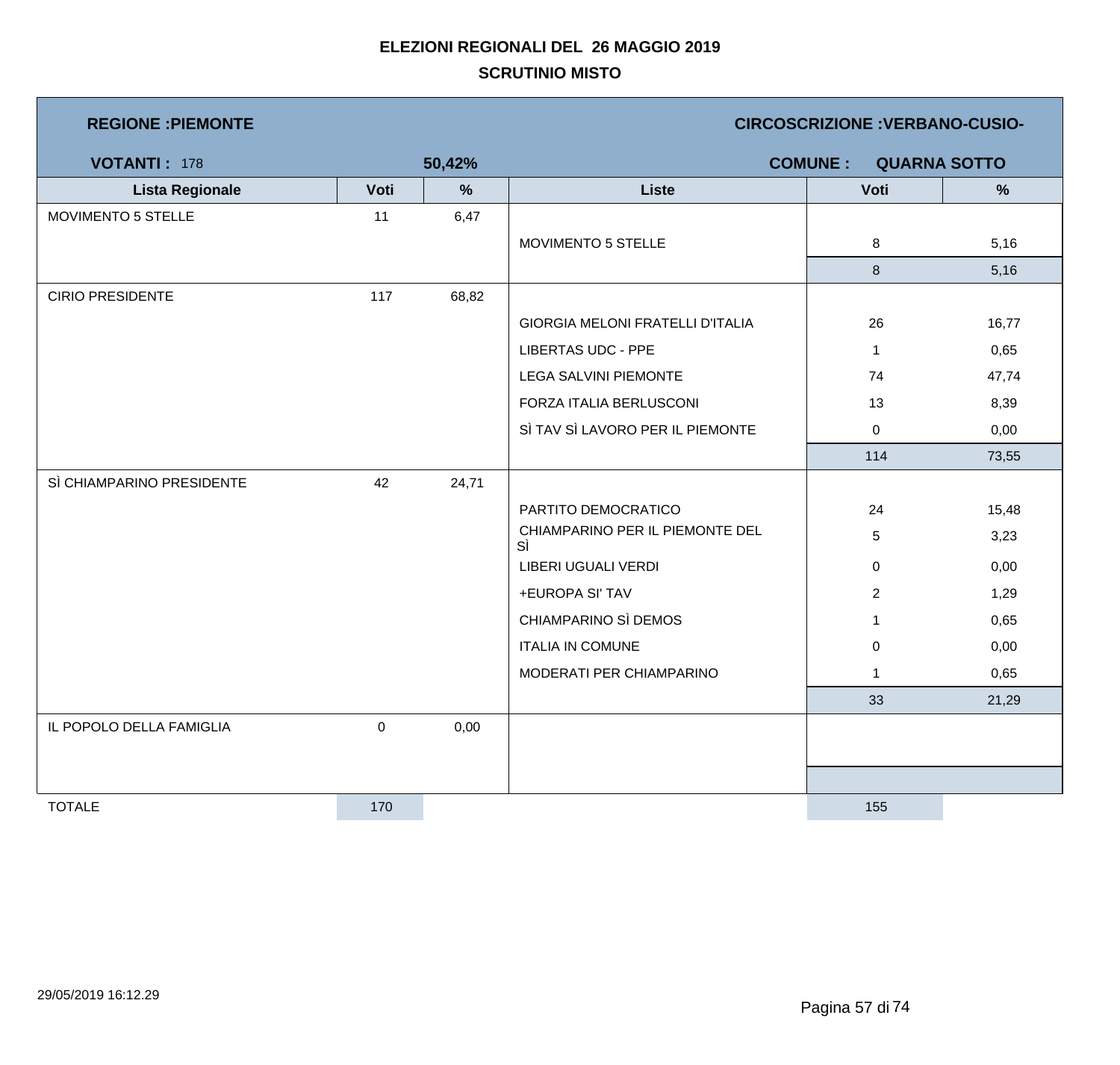# ELEZIONI REGIONALI DEL 26 MAGGIO 2019

## SCRUTINIO MISTO

**REGIONE :PIEMONTE** — **CIRCOSCRIZIONE :VERBANO-CUSIO-**

**VOTANTI :** 178 — **50,42%** — **COMUNE : QUARNA SOTTO**

| Lista Regionale | Voti | % | Liste | Voti | % |
|---|---|---|---|---|---|
| MOVIMENTO 5 STELLE | 11 | 6,47 | | | |
| | | | MOVIMENTO 5 STELLE | 8 | 5,16 |
| | | | | 8 | 5,16 |
| CIRIO PRESIDENTE | 117 | 68,82 | | | |
| | | | GIORGIA MELONI FRATELLI D'ITALIA | 26 | 16,77 |
| | | | LIBERTAS UDC - PPE | 1 | 0,65 |
| | | | LEGA SALVINI PIEMONTE | 74 | 47,74 |
| | | | FORZA ITALIA BERLUSCONI | 13 | 8,39 |
| | | | SÌ TAV SÌ LAVORO PER IL PIEMONTE | 0 | 0,00 |
| | | | | 114 | 73,55 |
| SÌ CHIAMPARINO PRESIDENTE | 42 | 24,71 | | | |
| | | | PARTITO DEMOCRATICO | 24 | 15,48 |
| | | | CHIAMPARINO PER IL PIEMONTE DEL SÌ | 5 | 3,23 |
| | | | LIBERI UGUALI VERDI | 0 | 0,00 |
| | | | +EUROPA SI' TAV | 2 | 1,29 |
| | | | CHIAMPARINO SÌ DEMOS | 1 | 0,65 |
| | | | ITALIA IN COMUNE | 0 | 0,00 |
| | | | MODERATI PER CHIAMPARINO | 1 | 0,65 |
| | | | | 33 | 21,29 |
| IL POPOLO DELLA FAMIGLIA | 0 | 0,00 | | | |
| TOTALE | 170 | | | 155 | |

29/05/2019 16:12.29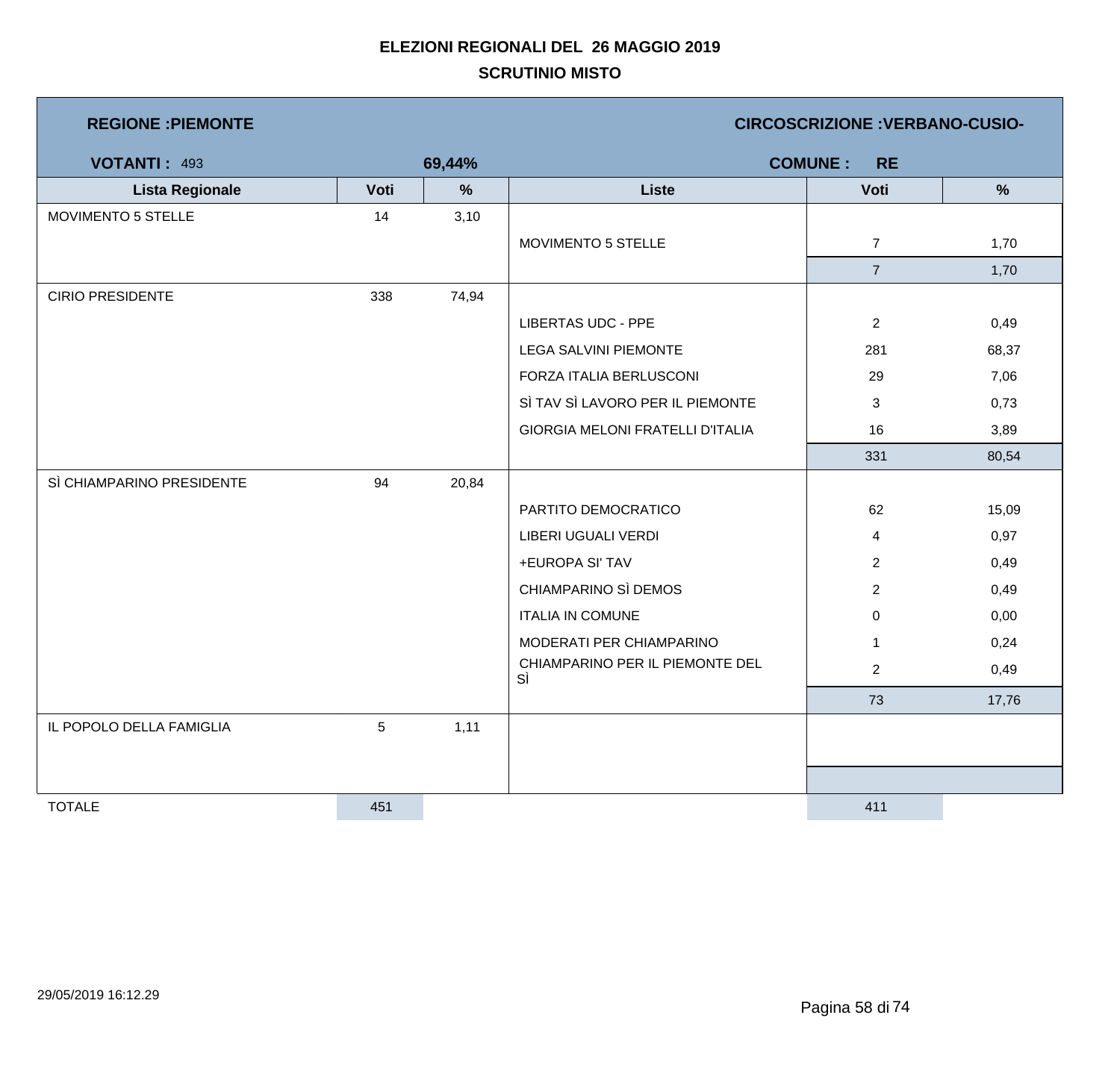# ELEZIONI REGIONALI DEL 26 MAGGIO 2019

## SCRUTINIO MISTO

**REGIONE :PIEMONTE** | **CIRCOSCRIZIONE :VERBANO-CUSIO-**

**VOTANTI :** 493 | **69,44%** | **COMUNE : RE**

| Lista Regionale | Voti | % | Liste | Voti | % |
|---|---|---|---|---|---|
| MOVIMENTO 5 STELLE | 14 | 3,10 | | | |
| | | | MOVIMENTO 5 STELLE | 7 | 1,70 |
| | | | | 7 | 1,70 |
| CIRIO PRESIDENTE | 338 | 74,94 | | | |
| | | | LIBERTAS UDC - PPE | 2 | 0,49 |
| | | | LEGA SALVINI PIEMONTE | 281 | 68,37 |
| | | | FORZA ITALIA BERLUSCONI | 29 | 7,06 |
| | | | SÌ TAV SÌ LAVORO PER IL PIEMONTE | 3 | 0,73 |
| | | | GIORGIA MELONI FRATELLI D'ITALIA | 16 | 3,89 |
| | | | | 331 | 80,54 |
| SÌ CHIAMPARINO PRESIDENTE | 94 | 20,84 | | | |
| | | | PARTITO DEMOCRATICO | 62 | 15,09 |
| | | | LIBERI UGUALI VERDI | 4 | 0,97 |
| | | | +EUROPA SI' TAV | 2 | 0,49 |
| | | | CHIAMPARINO SÌ DEMOS | 2 | 0,49 |
| | | | ITALIA IN COMUNE | 0 | 0,00 |
| | | | MODERATI PER CHIAMPARINO | 1 | 0,24 |
| | | | CHIAMPARINO PER IL PIEMONTE DEL SÌ | 2 | 0,49 |
| | | | | 73 | 17,76 |
| IL POPOLO DELLA FAMIGLIA | 5 | 1,11 | | | |
| TOTALE | 451 | | | 411 | |

29/05/2019 16:12.29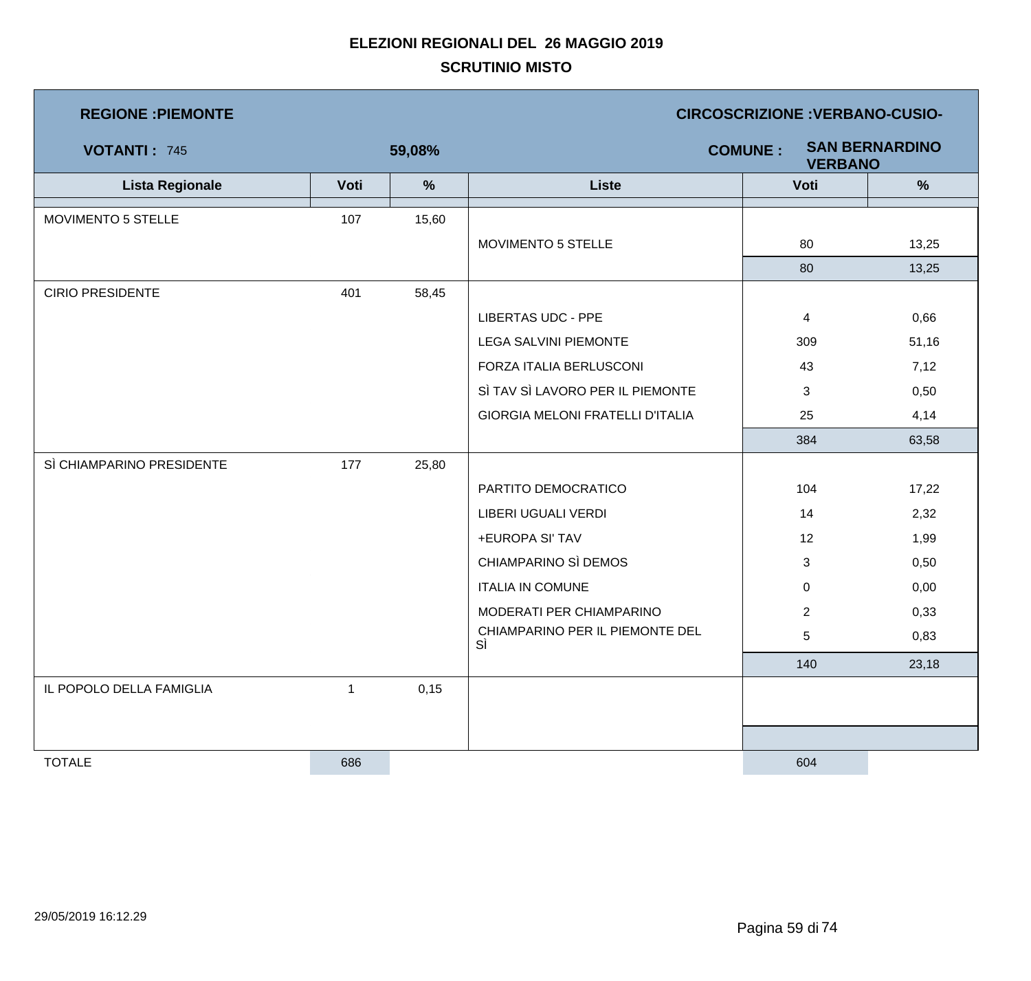**ELEZIONI REGIONALI DEL 26 MAGGIO 2019**

**SCRUTINIO MISTO**

**REGIONE :PIEMONTE** | **CIRCOSCRIZIONE :VERBANO-CUSIO-**

**VOTANTI :** 745 | **59,08%** | **COMUNE : SAN BERNARDINO VERBANO**

| Lista Regionale | Voti | % | Liste | Voti | % |
|---|---|---|---|---|---|
| MOVIMENTO 5 STELLE | 107 | 15,60 | | | |
| | | | MOVIMENTO 5 STELLE | 80 | 13,25 |
| | | | | 80 | 13,25 |
| CIRIO PRESIDENTE | 401 | 58,45 | | | |
| | | | LIBERTAS UDC - PPE | 4 | 0,66 |
| | | | LEGA SALVINI PIEMONTE | 309 | 51,16 |
| | | | FORZA ITALIA BERLUSCONI | 43 | 7,12 |
| | | | SÌ TAV SÌ LAVORO PER IL PIEMONTE | 3 | 0,50 |
| | | | GIORGIA MELONI FRATELLI D'ITALIA | 25 | 4,14 |
| | | | | 384 | 63,58 |
| SÌ CHIAMPARINO PRESIDENTE | 177 | 25,80 | | | |
| | | | PARTITO DEMOCRATICO | 104 | 17,22 |
| | | | LIBERI UGUALI VERDI | 14 | 2,32 |
| | | | +EUROPA SI' TAV | 12 | 1,99 |
| | | | CHIAMPARINO SÌ DEMOS | 3 | 0,50 |
| | | | ITALIA IN COMUNE | 0 | 0,00 |
| | | | MODERATI PER CHIAMPARINO | 2 | 0,33 |
| | | | CHIAMPARINO PER IL PIEMONTE DEL SÌ | 5 | 0,83 |
| | | | | 140 | 23,18 |
| IL POPOLO DELLA FAMIGLIA | 1 | 0,15 | | | |
| TOTALE | 686 | | | 604 | |

29/05/2019 16:12.29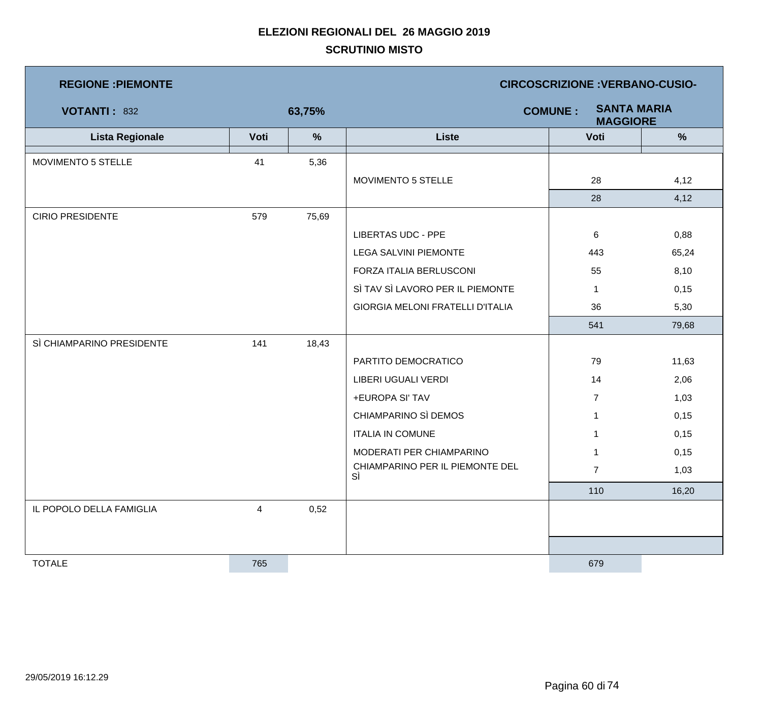**ELEZIONI REGIONALI DEL 26 MAGGIO 2019**

**SCRUTINIO MISTO**

**REGIONE :PIEMONTE** | **CIRCOSCRIZIONE :VERBANO-CUSIO-**

**VOTANTI :** 832 | **63,75%** | **COMUNE :** **SANTA MARIA MAGGIORE**

| Lista Regionale | Voti | % | Liste | Voti | % |
|---|---|---|---|---|---|
| MOVIMENTO 5 STELLE | 41 | 5,36 | | | |
| | | | MOVIMENTO 5 STELLE | 28 | 4,12 |
| | | | | 28 | 4,12 |
| CIRIO PRESIDENTE | 579 | 75,69 | | | |
| | | | LIBERTAS UDC - PPE | 6 | 0,88 |
| | | | LEGA SALVINI PIEMONTE | 443 | 65,24 |
| | | | FORZA ITALIA BERLUSCONI | 55 | 8,10 |
| | | | SÌ TAV SÌ LAVORO PER IL PIEMONTE | 1 | 0,15 |
| | | | GIORGIA MELONI FRATELLI D'ITALIA | 36 | 5,30 |
| | | | | 541 | 79,68 |
| SÌ CHIAMPARINO PRESIDENTE | 141 | 18,43 | | | |
| | | | PARTITO DEMOCRATICO | 79 | 11,63 |
| | | | LIBERI UGUALI VERDI | 14 | 2,06 |
| | | | +EUROPA SI' TAV | 7 | 1,03 |
| | | | CHIAMPARINO SÌ DEMOS | 1 | 0,15 |
| | | | ITALIA IN COMUNE | 1 | 0,15 |
| | | | MODERATI PER CHIAMPARINO | 1 | 0,15 |
| | | | CHIAMPARINO PER IL PIEMONTE DEL SÌ | 7 | 1,03 |
| | | | | 110 | 16,20 |
| IL POPOLO DELLA FAMIGLIA | 4 | 0,52 | | | |
| TOTALE | 765 | | | 679 | |

29/05/2019 16:12.29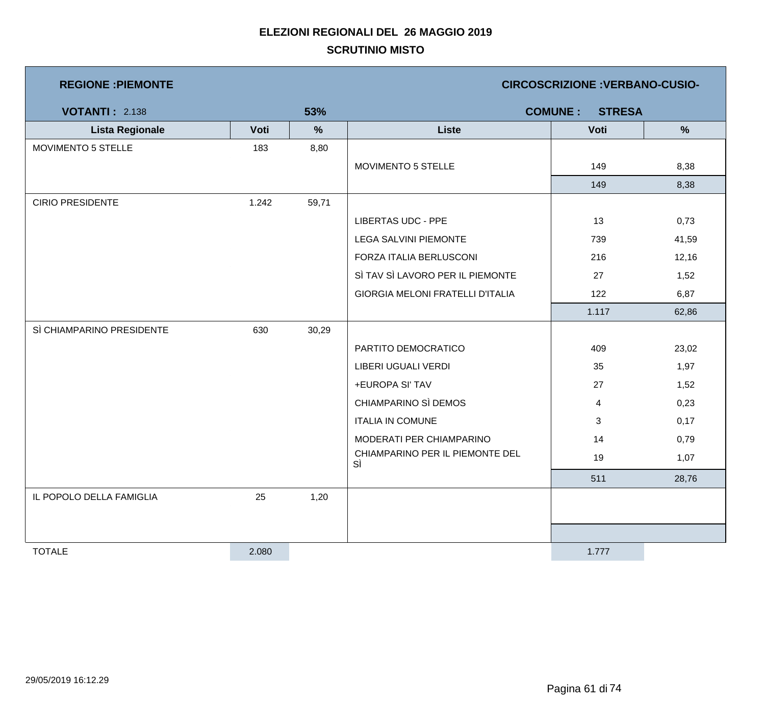# ELEZIONI REGIONALI DEL 26 MAGGIO 2019

## SCRUTINIO MISTO

**REGIONE :PIEMONTE** — **CIRCOSCRIZIONE :VERBANO-CUSIO-**

**VOTANTI :** 2.138 — **53%** — **COMUNE : STRESA**

| Lista Regionale | Voti | % | Liste | Voti | % |
|---|---|---|---|---|---|
| MOVIMENTO 5 STELLE | 183 | 8,80 | | | |
| | | | MOVIMENTO 5 STELLE | 149 | 8,38 |
| | | | | 149 | 8,38 |
| CIRIO PRESIDENTE | 1.242 | 59,71 | | | |
| | | | LIBERTAS UDC - PPE | 13 | 0,73 |
| | | | LEGA SALVINI PIEMONTE | 739 | 41,59 |
| | | | FORZA ITALIA BERLUSCONI | 216 | 12,16 |
| | | | SÌ TAV SÌ LAVORO PER IL PIEMONTE | 27 | 1,52 |
| | | | GIORGIA MELONI FRATELLI D'ITALIA | 122 | 6,87 |
| | | | | 1.117 | 62,86 |
| SÌ CHIAMPARINO PRESIDENTE | 630 | 30,29 | | | |
| | | | PARTITO DEMOCRATICO | 409 | 23,02 |
| | | | LIBERI UGUALI VERDI | 35 | 1,97 |
| | | | +EUROPA SI' TAV | 27 | 1,52 |
| | | | CHIAMPARINO SÌ DEMOS | 4 | 0,23 |
| | | | ITALIA IN COMUNE | 3 | 0,17 |
| | | | MODERATI PER CHIAMPARINO | 14 | 0,79 |
| | | | CHIAMPARINO PER IL PIEMONTE DEL SÌ | 19 | 1,07 |
| | | | | 511 | 28,76 |
| IL POPOLO DELLA FAMIGLIA | 25 | 1,20 | | | |
| TOTALE | 2.080 | | | 1.777 | |

29/05/2019 16:12.29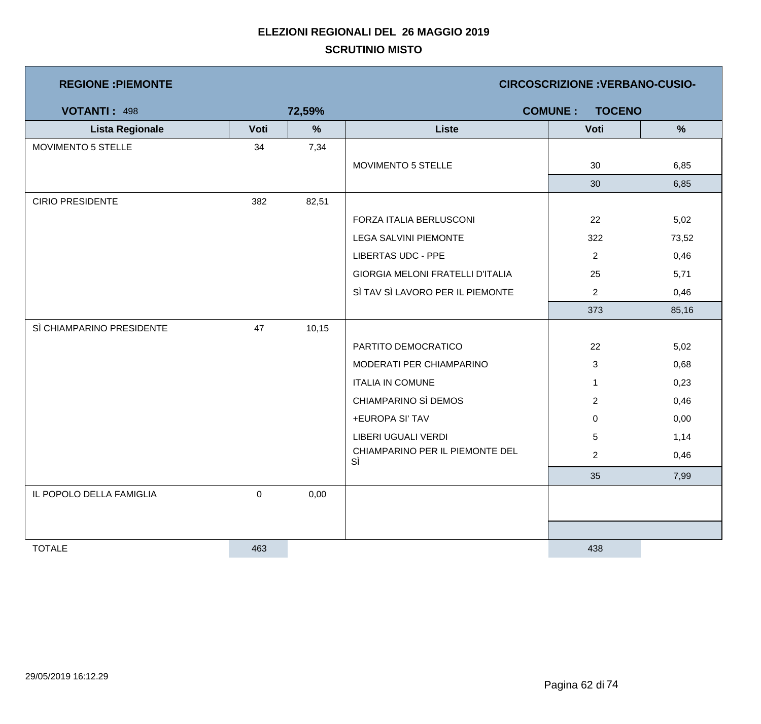# ELEZIONI REGIONALI DEL 26 MAGGIO 2019

## SCRUTINIO MISTO

**REGIONE :PIEMONTE** **CIRCOSCRIZIONE :VERBANO-CUSIO-**

**VOTANTI :** 498 **72,59%** **COMUNE : TOCENO**

| Lista Regionale | Voti | % | Liste | Voti | % |
|---|---|---|---|---|---|
| MOVIMENTO 5 STELLE | 34 | 7,34 | | | |
| | | | MOVIMENTO 5 STELLE | 30 | 6,85 |
| | | | | 30 | 6,85 |
| CIRIO PRESIDENTE | 382 | 82,51 | | | |
| | | | FORZA ITALIA BERLUSCONI | 22 | 5,02 |
| | | | LEGA SALVINI PIEMONTE | 322 | 73,52 |
| | | | LIBERTAS UDC - PPE | 2 | 0,46 |
| | | | GIORGIA MELONI FRATELLI D'ITALIA | 25 | 5,71 |
| | | | SÌ TAV SÌ LAVORO PER IL PIEMONTE | 2 | 0,46 |
| | | | | 373 | 85,16 |
| SÌ CHIAMPARINO PRESIDENTE | 47 | 10,15 | | | |
| | | | PARTITO DEMOCRATICO | 22 | 5,02 |
| | | | MODERATI PER CHIAMPARINO | 3 | 0,68 |
| | | | ITALIA IN COMUNE | 1 | 0,23 |
| | | | CHIAMPARINO SÌ DEMOS | 2 | 0,46 |
| | | | +EUROPA SI' TAV | 0 | 0,00 |
| | | | LIBERI UGUALI VERDI | 5 | 1,14 |
| | | | CHIAMPARINO PER IL PIEMONTE DEL SÌ | 2 | 0,46 |
| | | | | 35 | 7,99 |
| IL POPOLO DELLA FAMIGLIA | 0 | 0,00 | | | |
| TOTALE | 463 | | | 438 | |

29/05/2019 16:12.29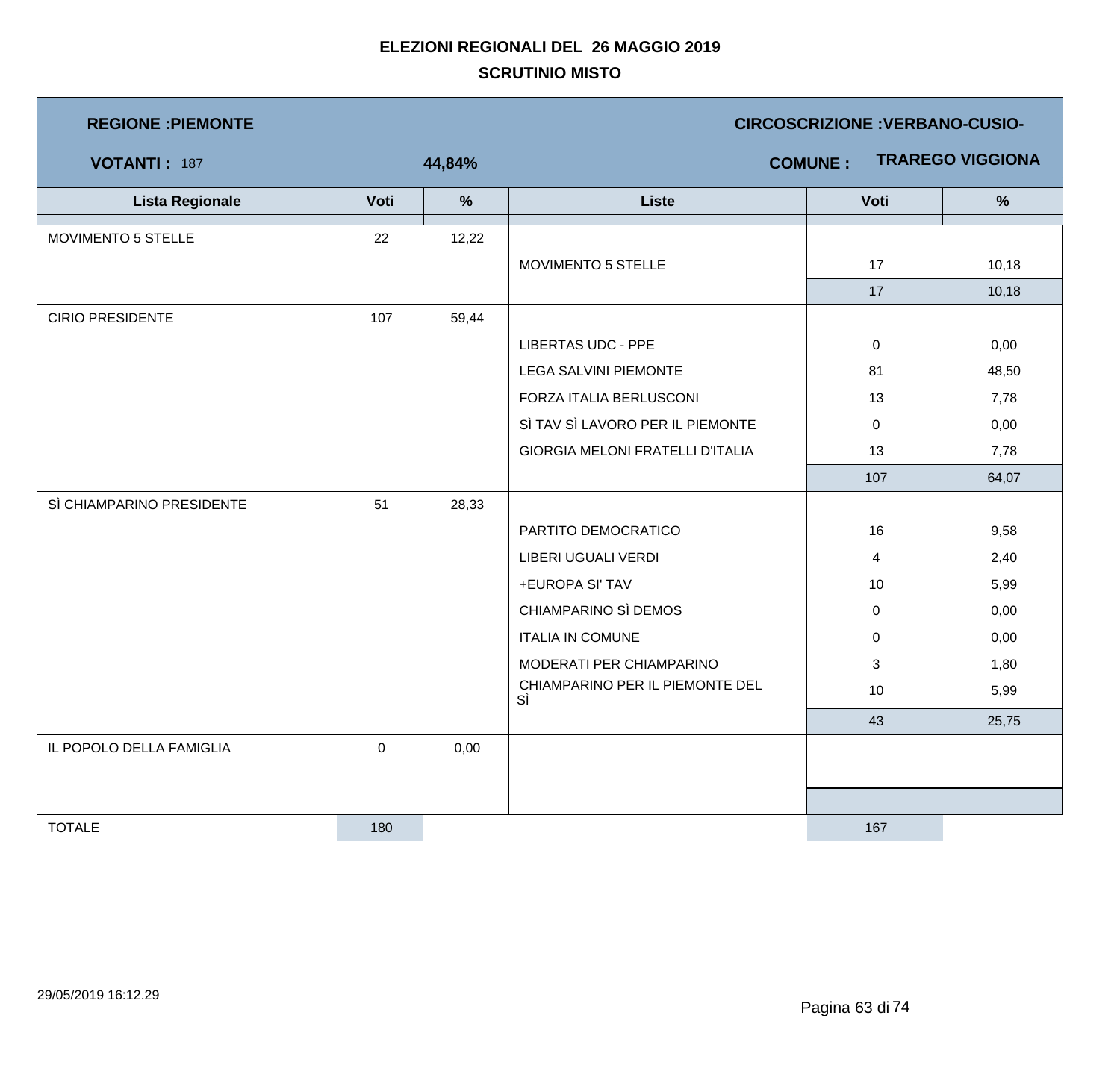**ELEZIONI REGIONALI DEL 26 MAGGIO 2019**

**SCRUTINIO MISTO**

**REGIONE :PIEMONTE** | **CIRCOSCRIZIONE :VERBANO-CUSIO-**

**VOTANTI :** 187 | **44,84%** | **COMUNE :** **TRAREGO VIGGIONA**

| Lista Regionale | Voti | % | Liste | Voti | % |
|---|---|---|---|---|---|
| MOVIMENTO 5 STELLE | 22 | 12,22 | | | |
| | | | MOVIMENTO 5 STELLE | 17 | 10,18 |
| | | | | 17 | 10,18 |
| CIRIO PRESIDENTE | 107 | 59,44 | | | |
| | | | LIBERTAS UDC - PPE | 0 | 0,00 |
| | | | LEGA SALVINI PIEMONTE | 81 | 48,50 |
| | | | FORZA ITALIA BERLUSCONI | 13 | 7,78 |
| | | | SÌ TAV SÌ LAVORO PER IL PIEMONTE | 0 | 0,00 |
| | | | GIORGIA MELONI FRATELLI D'ITALIA | 13 | 7,78 |
| | | | | 107 | 64,07 |
| SÌ CHIAMPARINO PRESIDENTE | 51 | 28,33 | | | |
| | | | PARTITO DEMOCRATICO | 16 | 9,58 |
| | | | LIBERI UGUALI VERDI | 4 | 2,40 |
| | | | +EUROPA SI' TAV | 10 | 5,99 |
| | | | CHIAMPARINO SÌ DEMOS | 0 | 0,00 |
| | | | ITALIA IN COMUNE | 0 | 0,00 |
| | | | MODERATI PER CHIAMPARINO | 3 | 1,80 |
| | | | CHIAMPARINO PER IL PIEMONTE DEL SÌ | 10 | 5,99 |
| | | | | 43 | 25,75 |
| IL POPOLO DELLA FAMIGLIA | 0 | 0,00 | | | |
| TOTALE | 180 | | | 167 | |

29/05/2019 16:12.29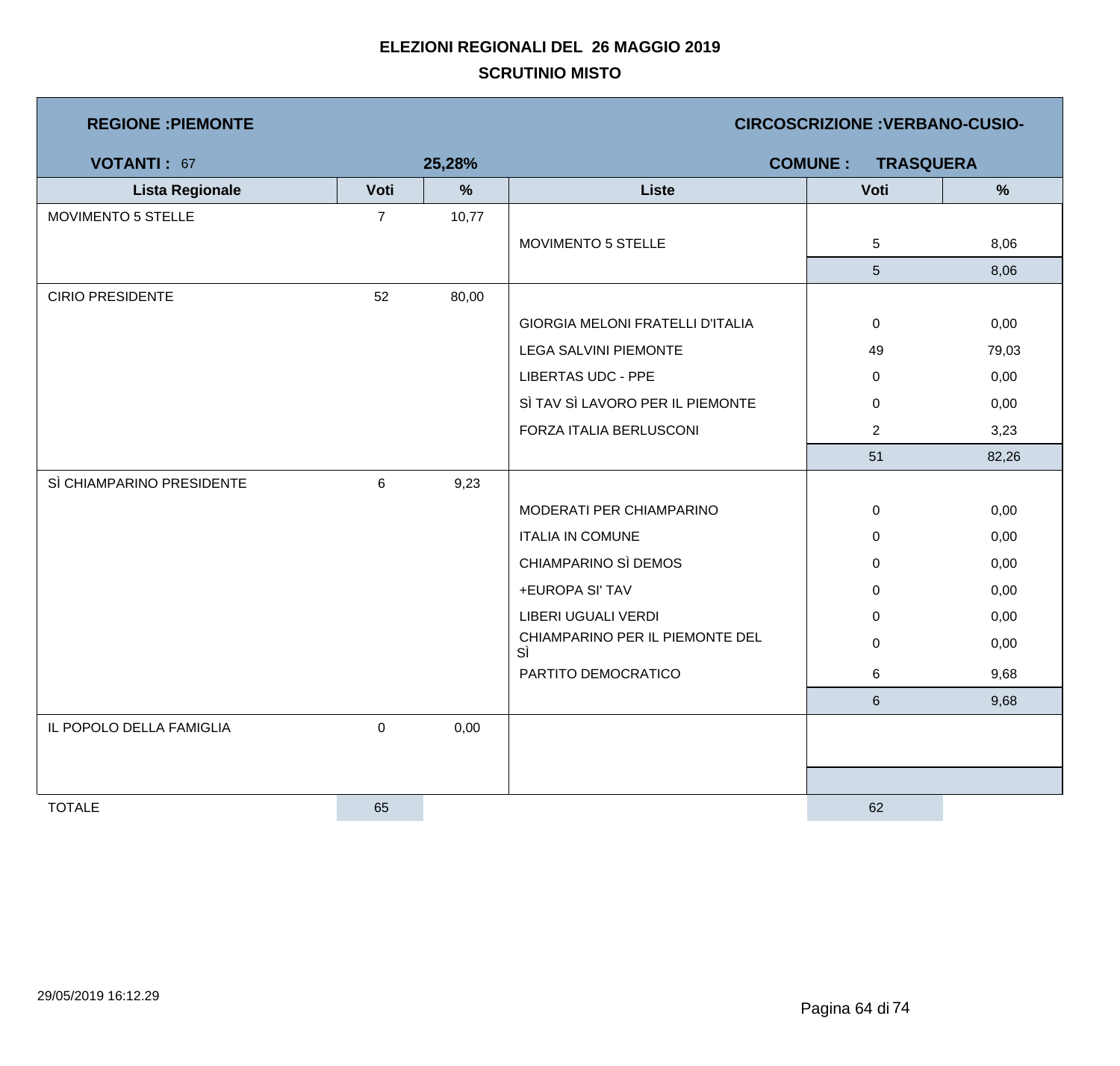# ELEZIONI REGIONALI DEL 26 MAGGIO 2019

## SCRUTINIO MISTO

**REGIONE :PIEMONTE** | **CIRCOSCRIZIONE :VERBANO-CUSIO-**

**VOTANTI :** 67 | **25,28%** | **COMUNE : TRASQUERA**

| Lista Regionale | Voti | % | Liste | Voti | % |
|---|---|---|---|---|---|
| MOVIMENTO 5 STELLE | 7 | 10,77 | | | |
| | | | MOVIMENTO 5 STELLE | 5 | 8,06 |
| | | | | 5 | 8,06 |
| CIRIO PRESIDENTE | 52 | 80,00 | | | |
| | | | GIORGIA MELONI FRATELLI D'ITALIA | 0 | 0,00 |
| | | | LEGA SALVINI PIEMONTE | 49 | 79,03 |
| | | | LIBERTAS UDC - PPE | 0 | 0,00 |
| | | | SÌ TAV SÌ LAVORO PER IL PIEMONTE | 0 | 0,00 |
| | | | FORZA ITALIA BERLUSCONI | 2 | 3,23 |
| | | | | 51 | 82,26 |
| SÌ CHIAMPARINO PRESIDENTE | 6 | 9,23 | | | |
| | | | MODERATI PER CHIAMPARINO | 0 | 0,00 |
| | | | ITALIA IN COMUNE | 0 | 0,00 |
| | | | CHIAMPARINO SÌ DEMOS | 0 | 0,00 |
| | | | +EUROPA SI' TAV | 0 | 0,00 |
| | | | LIBERI UGUALI VERDI | 0 | 0,00 |
| | | | CHIAMPARINO PER IL PIEMONTE DEL SÌ | 0 | 0,00 |
| | | | PARTITO DEMOCRATICO | 6 | 9,68 |
| | | | | 6 | 9,68 |
| IL POPOLO DELLA FAMIGLIA | 0 | 0,00 | | | |
| TOTALE | 65 | | | 62 | |

29/05/2019 16:12.29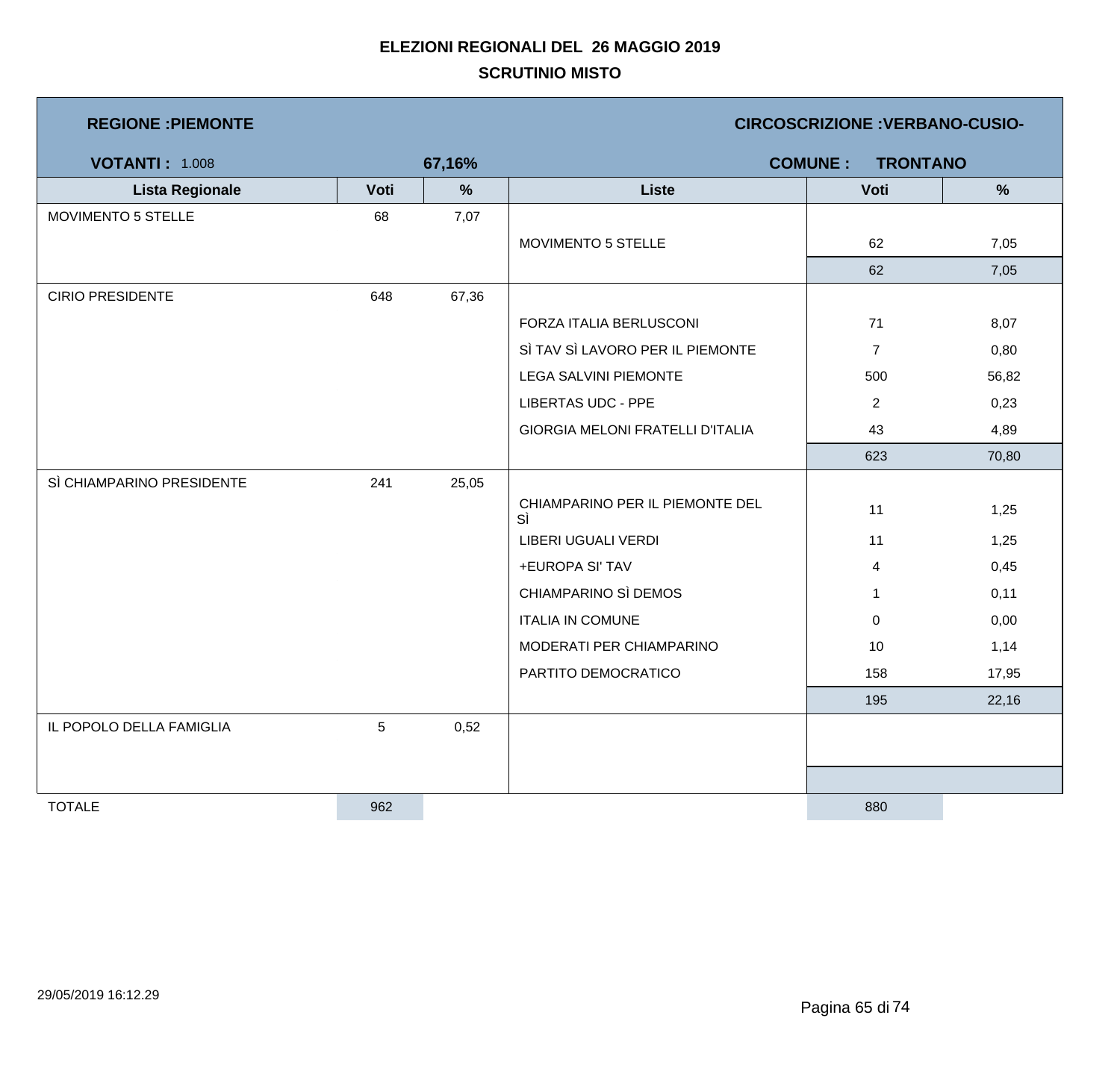# ELEZIONI REGIONALI DEL 26 MAGGIO 2019

## SCRUTINIO MISTO

**REGIONE :PIEMONTE** | **CIRCOSCRIZIONE :VERBANO-CUSIO-**

**VOTANTI :** 1.008 **67,16%** | **COMUNE : TRONTANO**

| Lista Regionale | Voti | % | Liste | Voti | % |
|---|---|---|---|---|---|
| MOVIMENTO 5 STELLE | 68 | 7,07 | | | |
| | | | MOVIMENTO 5 STELLE | 62 | 7,05 |
| | | | | 62 | 7,05 |
| CIRIO PRESIDENTE | 648 | 67,36 | | | |
| | | | FORZA ITALIA BERLUSCONI | 71 | 8,07 |
| | | | SÌ TAV SÌ LAVORO PER IL PIEMONTE | 7 | 0,80 |
| | | | LEGA SALVINI PIEMONTE | 500 | 56,82 |
| | | | LIBERTAS UDC - PPE | 2 | 0,23 |
| | | | GIORGIA MELONI FRATELLI D'ITALIA | 43 | 4,89 |
| | | | | 623 | 70,80 |
| SÌ CHIAMPARINO PRESIDENTE | 241 | 25,05 | | | |
| | | | CHIAMPARINO PER IL PIEMONTE DEL SÌ | 11 | 1,25 |
| | | | LIBERI UGUALI VERDI | 11 | 1,25 |
| | | | +EUROPA SI' TAV | 4 | 0,45 |
| | | | CHIAMPARINO SÌ DEMOS | 1 | 0,11 |
| | | | ITALIA IN COMUNE | 0 | 0,00 |
| | | | MODERATI PER CHIAMPARINO | 10 | 1,14 |
| | | | PARTITO DEMOCRATICO | 158 | 17,95 |
| | | | | 195 | 22,16 |
| IL POPOLO DELLA FAMIGLIA | 5 | 0,52 | | | |
| TOTALE | 962 | | | 880 | |

29/05/2019 16:12.29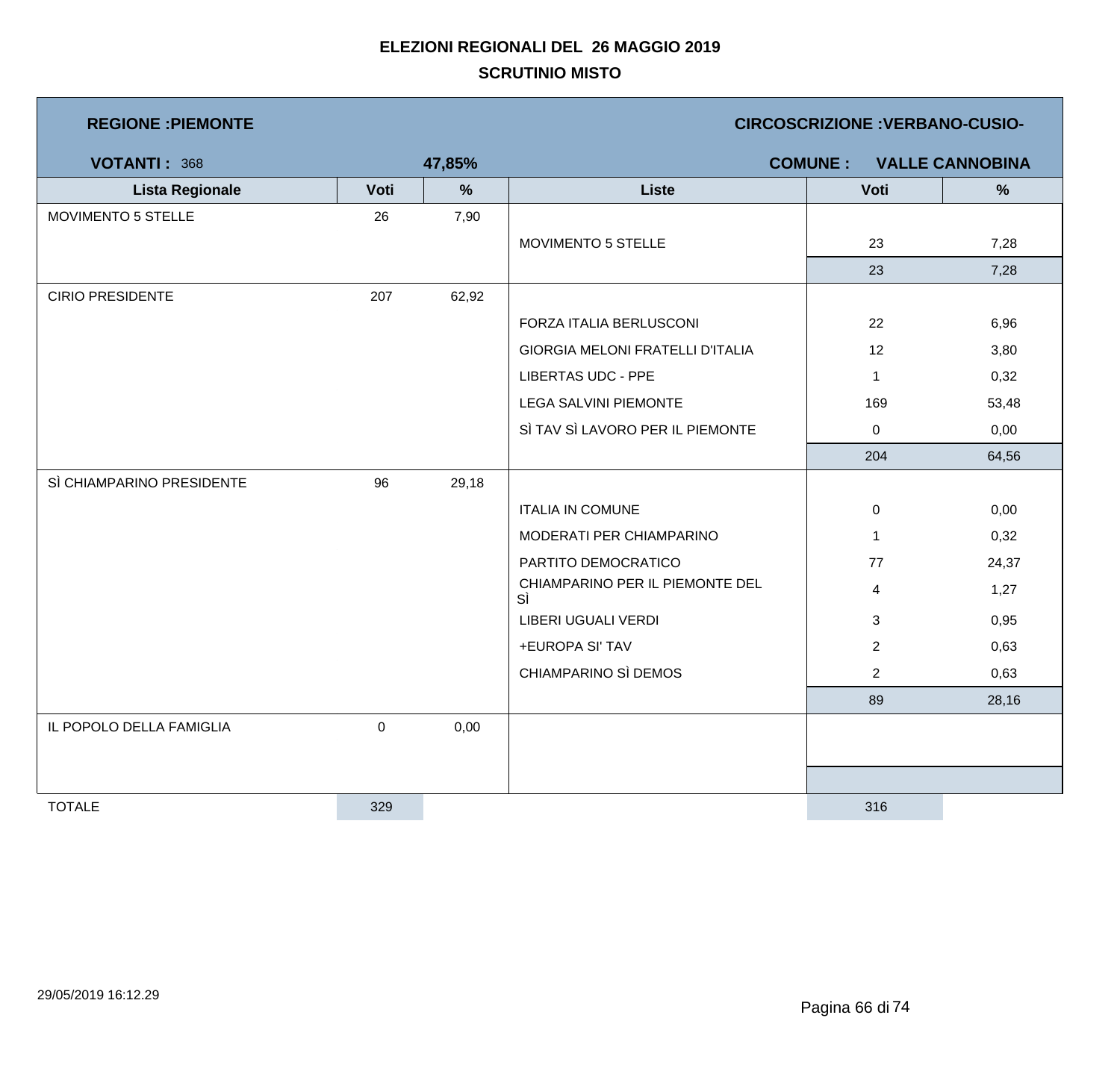**ELEZIONI REGIONALI DEL 26 MAGGIO 2019**

**SCRUTINIO MISTO**

**REGIONE :PIEMONTE** | **CIRCOSCRIZIONE :VERBANO-CUSIO-**

**VOTANTI :** 368 | **47,85%** | **COMUNE : VALLE CANNOBINA**

| Lista Regionale | Voti | % | Liste | Voti | % |
|---|---|---|---|---|---|
| MOVIMENTO 5 STELLE | 26 | 7,90 | | | |
| | | | MOVIMENTO 5 STELLE | 23 | 7,28 |
| | | | | 23 | 7,28 |
| CIRIO PRESIDENTE | 207 | 62,92 | | | |
| | | | FORZA ITALIA BERLUSCONI | 22 | 6,96 |
| | | | GIORGIA MELONI FRATELLI D'ITALIA | 12 | 3,80 |
| | | | LIBERTAS UDC - PPE | 1 | 0,32 |
| | | | LEGA SALVINI PIEMONTE | 169 | 53,48 |
| | | | SÌ TAV SÌ LAVORO PER IL PIEMONTE | 0 | 0,00 |
| | | | | 204 | 64,56 |
| SÌ CHIAMPARINO PRESIDENTE | 96 | 29,18 | | | |
| | | | ITALIA IN COMUNE | 0 | 0,00 |
| | | | MODERATI PER CHIAMPARINO | 1 | 0,32 |
| | | | PARTITO DEMOCRATICO | 77 | 24,37 |
| | | | CHIAMPARINO PER IL PIEMONTE DEL SÌ | 4 | 1,27 |
| | | | LIBERI UGUALI VERDI | 3 | 0,95 |
| | | | +EUROPA SI' TAV | 2 | 0,63 |
| | | | CHIAMPARINO SÌ DEMOS | 2 | 0,63 |
| | | | | 89 | 28,16 |
| IL POPOLO DELLA FAMIGLIA | 0 | 0,00 | | | |
| TOTALE | 329 | | | 316 | |

29/05/2019 16:12.29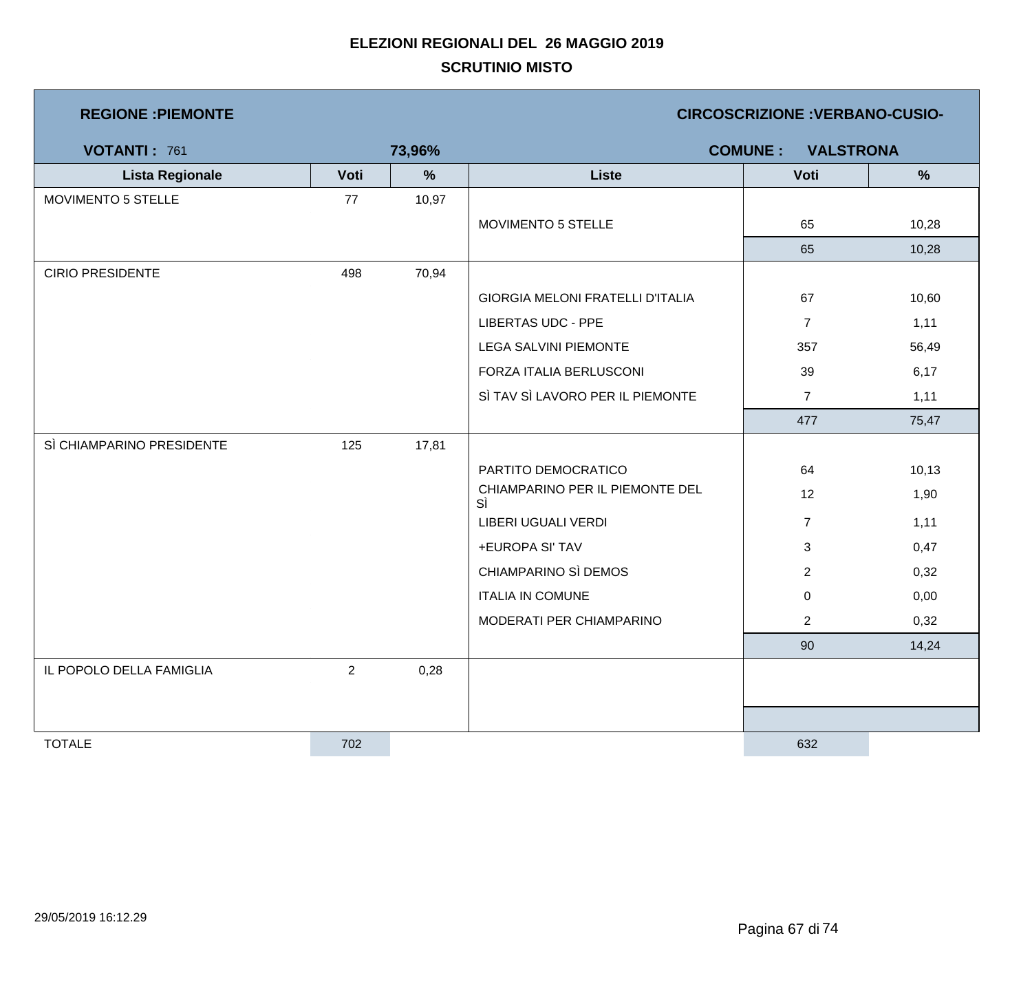# ELEZIONI REGIONALI DEL 26 MAGGIO 2019

## SCRUTINIO MISTO

**REGIONE :PIEMONTE** | **CIRCOSCRIZIONE :VERBANO-CUSIO-**

**VOTANTI :** 761 | **73,96%** | **COMUNE : VALSTRONA**

| Lista Regionale | Voti | % | Liste | Voti | % |
|---|---|---|---|---|---|
| MOVIMENTO 5 STELLE | 77 | 10,97 | | | |
| | | | MOVIMENTO 5 STELLE | 65 | 10,28 |
| | | | | 65 | 10,28 |
| CIRIO PRESIDENTE | 498 | 70,94 | | | |
| | | | GIORGIA MELONI FRATELLI D'ITALIA | 67 | 10,60 |
| | | | LIBERTAS UDC - PPE | 7 | 1,11 |
| | | | LEGA SALVINI PIEMONTE | 357 | 56,49 |
| | | | FORZA ITALIA BERLUSCONI | 39 | 6,17 |
| | | | SÌ TAV SÌ LAVORO PER IL PIEMONTE | 7 | 1,11 |
| | | | | 477 | 75,47 |
| SÌ CHIAMPARINO PRESIDENTE | 125 | 17,81 | | | |
| | | | PARTITO DEMOCRATICO | 64 | 10,13 |
| | | | CHIAMPARINO PER IL PIEMONTE DEL SÌ | 12 | 1,90 |
| | | | LIBERI UGUALI VERDI | 7 | 1,11 |
| | | | +EUROPA SI' TAV | 3 | 0,47 |
| | | | CHIAMPARINO SÌ DEMOS | 2 | 0,32 |
| | | | ITALIA IN COMUNE | 0 | 0,00 |
| | | | MODERATI PER CHIAMPARINO | 2 | 0,32 |
| | | | | 90 | 14,24 |
| IL POPOLO DELLA FAMIGLIA | 2 | 0,28 | | | |
| TOTALE | 702 | | | 632 | |

29/05/2019 16:12.29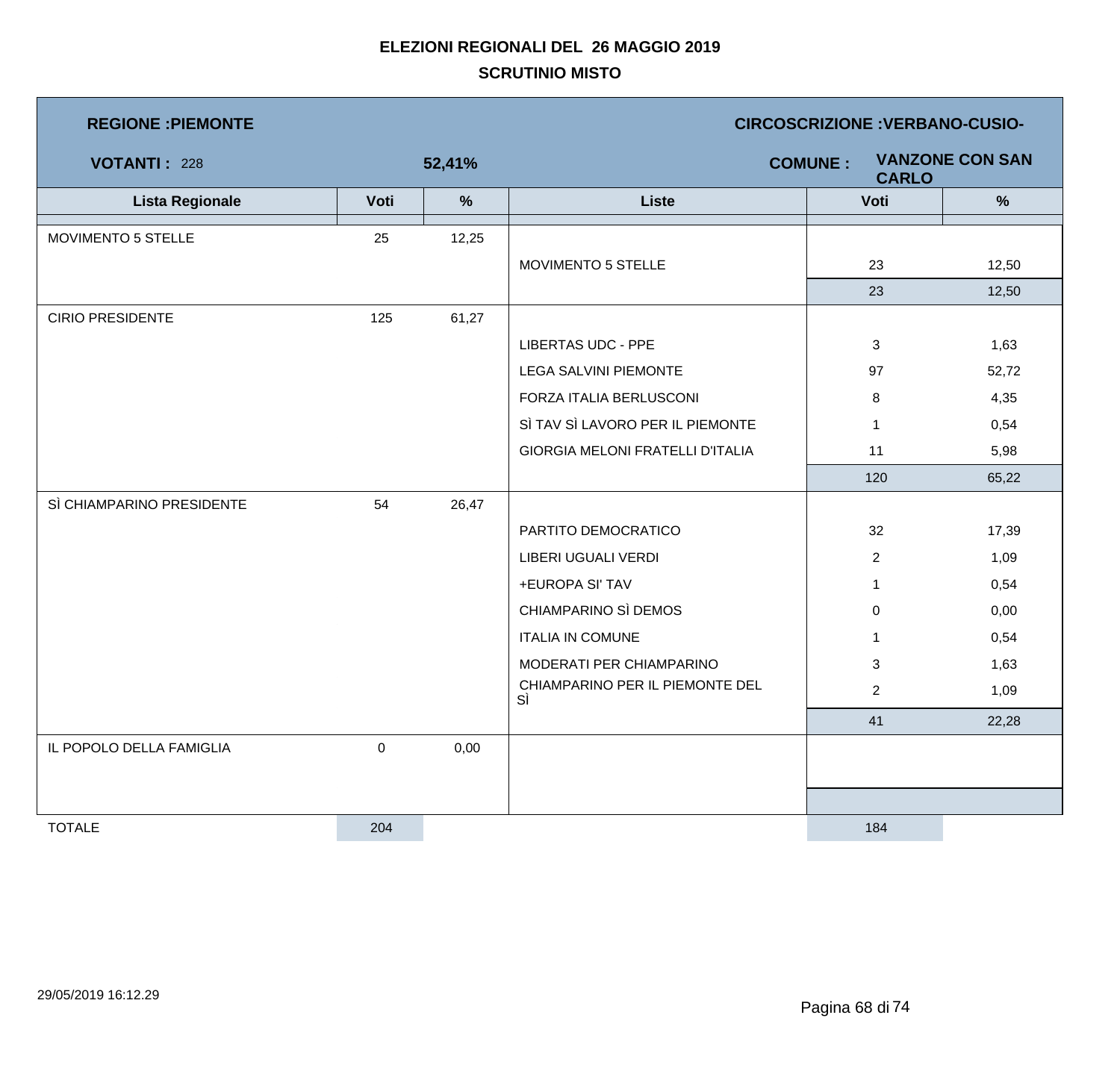# ELEZIONI REGIONALI DEL 26 MAGGIO 2019

## SCRUTINIO MISTO

**REGIONE :PIEMONTE** **CIRCOSCRIZIONE :VERBANO-CUSIO-**

**VOTANTI :** 228 **52,41%** **COMUNE :** **VANZONE CON SAN CARLO**

| Lista Regionale | Voti | % | Liste | Voti | % |
|---|---|---|---|---|---|
| MOVIMENTO 5 STELLE | 25 | 12,25 | | | |
| | | | MOVIMENTO 5 STELLE | 23 | 12,50 |
| | | | | 23 | 12,50 |
| CIRIO PRESIDENTE | 125 | 61,27 | | | |
| | | | LIBERTAS UDC - PPE | 3 | 1,63 |
| | | | LEGA SALVINI PIEMONTE | 97 | 52,72 |
| | | | FORZA ITALIA BERLUSCONI | 8 | 4,35 |
| | | | SÌ TAV SÌ LAVORO PER IL PIEMONTE | 1 | 0,54 |
| | | | GIORGIA MELONI FRATELLI D'ITALIA | 11 | 5,98 |
| | | | | 120 | 65,22 |
| SÌ CHIAMPARINO PRESIDENTE | 54 | 26,47 | | | |
| | | | PARTITO DEMOCRATICO | 32 | 17,39 |
| | | | LIBERI UGUALI VERDI | 2 | 1,09 |
| | | | +EUROPA SI' TAV | 1 | 0,54 |
| | | | CHIAMPARINO SÌ DEMOS | 0 | 0,00 |
| | | | ITALIA IN COMUNE | 1 | 0,54 |
| | | | MODERATI PER CHIAMPARINO | 3 | 1,63 |
| | | | CHIAMPARINO PER IL PIEMONTE DEL SÌ | 2 | 1,09 |
| | | | | 41 | 22,28 |
| IL POPOLO DELLA FAMIGLIA | 0 | 0,00 | | | |
| TOTALE | 204 | | | 184 | |

29/05/2019 16:12.29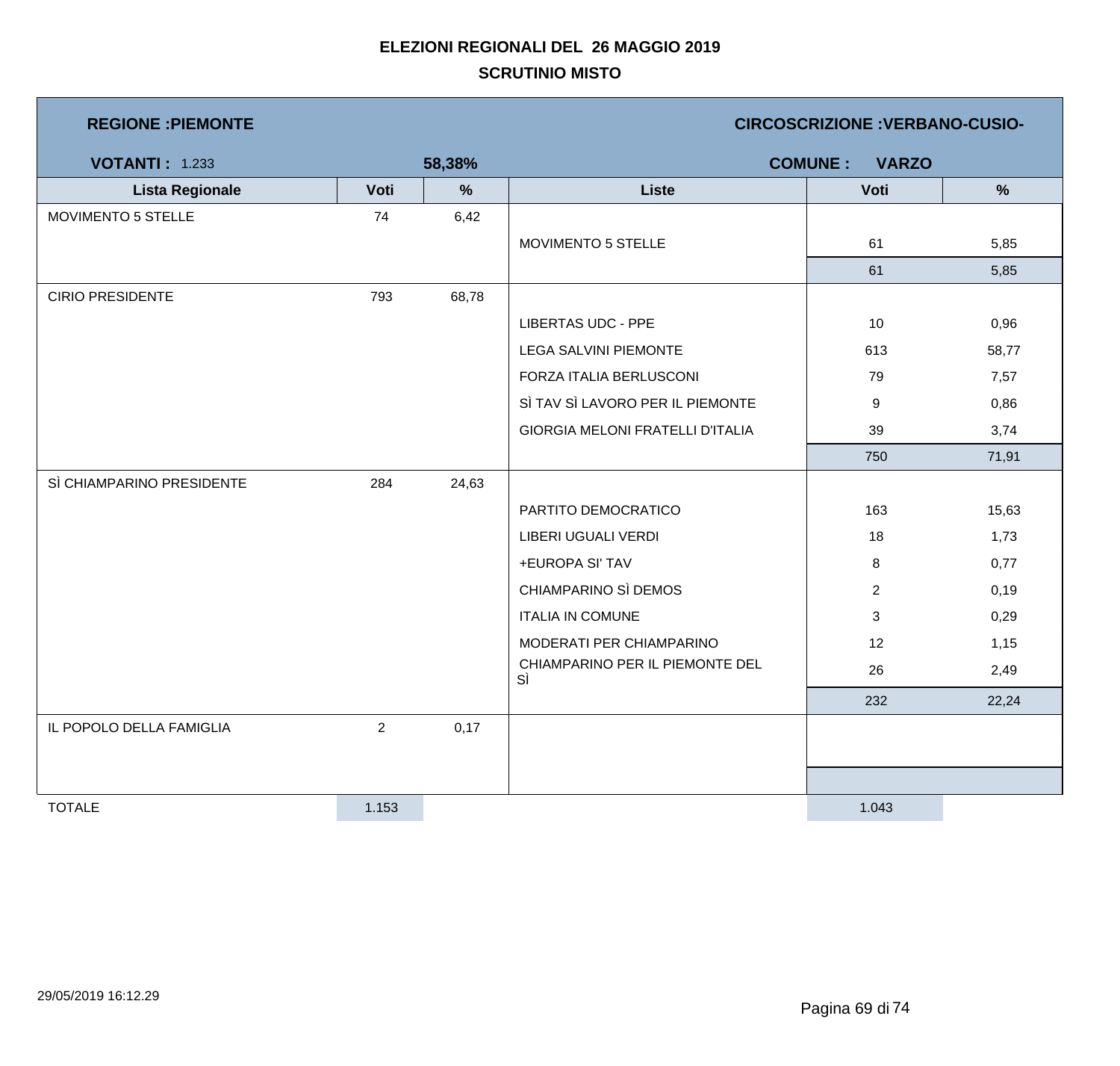# ELEZIONI REGIONALI DEL 26 MAGGIO 2019

## SCRUTINIO MISTO

**REGIONE :PIEMONTE** | **CIRCOSCRIZIONE :VERBANO-CUSIO-**

**VOTANTI :** 1.233 | **58,38%** | **COMUNE : VARZO**

| Lista Regionale | Voti | % | Liste | Voti | % |
|---|---|---|---|---|---|
| MOVIMENTO 5 STELLE | 74 | 6,42 | | | |
| | | | MOVIMENTO 5 STELLE | 61 | 5,85 |
| | | | | 61 | 5,85 |
| CIRIO PRESIDENTE | 793 | 68,78 | | | |
| | | | LIBERTAS UDC - PPE | 10 | 0,96 |
| | | | LEGA SALVINI PIEMONTE | 613 | 58,77 |
| | | | FORZA ITALIA BERLUSCONI | 79 | 7,57 |
| | | | SÌ TAV SÌ LAVORO PER IL PIEMONTE | 9 | 0,86 |
| | | | GIORGIA MELONI FRATELLI D'ITALIA | 39 | 3,74 |
| | | | | 750 | 71,91 |
| SÌ CHIAMPARINO PRESIDENTE | 284 | 24,63 | | | |
| | | | PARTITO DEMOCRATICO | 163 | 15,63 |
| | | | LIBERI UGUALI VERDI | 18 | 1,73 |
| | | | +EUROPA SI' TAV | 8 | 0,77 |
| | | | CHIAMPARINO SÌ DEMOS | 2 | 0,19 |
| | | | ITALIA IN COMUNE | 3 | 0,29 |
| | | | MODERATI PER CHIAMPARINO | 12 | 1,15 |
| | | | CHIAMPARINO PER IL PIEMONTE DEL SÌ | 26 | 2,49 |
| | | | | 232 | 22,24 |
| IL POPOLO DELLA FAMIGLIA | 2 | 0,17 | | | |
| TOTALE | 1.153 | | | 1.043 | |

29/05/2019 16:12.29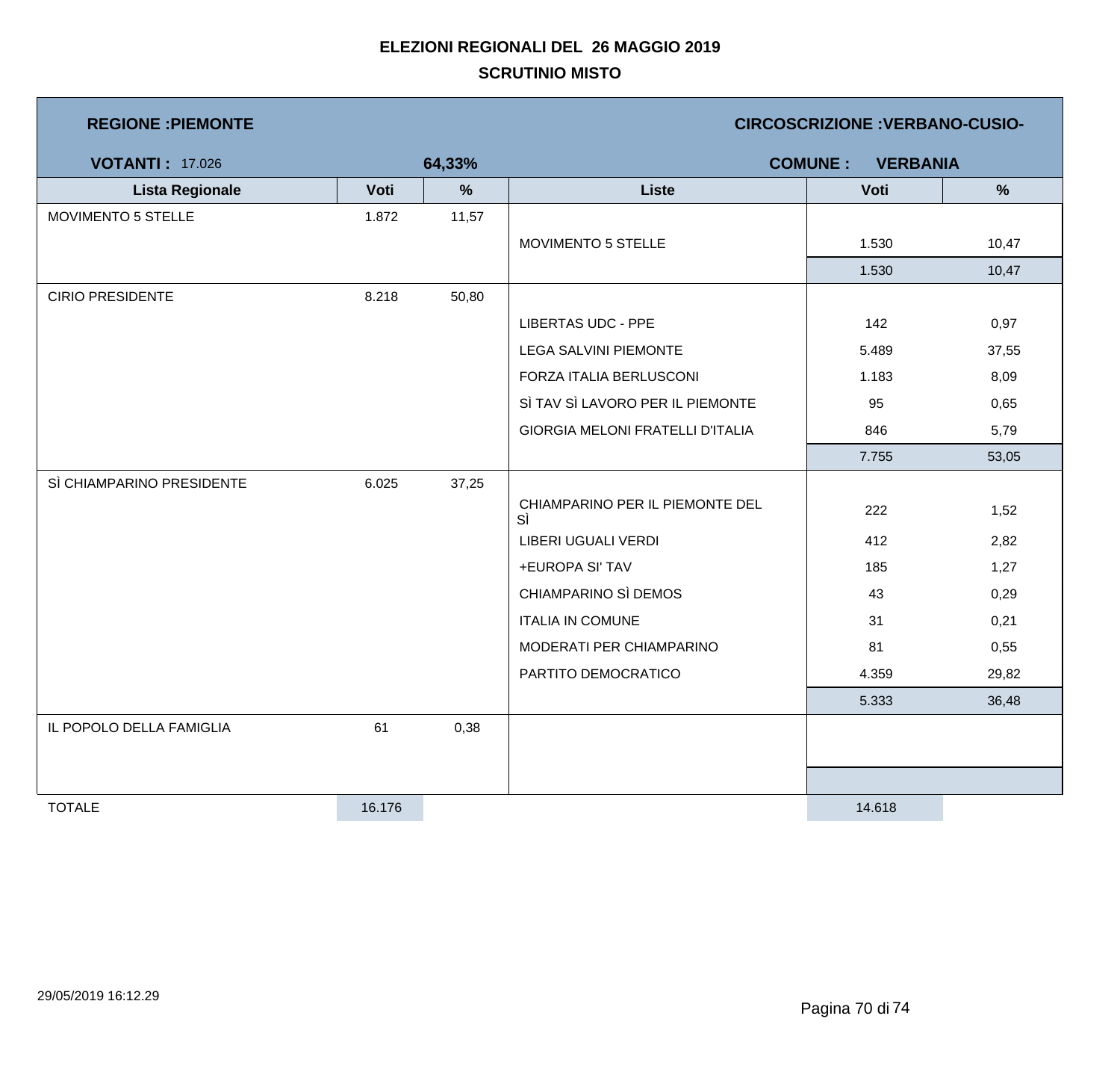# ELEZIONI REGIONALI DEL 26 MAGGIO 2019

## SCRUTINIO MISTO

**REGIONE :PIEMONTE** **CIRCOSCRIZIONE :VERBANO-CUSIO-**

**VOTANTI :** 17.026 **64,33%** **COMUNE : VERBANIA**

| Lista Regionale | Voti | % | Liste | Voti | % |
|---|---|---|---|---|---|
| MOVIMENTO 5 STELLE | 1.872 | 11,57 | | | |
| | | | MOVIMENTO 5 STELLE | 1.530 | 10,47 |
| | | | | 1.530 | 10,47 |
| CIRIO PRESIDENTE | 8.218 | 50,80 | | | |
| | | | LIBERTAS UDC - PPE | 142 | 0,97 |
| | | | LEGA SALVINI PIEMONTE | 5.489 | 37,55 |
| | | | FORZA ITALIA BERLUSCONI | 1.183 | 8,09 |
| | | | SÌ TAV SÌ LAVORO PER IL PIEMONTE | 95 | 0,65 |
| | | | GIORGIA MELONI FRATELLI D'ITALIA | 846 | 5,79 |
| | | | | 7.755 | 53,05 |
| SÌ CHIAMPARINO PRESIDENTE | 6.025 | 37,25 | | | |
| | | | CHIAMPARINO PER IL PIEMONTE DEL SÌ | 222 | 1,52 |
| | | | LIBERI UGUALI VERDI | 412 | 2,82 |
| | | | +EUROPA SI' TAV | 185 | 1,27 |
| | | | CHIAMPARINO SÌ DEMOS | 43 | 0,29 |
| | | | ITALIA IN COMUNE | 31 | 0,21 |
| | | | MODERATI PER CHIAMPARINO | 81 | 0,55 |
| | | | PARTITO DEMOCRATICO | 4.359 | 29,82 |
| | | | | 5.333 | 36,48 |
| IL POPOLO DELLA FAMIGLIA | 61 | 0,38 | | | |
| TOTALE | 16.176 | | | 14.618 | |

29/05/2019 16:12.29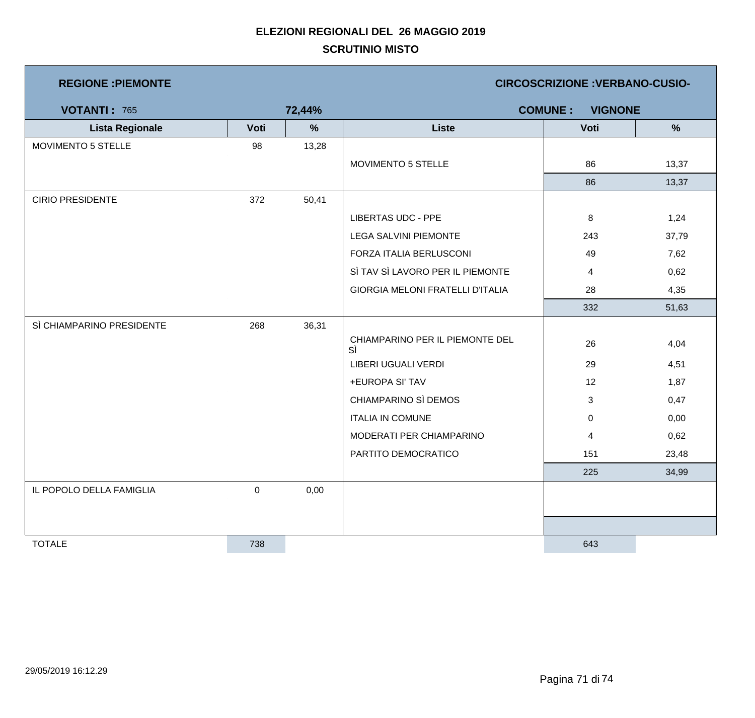# ELEZIONI REGIONALI DEL 26 MAGGIO 2019

## SCRUTINIO MISTO

**REGIONE :PIEMONTE** — **CIRCOSCRIZIONE :VERBANO-CUSIO-**

**VOTANTI :** 765 — **72,44%** — **COMUNE : VIGNONE**

| Lista Regionale | Voti | % | Liste | Voti | % |
|---|---|---|---|---|---|
| MOVIMENTO 5 STELLE | 98 | 13,28 | | | |
| | | | MOVIMENTO 5 STELLE | 86 | 13,37 |
| | | | | 86 | 13,37 |
| CIRIO PRESIDENTE | 372 | 50,41 | | | |
| | | | LIBERTAS UDC - PPE | 8 | 1,24 |
| | | | LEGA SALVINI PIEMONTE | 243 | 37,79 |
| | | | FORZA ITALIA BERLUSCONI | 49 | 7,62 |
| | | | SÌ TAV SÌ LAVORO PER IL PIEMONTE | 4 | 0,62 |
| | | | GIORGIA MELONI FRATELLI D'ITALIA | 28 | 4,35 |
| | | | | 332 | 51,63 |
| SÌ CHIAMPARINO PRESIDENTE | 268 | 36,31 | | | |
| | | | CHIAMPARINO PER IL PIEMONTE DEL SÌ | 26 | 4,04 |
| | | | LIBERI UGUALI VERDI | 29 | 4,51 |
| | | | +EUROPA SI' TAV | 12 | 1,87 |
| | | | CHIAMPARINO SÌ DEMOS | 3 | 0,47 |
| | | | ITALIA IN COMUNE | 0 | 0,00 |
| | | | MODERATI PER CHIAMPARINO | 4 | 0,62 |
| | | | PARTITO DEMOCRATICO | 151 | 23,48 |
| | | | | 225 | 34,99 |
| IL POPOLO DELLA FAMIGLIA | 0 | 0,00 | | | |
| TOTALE | 738 | | | 643 | |

29/05/2019 16:12.29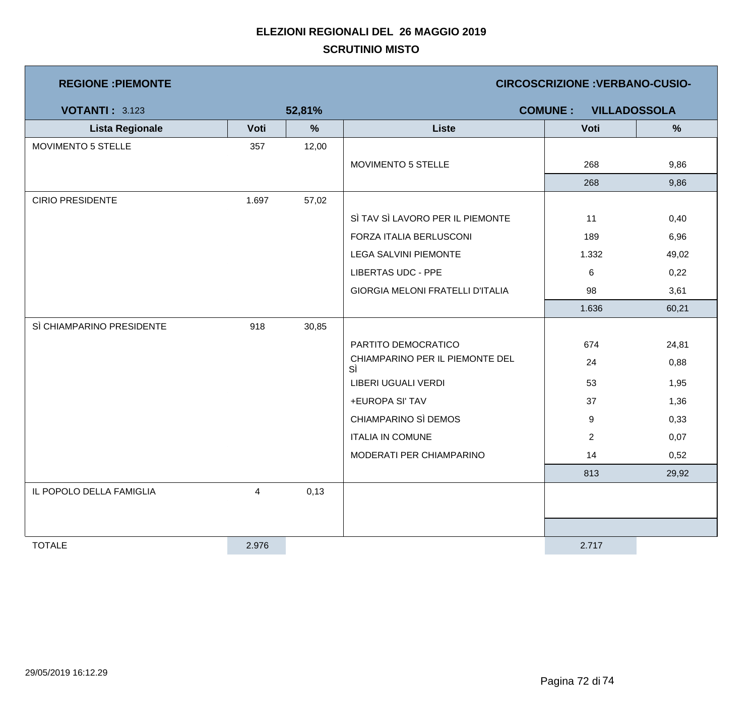**ELEZIONI REGIONALI DEL 26 MAGGIO 2019**

**SCRUTINIO MISTO**

| **REGIONE :PIEMONTE** | | | | **CIRCOSCRIZIONE :VERBANO-CUSIO-** | |
|---|---|---|---|---|---|
| **VOTANTI :** 3.123 | | **52,81%** | | **COMUNE : VILLADOSSOLA** | |
| **Lista Regionale** | **Voti** | **%** | **Liste** | **Voti** | **%** |
| MOVIMENTO 5 STELLE | 357 | 12,00 | | | |
| | | | MOVIMENTO 5 STELLE | 268 | 9,86 |
| | | | | 268 | 9,86 |
| CIRIO PRESIDENTE | 1.697 | 57,02 | | | |
| | | | SÌ TAV SÌ LAVORO PER IL PIEMONTE | 11 | 0,40 |
| | | | FORZA ITALIA BERLUSCONI | 189 | 6,96 |
| | | | LEGA SALVINI PIEMONTE | 1.332 | 49,02 |
| | | | LIBERTAS UDC - PPE | 6 | 0,22 |
| | | | GIORGIA MELONI FRATELLI D'ITALIA | 98 | 3,61 |
| | | | | 1.636 | 60,21 |
| SÌ CHIAMPARINO PRESIDENTE | 918 | 30,85 | | | |
| | | | PARTITO DEMOCRATICO | 674 | 24,81 |
| | | | CHIAMPARINO PER IL PIEMONTE DEL SÌ | 24 | 0,88 |
| | | | LIBERI UGUALI VERDI | 53 | 1,95 |
| | | | +EUROPA SI' TAV | 37 | 1,36 |
| | | | CHIAMPARINO SÌ DEMOS | 9 | 0,33 |
| | | | ITALIA IN COMUNE | 2 | 0,07 |
| | | | MODERATI PER CHIAMPARINO | 14 | 0,52 |
| | | | | 813 | 29,92 |
| IL POPOLO DELLA FAMIGLIA | 4 | 0,13 | | | |
| TOTALE | 2.976 | | | 2.717 | |

29/05/2019 16:12.29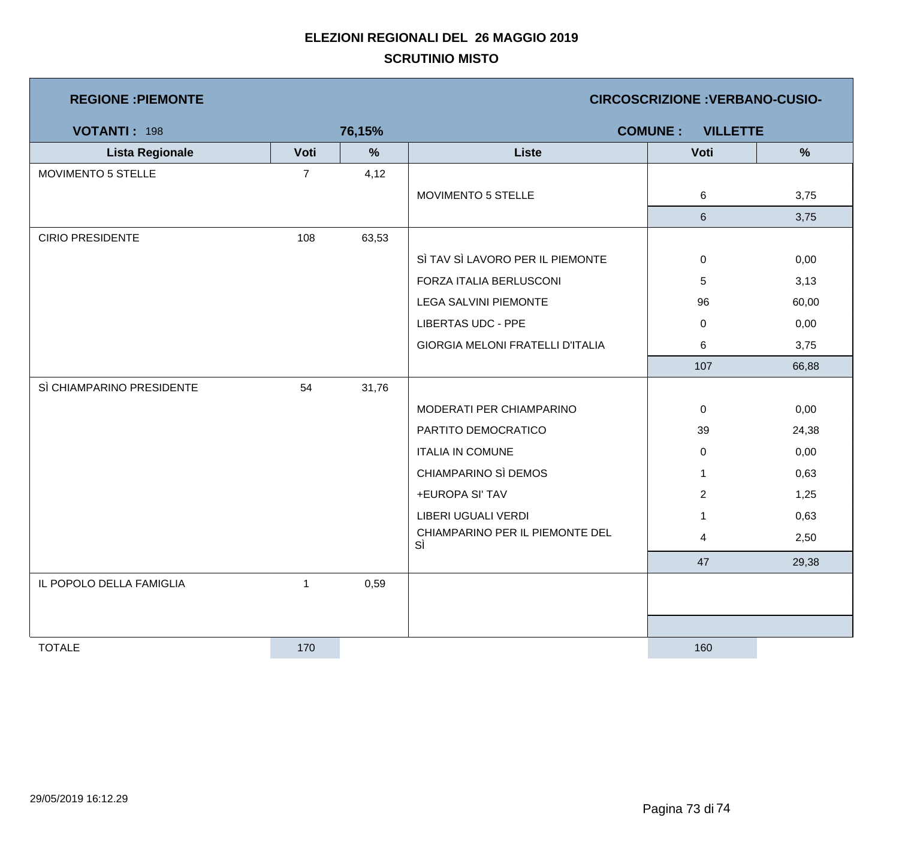**ELEZIONI REGIONALI DEL 26 MAGGIO 2019**

**SCRUTINIO MISTO**

**REGIONE :PIEMONTE** | **CIRCOSCRIZIONE :VERBANO-CUSIO-**

**VOTANTI :** 198 | **76,15%** | **COMUNE : VILLETTE**

| Lista Regionale | Voti | % | Liste | Voti | % |
|---|---|---|---|---|---|
| MOVIMENTO 5 STELLE | 7 | 4,12 | | | |
| | | | MOVIMENTO 5 STELLE | 6 | 3,75 |
| | | | | 6 | 3,75 |
| CIRIO PRESIDENTE | 108 | 63,53 | | | |
| | | | SÌ TAV SÌ LAVORO PER IL PIEMONTE | 0 | 0,00 |
| | | | FORZA ITALIA BERLUSCONI | 5 | 3,13 |
| | | | LEGA SALVINI PIEMONTE | 96 | 60,00 |
| | | | LIBERTAS UDC - PPE | 0 | 0,00 |
| | | | GIORGIA MELONI FRATELLI D'ITALIA | 6 | 3,75 |
| | | | | 107 | 66,88 |
| SÌ CHIAMPARINO PRESIDENTE | 54 | 31,76 | | | |
| | | | MODERATI PER CHIAMPARINO | 0 | 0,00 |
| | | | PARTITO DEMOCRATICO | 39 | 24,38 |
| | | | ITALIA IN COMUNE | 0 | 0,00 |
| | | | CHIAMPARINO SÌ DEMOS | 1 | 0,63 |
| | | | +EUROPA SI' TAV | 2 | 1,25 |
| | | | LIBERI UGUALI VERDI | 1 | 0,63 |
| | | | CHIAMPARINO PER IL PIEMONTE DEL SÌ | 4 | 2,50 |
| | | | | 47 | 29,38 |
| IL POPOLO DELLA FAMIGLIA | 1 | 0,59 | | | |
| TOTALE | 170 | | | 160 | |

29/05/2019 16:12.29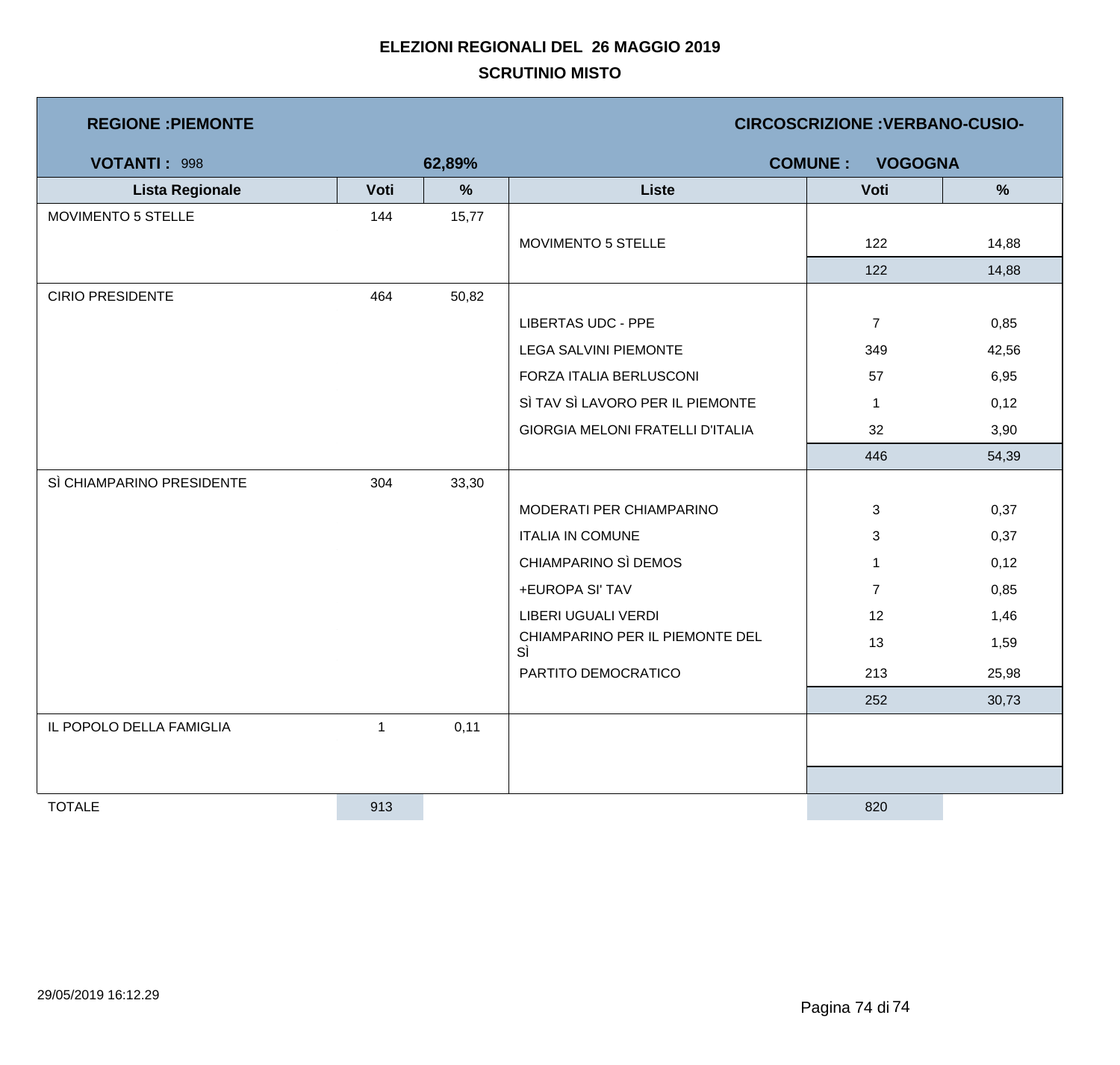# ELEZIONI REGIONALI DEL 26 MAGGIO 2019

## SCRUTINIO MISTO

**REGIONE :PIEMONTE** | **CIRCOSCRIZIONE :VERBANO-CUSIO-**

**VOTANTI :** 998 | **62,89%** | **COMUNE : VOGOGNA**

| Lista Regionale | Voti | % | Liste | Voti | % |
|---|---|---|---|---|---|
| MOVIMENTO 5 STELLE | 144 | 15,77 | | | |
| | | | MOVIMENTO 5 STELLE | 122 | 14,88 |
| | | | | 122 | 14,88 |
| CIRIO PRESIDENTE | 464 | 50,82 | | | |
| | | | LIBERTAS UDC - PPE | 7 | 0,85 |
| | | | LEGA SALVINI PIEMONTE | 349 | 42,56 |
| | | | FORZA ITALIA BERLUSCONI | 57 | 6,95 |
| | | | SÌ TAV SÌ LAVORO PER IL PIEMONTE | 1 | 0,12 |
| | | | GIORGIA MELONI FRATELLI D'ITALIA | 32 | 3,90 |
| | | | | 446 | 54,39 |
| SÌ CHIAMPARINO PRESIDENTE | 304 | 33,30 | | | |
| | | | MODERATI PER CHIAMPARINO | 3 | 0,37 |
| | | | ITALIA IN COMUNE | 3 | 0,37 |
| | | | CHIAMPARINO SÌ DEMOS | 1 | 0,12 |
| | | | +EUROPA SI' TAV | 7 | 0,85 |
| | | | LIBERI UGUALI VERDI | 12 | 1,46 |
| | | | CHIAMPARINO PER IL PIEMONTE DEL SÌ | 13 | 1,59 |
| | | | PARTITO DEMOCRATICO | 213 | 25,98 |
| | | | | 252 | 30,73 |
| IL POPOLO DELLA FAMIGLIA | 1 | 0,11 | | | |
| TOTALE | 913 | | | 820 | |

29/05/2019 16:12.29